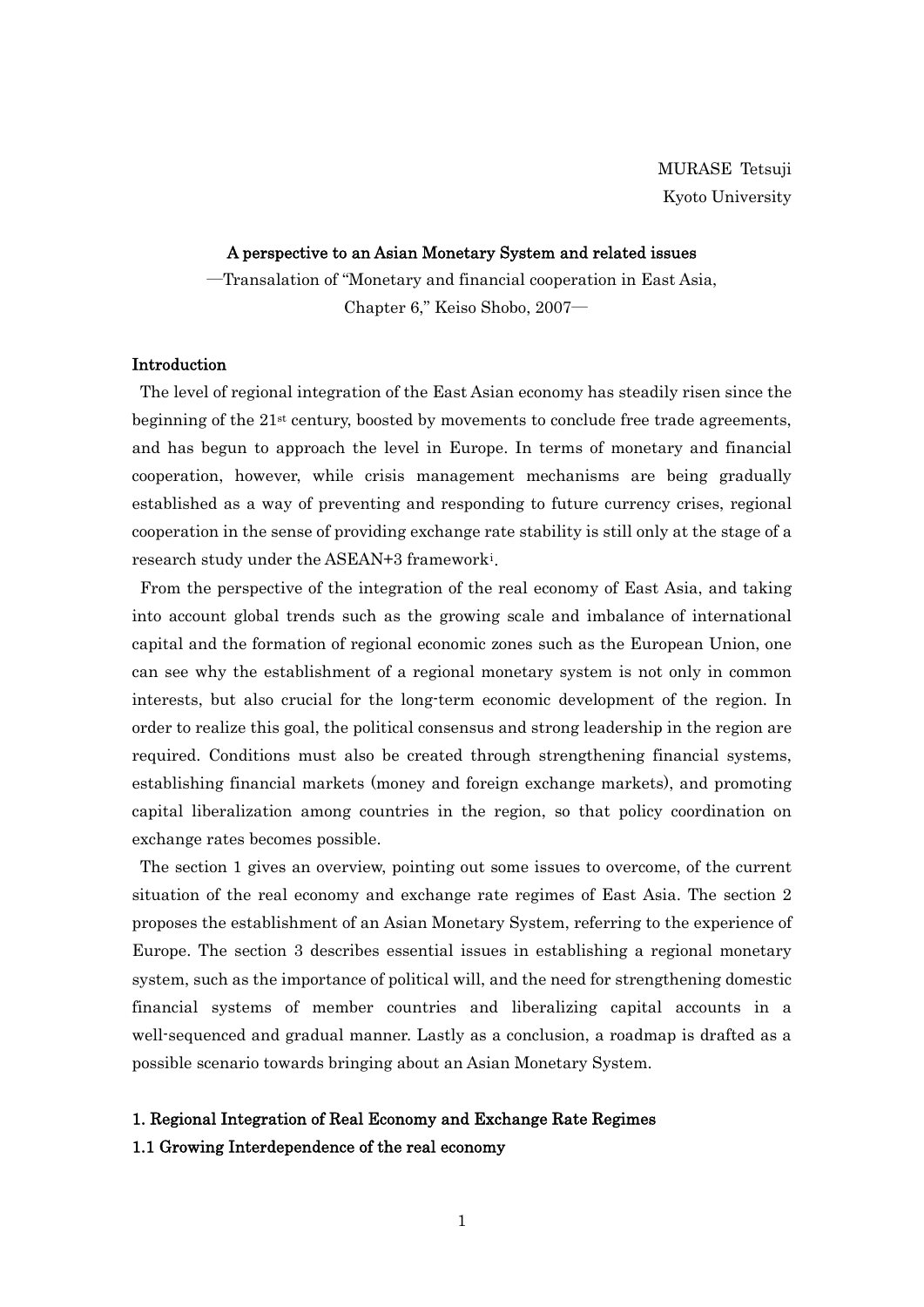MURASE Tetsuji
Kyoto University

# A perspective to an Asian Monetary System and related issues

—Transalation of "Monetary and financial cooperation in East Asia, Chapter 6," Keiso Shobo, 2007—

## Introduction

The level of regional integration of the East Asian economy has steadily risen since the beginning of the 21st century, boosted by movements to conclude free trade agreements, and has begun to approach the level in Europe. In terms of monetary and financial cooperation, however, while crisis management mechanisms are being gradually established as a way of preventing and responding to future currency crises, regional cooperation in the sense of providing exchange rate stability is still only at the stage of a research study under the ASEAN+3 framework[i].

From the perspective of the integration of the real economy of East Asia, and taking into account global trends such as the growing scale and imbalance of international capital and the formation of regional economic zones such as the European Union, one can see why the establishment of a regional monetary system is not only in common interests, but also crucial for the long-term economic development of the region. In order to realize this goal, the political consensus and strong leadership in the region are required. Conditions must also be created through strengthening financial systems, establishing financial markets (money and foreign exchange markets), and promoting capital liberalization among countries in the region, so that policy coordination on exchange rates becomes possible.

The section 1 gives an overview, pointing out some issues to overcome, of the current situation of the real economy and exchange rate regimes of East Asia. The section 2 proposes the establishment of an Asian Monetary System, referring to the experience of Europe. The section 3 describes essential issues in establishing a regional monetary system, such as the importance of political will, and the need for strengthening domestic financial systems of member countries and liberalizing capital accounts in a well-sequenced and gradual manner. Lastly as a conclusion, a roadmap is drafted as a possible scenario towards bringing about an Asian Monetary System.

## 1. Regional Integration of Real Economy and Exchange Rate Regimes

### 1.1 Growing Interdependence of the real economy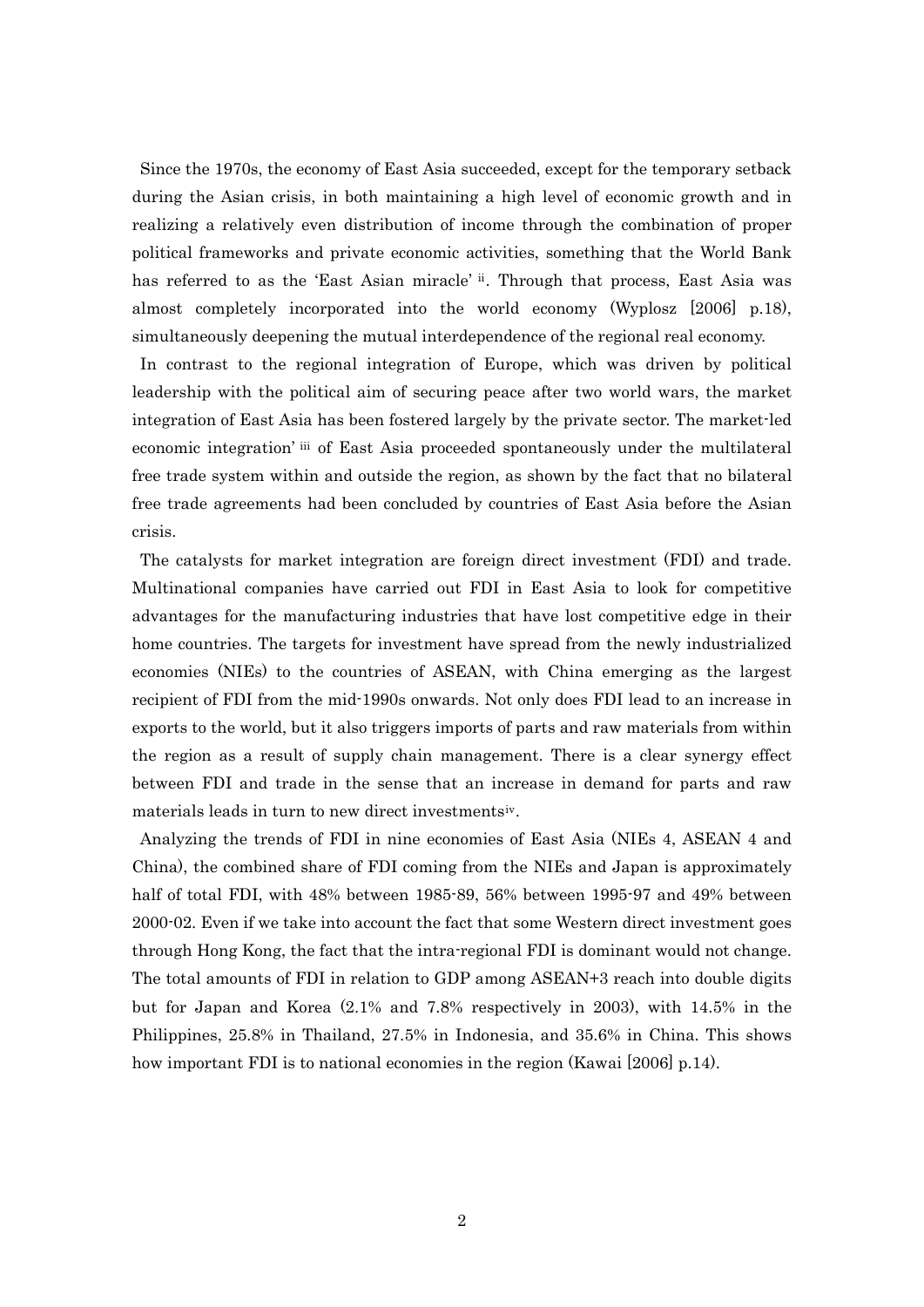Since the 1970s, the economy of East Asia succeeded, except for the temporary setback during the Asian crisis, in both maintaining a high level of economic growth and in realizing a relatively even distribution of income through the combination of proper political frameworks and private economic activities, something that the World Bank has referred to as the 'East Asian miracle' [ii]. Through that process, East Asia was almost completely incorporated into the world economy (Wyplosz [2006] p.18), simultaneously deepening the mutual interdependence of the regional real economy.

In contrast to the regional integration of Europe, which was driven by political leadership with the political aim of securing peace after two world wars, the market integration of East Asia has been fostered largely by the private sector. The market-led economic integration' [iii] of East Asia proceeded spontaneously under the multilateral free trade system within and outside the region, as shown by the fact that no bilateral free trade agreements had been concluded by countries of East Asia before the Asian crisis.

The catalysts for market integration are foreign direct investment (FDI) and trade. Multinational companies have carried out FDI in East Asia to look for competitive advantages for the manufacturing industries that have lost competitive edge in their home countries. The targets for investment have spread from the newly industrialized economies (NIEs) to the countries of ASEAN, with China emerging as the largest recipient of FDI from the mid-1990s onwards. Not only does FDI lead to an increase in exports to the world, but it also triggers imports of parts and raw materials from within the region as a result of supply chain management. There is a clear synergy effect between FDI and trade in the sense that an increase in demand for parts and raw materials leads in turn to new direct investments[iv].

Analyzing the trends of FDI in nine economies of East Asia (NIEs 4, ASEAN 4 and China), the combined share of FDI coming from the NIEs and Japan is approximately half of total FDI, with 48% between 1985-89, 56% between 1995-97 and 49% between 2000-02. Even if we take into account the fact that some Western direct investment goes through Hong Kong, the fact that the intra-regional FDI is dominant would not change. The total amounts of FDI in relation to GDP among ASEAN+3 reach into double digits but for Japan and Korea (2.1% and 7.8% respectively in 2003), with 14.5% in the Philippines, 25.8% in Thailand, 27.5% in Indonesia, and 35.6% in China. This shows how important FDI is to national economies in the region (Kawai [2006] p.14).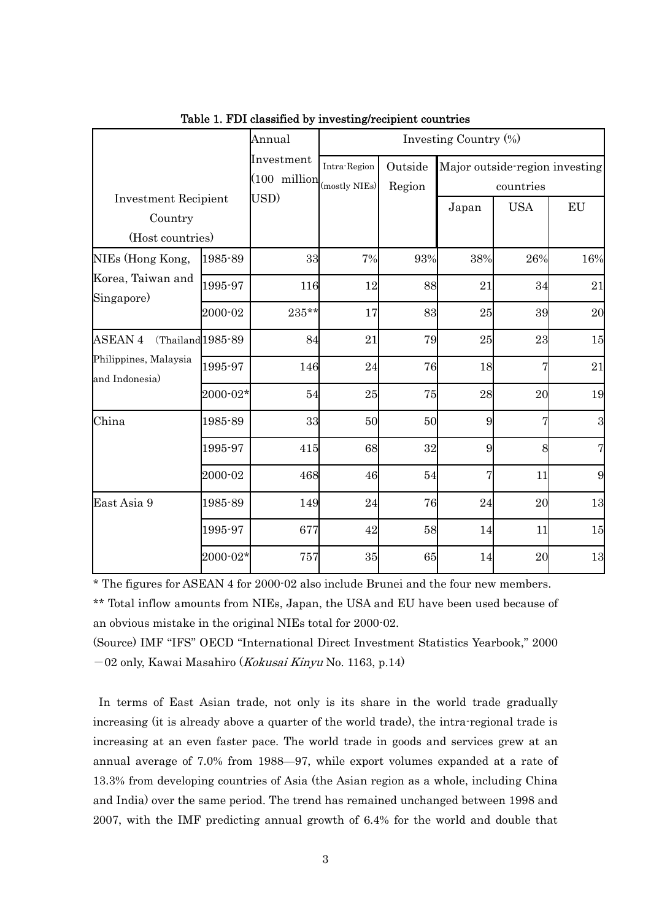**Table 1. FDI classified by investing/recipient countries**

| Investment Recipient Country (Host countries) | | Annual Investment (100 million USD) | Investing Country (%) | | | | |
|---|---|---|---|---|---|---|---|
| | | | Intra-Region (mostly NIEs) | Outside Region | Major outside-region investing countries | | |
| | | | | | Japan | USA | EU |
| NIEs (Hong Kong, Korea, Taiwan and Singapore) | 1985-89 | 33 | 7% | 93% | 38% | 26% | 16% |
| | 1995-97 | 116 | 12 | 88 | 21 | 34 | 21 |
| | 2000-02 | 235** | 17 | 83 | 25 | 39 | 20 |
| ASEAN 4 (Thailand Philippines, Malaysia and Indonesia) | 1985-89 | 84 | 21 | 79 | 25 | 23 | 15 |
| | 1995-97 | 146 | 24 | 76 | 18 | 7 | 21 |
| | 2000-02* | 54 | 25 | 75 | 28 | 20 | 19 |
| China | 1985-89 | 33 | 50 | 50 | 9 | 7 | 3 |
| | 1995-97 | 415 | 68 | 32 | 9 | 8 | 7 |
| | 2000-02 | 468 | 46 | 54 | 7 | 11 | 9 |
| East Asia 9 | 1985-89 | 149 | 24 | 76 | 24 | 20 | 13 |
| | 1995-97 | 677 | 42 | 58 | 14 | 11 | 15 |
| | 2000-02* | 757 | 35 | 65 | 14 | 20 | 13 |

* The figures for ASEAN 4 for 2000-02 also include Brunei and the four new members.

** Total inflow amounts from NIEs, Japan, the USA and EU have been used because of an obvious mistake in the original NIEs total for 2000-02.

(Source) IMF "IFS" OECD "International Direct Investment Statistics Yearbook," 2000－02 only, Kawai Masahiro (*Kokusai Kinyu* No. 1163, p.14)

In terms of East Asian trade, not only is its share in the world trade gradually increasing (it is already above a quarter of the world trade), the intra-regional trade is increasing at an even faster pace. The world trade in goods and services grew at an annual average of 7.0% from 1988—97, while export volumes expanded at a rate of 13.3% from developing countries of Asia (the Asian region as a whole, including China and India) over the same period. The trend has remained unchanged between 1998 and 2007, with the IMF predicting annual growth of 6.4% for the world and double that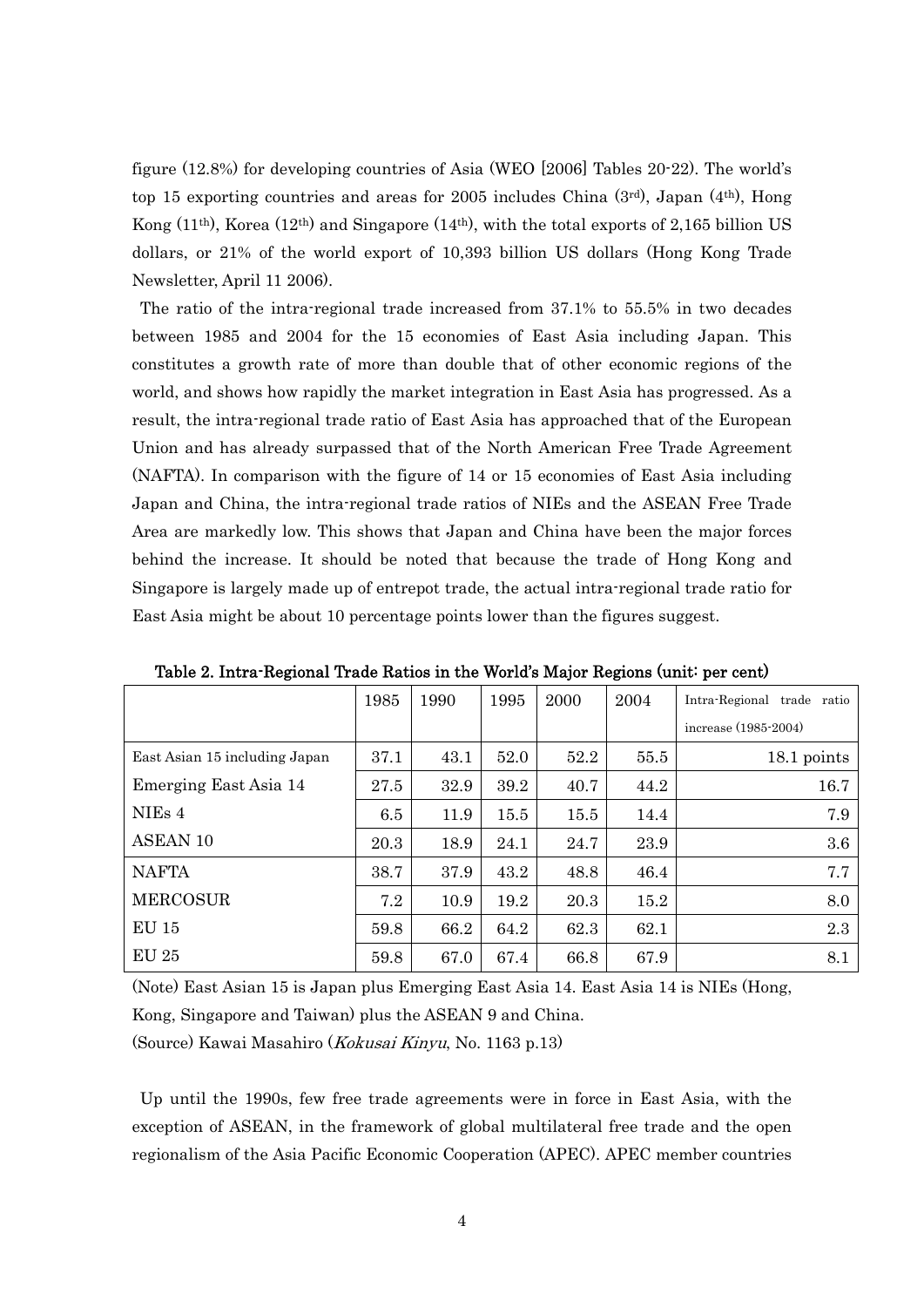figure (12.8%) for developing countries of Asia (WEO [2006] Tables 20-22). The world's top 15 exporting countries and areas for 2005 includes China (3rd), Japan (4th), Hong Kong (11th), Korea (12th) and Singapore (14th), with the total exports of 2,165 billion US dollars, or 21% of the world export of 10,393 billion US dollars (Hong Kong Trade Newsletter, April 11 2006).

The ratio of the intra-regional trade increased from 37.1% to 55.5% in two decades between 1985 and 2004 for the 15 economies of East Asia including Japan. This constitutes a growth rate of more than double that of other economic regions of the world, and shows how rapidly the market integration in East Asia has progressed. As a result, the intra-regional trade ratio of East Asia has approached that of the European Union and has already surpassed that of the North American Free Trade Agreement (NAFTA). In comparison with the figure of 14 or 15 economies of East Asia including Japan and China, the intra-regional trade ratios of NIEs and the ASEAN Free Trade Area are markedly low. This shows that Japan and China have been the major forces behind the increase. It should be noted that because the trade of Hong Kong and Singapore is largely made up of entrepot trade, the actual intra-regional trade ratio for East Asia might be about 10 percentage points lower than the figures suggest.

**Table 2. Intra-Regional Trade Ratios in the World's Major Regions (unit: per cent)**

| | 1985 | 1990 | 1995 | 2000 | 2004 | Intra-Regional trade ratio increase (1985-2004) |
|---|---|---|---|---|---|---|
| East Asian 15 including Japan | 37.1 | 43.1 | 52.0 | 52.2 | 55.5 | 18.1 points |
| Emerging East Asia 14 | 27.5 | 32.9 | 39.2 | 40.7 | 44.2 | 16.7 |
| NIEs 4 | 6.5 | 11.9 | 15.5 | 15.5 | 14.4 | 7.9 |
| ASEAN 10 | 20.3 | 18.9 | 24.1 | 24.7 | 23.9 | 3.6 |
| NAFTA | 38.7 | 37.9 | 43.2 | 48.8 | 46.4 | 7.7 |
| MERCOSUR | 7.2 | 10.9 | 19.2 | 20.3 | 15.2 | 8.0 |
| EU 15 | 59.8 | 66.2 | 64.2 | 62.3 | 62.1 | 2.3 |
| EU 25 | 59.8 | 67.0 | 67.4 | 66.8 | 67.9 | 8.1 |

(Note) East Asian 15 is Japan plus Emerging East Asia 14. East Asia 14 is NIEs (Hong, Kong, Singapore and Taiwan) plus the ASEAN 9 and China.
(Source) Kawai Masahiro (*Kokusai Kinyu*, No. 1163 p.13)

Up until the 1990s, few free trade agreements were in force in East Asia, with the exception of ASEAN, in the framework of global multilateral free trade and the open regionalism of the Asia Pacific Economic Cooperation (APEC). APEC member countries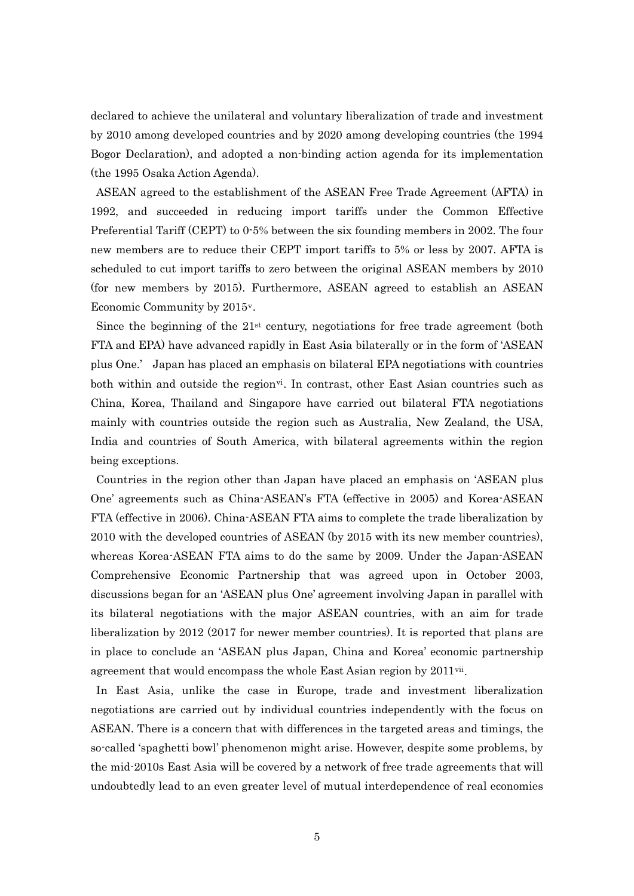declared to achieve the unilateral and voluntary liberalization of trade and investment by 2010 among developed countries and by 2020 among developing countries (the 1994 Bogor Declaration), and adopted a non-binding action agenda for its implementation (the 1995 Osaka Action Agenda).

ASEAN agreed to the establishment of the ASEAN Free Trade Agreement (AFTA) in 1992, and succeeded in reducing import tariffs under the Common Effective Preferential Tariff (CEPT) to 0-5% between the six founding members in 2002. The four new members are to reduce their CEPT import tariffs to 5% or less by 2007. AFTA is scheduled to cut import tariffs to zero between the original ASEAN members by 2010 (for new members by 2015). Furthermore, ASEAN agreed to establish an ASEAN Economic Community by 2015[v].

Since the beginning of the 21st century, negotiations for free trade agreement (both FTA and EPA) have advanced rapidly in East Asia bilaterally or in the form of 'ASEAN plus One.' Japan has placed an emphasis on bilateral EPA negotiations with countries both within and outside the region[vi]. In contrast, other East Asian countries such as China, Korea, Thailand and Singapore have carried out bilateral FTA negotiations mainly with countries outside the region such as Australia, New Zealand, the USA, India and countries of South America, with bilateral agreements within the region being exceptions.

Countries in the region other than Japan have placed an emphasis on 'ASEAN plus One' agreements such as China-ASEAN's FTA (effective in 2005) and Korea-ASEAN FTA (effective in 2006). China-ASEAN FTA aims to complete the trade liberalization by 2010 with the developed countries of ASEAN (by 2015 with its new member countries), whereas Korea-ASEAN FTA aims to do the same by 2009. Under the Japan-ASEAN Comprehensive Economic Partnership that was agreed upon in October 2003, discussions began for an 'ASEAN plus One' agreement involving Japan in parallel with its bilateral negotiations with the major ASEAN countries, with an aim for trade liberalization by 2012 (2017 for newer member countries). It is reported that plans are in place to conclude an 'ASEAN plus Japan, China and Korea' economic partnership agreement that would encompass the whole East Asian region by 2011[vii].

In East Asia, unlike the case in Europe, trade and investment liberalization negotiations are carried out by individual countries independently with the focus on ASEAN. There is a concern that with differences in the targeted areas and timings, the so-called 'spaghetti bowl' phenomenon might arise. However, despite some problems, by the mid-2010s East Asia will be covered by a network of free trade agreements that will undoubtedly lead to an even greater level of mutual interdependence of real economies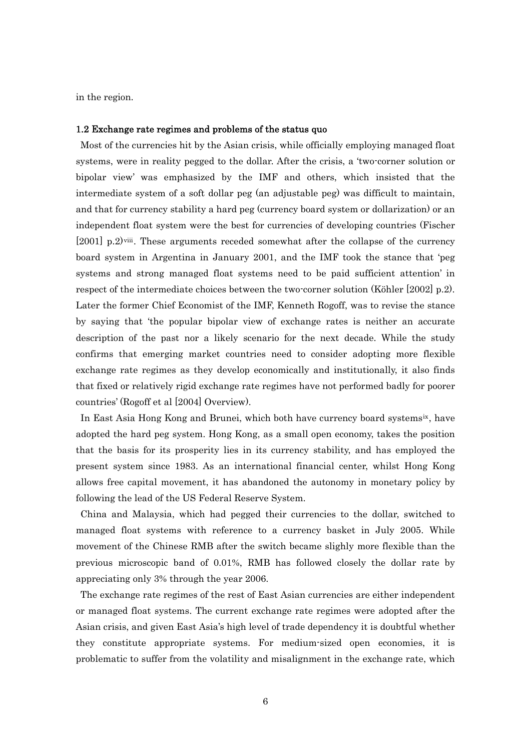in the region.

### 1.2 Exchange rate regimes and problems of the status quo

Most of the currencies hit by the Asian crisis, while officially employing managed float systems, were in reality pegged to the dollar. After the crisis, a 'two-corner solution or bipolar view' was emphasized by the IMF and others, which insisted that the intermediate system of a soft dollar peg (an adjustable peg) was difficult to maintain, and that for currency stability a hard peg (currency board system or dollarization) or an independent float system were the best for currencies of developing countries (Fischer [2001] p.2)[viii]. These arguments receded somewhat after the collapse of the currency board system in Argentina in January 2001, and the IMF took the stance that 'peg systems and strong managed float systems need to be paid sufficient attention' in respect of the intermediate choices between the two-corner solution (Köhler [2002] p.2). Later the former Chief Economist of the IMF, Kenneth Rogoff, was to revise the stance by saying that 'the popular bipolar view of exchange rates is neither an accurate description of the past nor a likely scenario for the next decade. While the study confirms that emerging market countries need to consider adopting more flexible exchange rate regimes as they develop economically and institutionally, it also finds that fixed or relatively rigid exchange rate regimes have not performed badly for poorer countries' (Rogoff et al [2004] Overview).

In East Asia Hong Kong and Brunei, which both have currency board systems[ix], have adopted the hard peg system. Hong Kong, as a small open economy, takes the position that the basis for its prosperity lies in its currency stability, and has employed the present system since 1983. As an international financial center, whilst Hong Kong allows free capital movement, it has abandoned the autonomy in monetary policy by following the lead of the US Federal Reserve System.

China and Malaysia, which had pegged their currencies to the dollar, switched to managed float systems with reference to a currency basket in July 2005. While movement of the Chinese RMB after the switch became slighly more flexible than the previous microscopic band of 0.01%, RMB has followed closely the dollar rate by appreciating only 3% through the year 2006.

The exchange rate regimes of the rest of East Asian currencies are either independent or managed float systems. The current exchange rate regimes were adopted after the Asian crisis, and given East Asia's high level of trade dependency it is doubtful whether they constitute appropriate systems. For medium-sized open economies, it is problematic to suffer from the volatility and misalignment in the exchange rate, which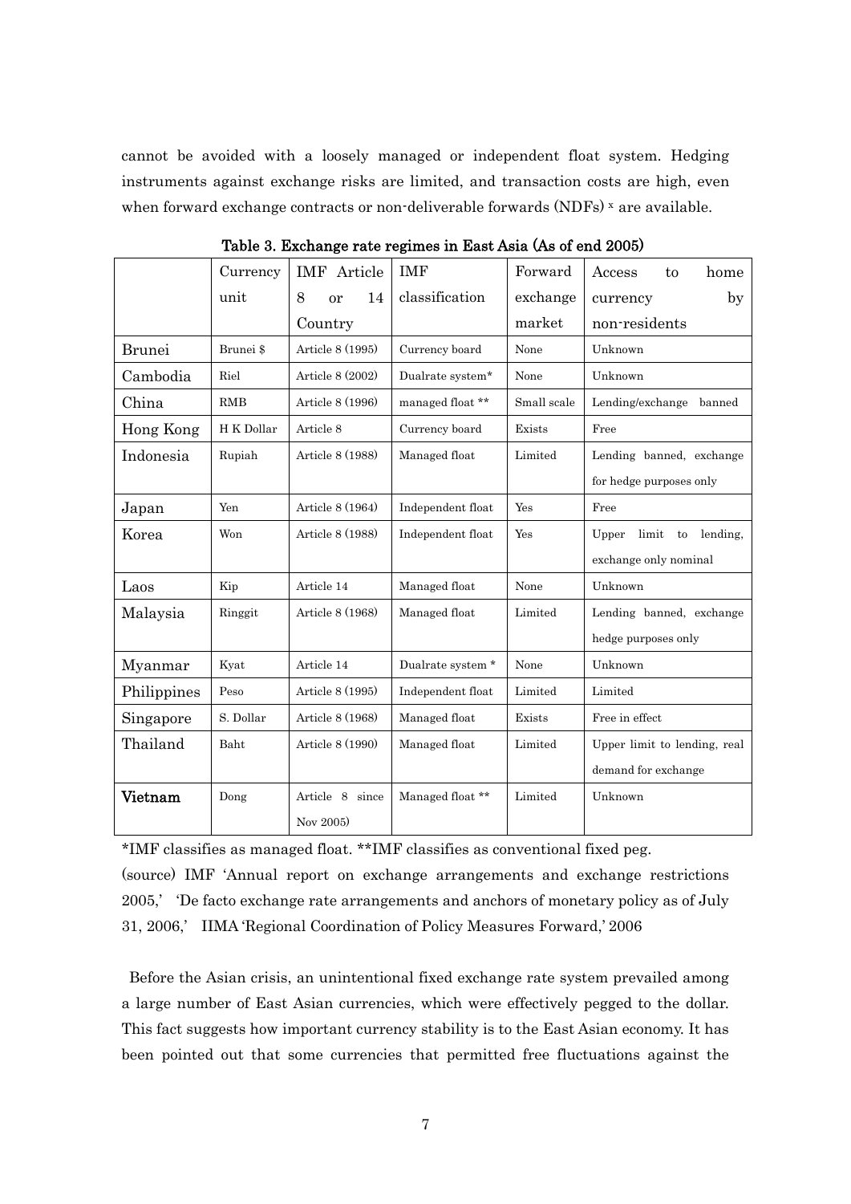cannot be avoided with a loosely managed or independent float system. Hedging instruments against exchange risks are limited, and transaction costs are high, even when forward exchange contracts or non-deliverable forwards (NDFs) [x] are available.

**Table 3. Exchange rate regimes in East Asia (As of end 2005)**

| | Currency unit | IMF Article 8 or 14 Country | IMF classification | Forward exchange market | Access to home currency by non-residents |
|---|---|---|---|---|---|
| Brunei | Brunei $ | Article 8 (1995) | Currency board | None | Unknown |
| Cambodia | Riel | Article 8 (2002) | Dualrate system* | None | Unknown |
| China | RMB | Article 8 (1996) | managed float ** | Small scale | Lending/exchange banned |
| Hong Kong | H K Dollar | Article 8 | Currency board | Exists | Free |
| Indonesia | Rupiah | Article 8 (1988) | Managed float | Limited | Lending banned, exchange for hedge purposes only |
| Japan | Yen | Article 8 (1964) | Independent float | Yes | Free |
| Korea | Won | Article 8 (1988) | Independent float | Yes | Upper limit to lending, exchange only nominal |
| Laos | Kip | Article 14 | Managed float | None | Unknown |
| Malaysia | Ringgit | Article 8 (1968) | Managed float | Limited | Lending banned, exchange hedge purposes only |
| Myanmar | Kyat | Article 14 | Dualrate system * | None | Unknown |
| Philippines | Peso | Article 8 (1995) | Independent float | Limited | Limited |
| Singapore | S. Dollar | Article 8 (1968) | Managed float | Exists | Free in effect |
| Thailand | Baht | Article 8 (1990) | Managed float | Limited | Upper limit to lending, real demand for exchange |
| **Vietnam** | Dong | Article 8 since Nov 2005) | Managed float ** | Limited | Unknown |

*IMF classifies as managed float. **IMF classifies as conventional fixed peg.

(source) IMF 'Annual report on exchange arrangements and exchange restrictions 2005,' 'De facto exchange rate arrangements and anchors of monetary policy as of July 31, 2006,' IIMA 'Regional Coordination of Policy Measures Forward,' 2006

Before the Asian crisis, an unintentional fixed exchange rate system prevailed among a large number of East Asian currencies, which were effectively pegged to the dollar. This fact suggests how important currency stability is to the East Asian economy. It has been pointed out that some currencies that permitted free fluctuations against the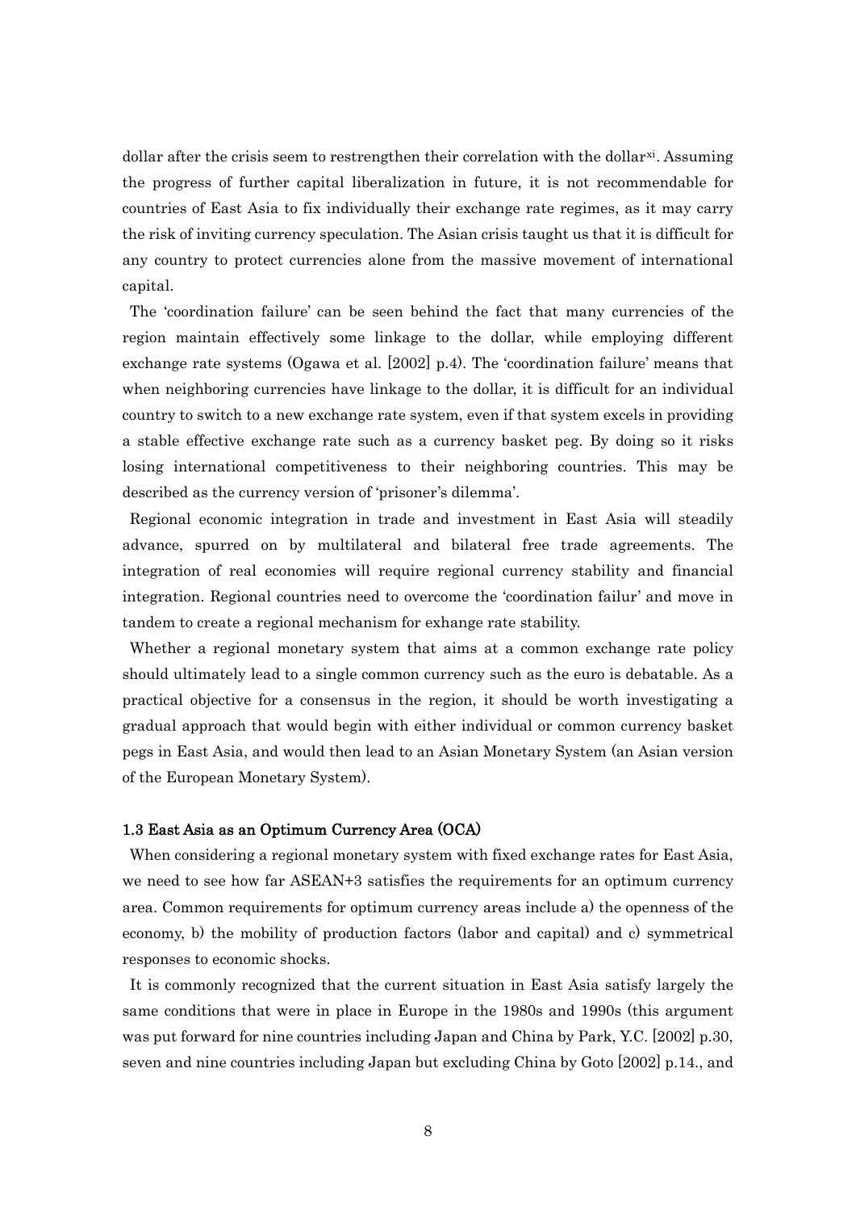dollar after the crisis seem to restrengthen their correlation with the dollar[xi]. Assuming the progress of further capital liberalization in future, it is not recommendable for countries of East Asia to fix individually their exchange rate regimes, as it may carry the risk of inviting currency speculation. The Asian crisis taught us that it is difficult for any country to protect currencies alone from the massive movement of international capital.

The 'coordination failure' can be seen behind the fact that many currencies of the region maintain effectively some linkage to the dollar, while employing different exchange rate systems (Ogawa et al. [2002] p.4). The 'coordination failure' means that when neighboring currencies have linkage to the dollar, it is difficult for an individual country to switch to a new exchange rate system, even if that system excels in providing a stable effective exchange rate such as a currency basket peg. By doing so it risks losing international competitiveness to their neighboring countries. This may be described as the currency version of 'prisoner's dilemma'.

Regional economic integration in trade and investment in East Asia will steadily advance, spurred on by multilateral and bilateral free trade agreements. The integration of real economies will require regional currency stability and financial integration. Regional countries need to overcome the 'coordination failur' and move in tandem to create a regional mechanism for exhange rate stability.

Whether a regional monetary system that aims at a common exchange rate policy should ultimately lead to a single common currency such as the euro is debatable. As a practical objective for a consensus in the region, it should be worth investigating a gradual approach that would begin with either individual or common currency basket pegs in East Asia, and would then lead to an Asian Monetary System (an Asian version of the European Monetary System).

### 1.3 East Asia as an Optimum Currency Area (OCA)

When considering a regional monetary system with fixed exchange rates for East Asia, we need to see how far ASEAN+3 satisfies the requirements for an optimum currency area. Common requirements for optimum currency areas include a) the openness of the economy, b) the mobility of production factors (labor and capital) and c) symmetrical responses to economic shocks.

It is commonly recognized that the current situation in East Asia satisfy largely the same conditions that were in place in Europe in the 1980s and 1990s (this argument was put forward for nine countries including Japan and China by Park, Y.C. [2002] p.30, seven and nine countries including Japan but excluding China by Goto [2002] p.14., and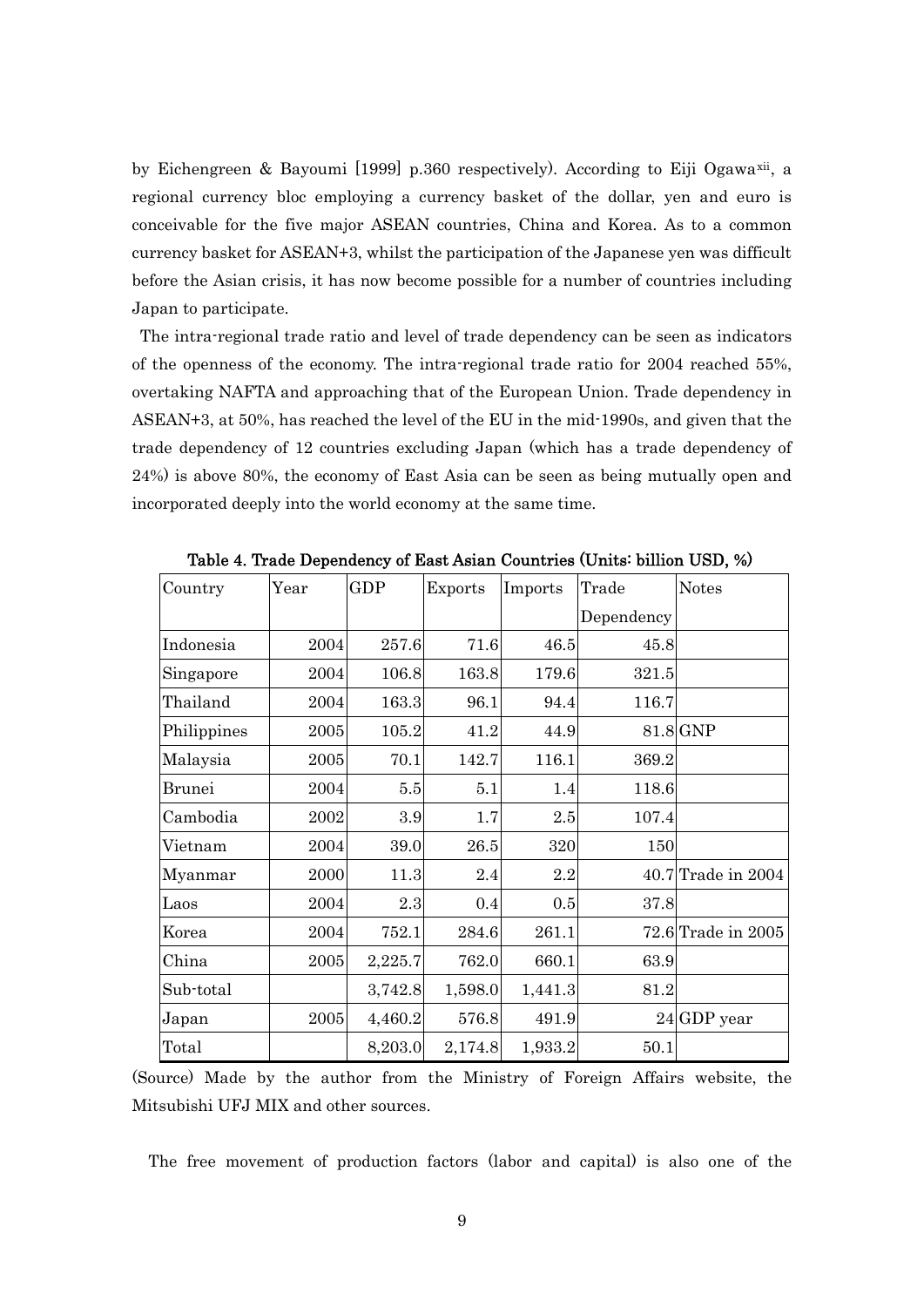by Eichengreen & Bayoumi [1999] p.360 respectively). According to Eiji Ogawa[xii], a regional currency bloc employing a currency basket of the dollar, yen and euro is conceivable for the five major ASEAN countries, China and Korea. As to a common currency basket for ASEAN+3, whilst the participation of the Japanese yen was difficult before the Asian crisis, it has now become possible for a number of countries including Japan to participate.

The intra-regional trade ratio and level of trade dependency can be seen as indicators of the openness of the economy. The intra-regional trade ratio for 2004 reached 55%, overtaking NAFTA and approaching that of the European Union. Trade dependency in ASEAN+3, at 50%, has reached the level of the EU in the mid-1990s, and given that the trade dependency of 12 countries excluding Japan (which has a trade dependency of 24%) is above 80%, the economy of East Asia can be seen as being mutually open and incorporated deeply into the world economy at the same time.

**Table 4. Trade Dependency of East Asian Countries (Units: billion USD, %)**

| Country | Year | GDP | Exports | Imports | Trade Dependency | Notes |
|---|---|---|---|---|---|---|
| Indonesia | 2004 | 257.6 | 71.6 | 46.5 | 45.8 | |
| Singapore | 2004 | 106.8 | 163.8 | 179.6 | 321.5 | |
| Thailand | 2004 | 163.3 | 96.1 | 94.4 | 116.7 | |
| Philippines | 2005 | 105.2 | 41.2 | 44.9 | 81.8 | GNP |
| Malaysia | 2005 | 70.1 | 142.7 | 116.1 | 369.2 | |
| Brunei | 2004 | 5.5 | 5.1 | 1.4 | 118.6 | |
| Cambodia | 2002 | 3.9 | 1.7 | 2.5 | 107.4 | |
| Vietnam | 2004 | 39.0 | 26.5 | 320 | 150 | |
| Myanmar | 2000 | 11.3 | 2.4 | 2.2 | 40.7 | Trade in 2004 |
| Laos | 2004 | 2.3 | 0.4 | 0.5 | 37.8 | |
| Korea | 2004 | 752.1 | 284.6 | 261.1 | 72.6 | Trade in 2005 |
| China | 2005 | 2,225.7 | 762.0 | 660.1 | 63.9 | |
| Sub-total | | 3,742.8 | 1,598.0 | 1,441.3 | 81.2 | |
| Japan | 2005 | 4,460.2 | 576.8 | 491.9 | 24 | GDP year |
| Total | | 8,203.0 | 2,174.8 | 1,933.2 | 50.1 | |

(Source) Made by the author from the Ministry of Foreign Affairs website, the Mitsubishi UFJ MIX and other sources.

The free movement of production factors (labor and capital) is also one of the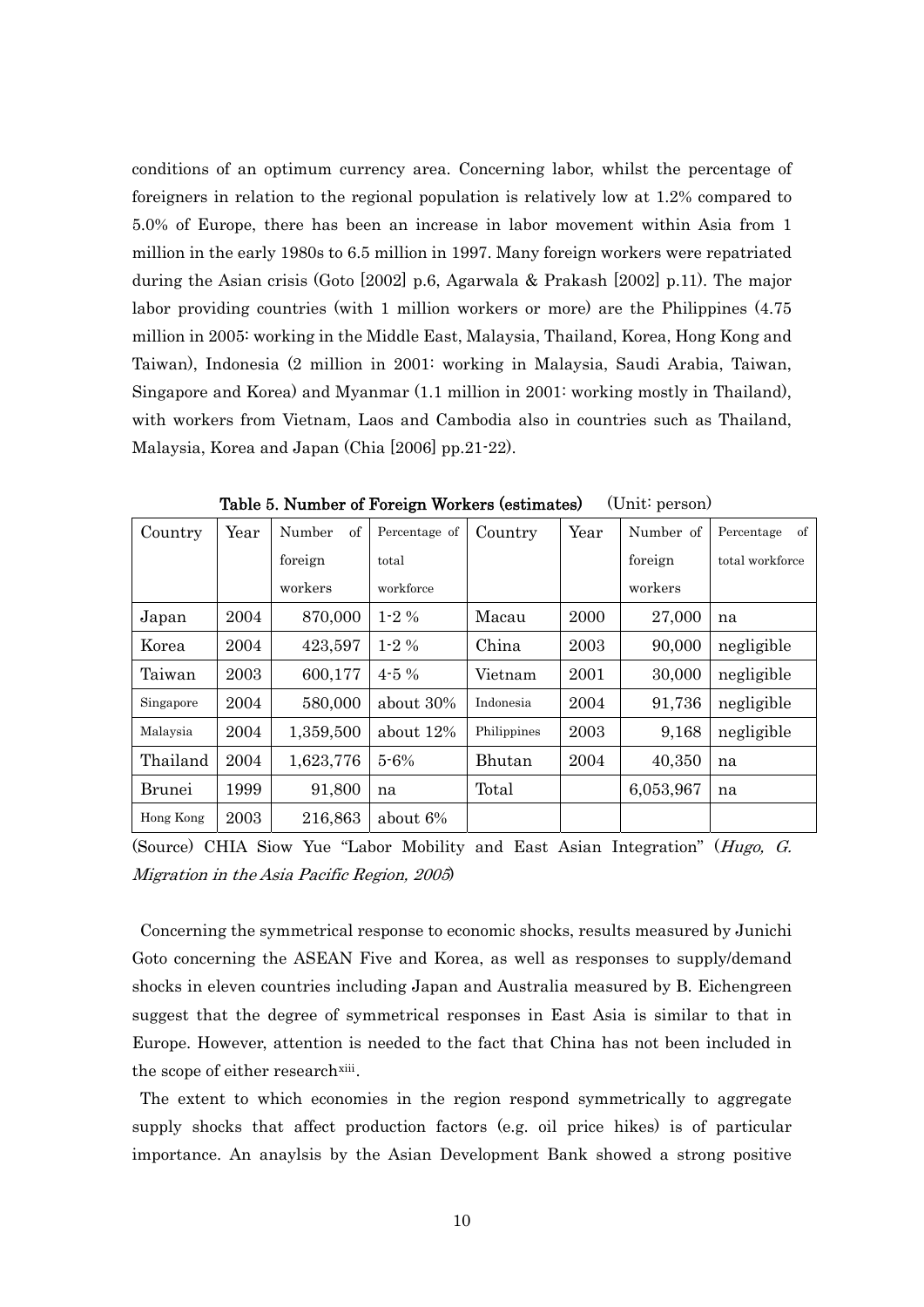conditions of an optimum currency area. Concerning labor, whilst the percentage of foreigners in relation to the regional population is relatively low at 1.2% compared to 5.0% of Europe, there has been an increase in labor movement within Asia from 1 million in the early 1980s to 6.5 million in 1997. Many foreign workers were repatriated during the Asian crisis (Goto [2002] p.6, Agarwala & Prakash [2002] p.11). The major labor providing countries (with 1 million workers or more) are the Philippines (4.75 million in 2005: working in the Middle East, Malaysia, Thailand, Korea, Hong Kong and Taiwan), Indonesia (2 million in 2001: working in Malaysia, Saudi Arabia, Taiwan, Singapore and Korea) and Myanmar (1.1 million in 2001: working mostly in Thailand), with workers from Vietnam, Laos and Cambodia also in countries such as Thailand, Malaysia, Korea and Japan (Chia [2006] pp.21-22).

**Table 5. Number of Foreign Workers (estimates)** (Unit: person)

| Country | Year | Number of foreign workers | Percentage of total workforce | Country | Year | Number of foreign workers | Percentage of total workforce |
|---|---|---|---|---|---|---|---|
| Japan | 2004 | 870,000 | 1-2 % | Macau | 2000 | 27,000 | na |
| Korea | 2004 | 423,597 | 1-2 % | China | 2003 | 90,000 | negligible |
| Taiwan | 2003 | 600,177 | 4-5 % | Vietnam | 2001 | 30,000 | negligible |
| Singapore | 2004 | 580,000 | about 30% | Indonesia | 2004 | 91,736 | negligible |
| Malaysia | 2004 | 1,359,500 | about 12% | Philippines | 2003 | 9,168 | negligible |
| Thailand | 2004 | 1,623,776 | 5-6% | Bhutan | 2004 | 40,350 | na |
| Brunei | 1999 | 91,800 | na | Total | | 6,053,967 | na |
| Hong Kong | 2003 | 216,863 | about 6% | | | | |

(Source) CHIA Siow Yue "Labor Mobility and East Asian Integration" (*Hugo, G. Migration in the Asia Pacific Region, 2005*)

Concerning the symmetrical response to economic shocks, results measured by Junichi Goto concerning the ASEAN Five and Korea, as well as responses to supply/demand shocks in eleven countries including Japan and Australia measured by B. Eichengreen suggest that the degree of symmetrical responses in East Asia is similar to that in Europe. However, attention is needed to the fact that China has not been included in the scope of either research[xiii].

The extent to which economies in the region respond symmetrically to aggregate supply shocks that affect production factors (e.g. oil price hikes) is of particular importance. An anaylsis by the Asian Development Bank showed a strong positive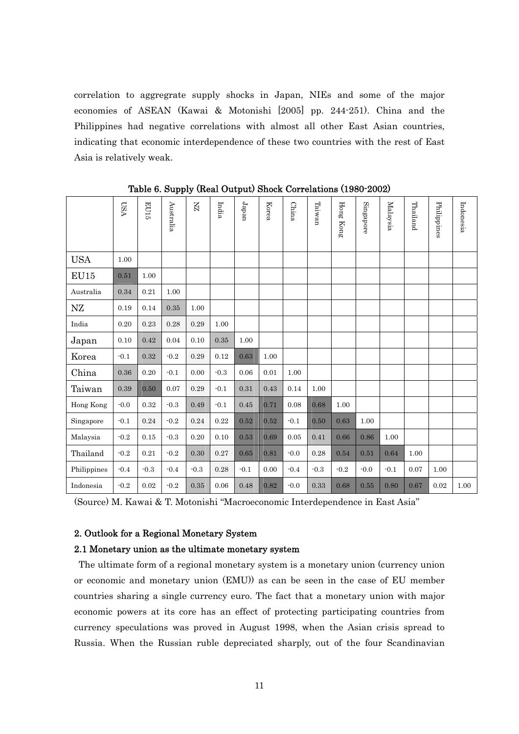correlation to aggregrate supply shocks in Japan, NIEs and some of the major economies of ASEAN (Kawai & Motonishi [2005] pp. 244-251). China and the Philippines had negative correlations with almost all other East Asian countries, indicating that economic interdependence of these two countries with the rest of East Asia is relatively weak.

**Table 6. Supply (Real Output) Shock Correlations (1980-2002)**

| | USA | EU15 | Australia | NZ | India | Japan | Korea | China | Taiwan | Hong Kong | Singapore | Malaysia | Thailand | Philippines | Indonesia |
|---|---|---|---|---|---|---|---|---|---|---|---|---|---|---|---|
| USA | 1.00 | | | | | | | | | | | | | | |
| EU15 | 0.51 | 1.00 | | | | | | | | | | | | | |
| Australia | 0.34 | 0.21 | 1.00 | | | | | | | | | | | | |
| NZ | 0.19 | 0.14 | 0.35 | 1.00 | | | | | | | | | | | |
| India | 0.20 | 0.23 | 0.28 | 0.29 | 1.00 | | | | | | | | | | |
| Japan | 0.10 | 0.42 | 0.04 | 0.10 | 0.35 | 1.00 | | | | | | | | | |
| Korea | -0.1 | 0.32 | -0.2 | 0.29 | 0.12 | 0.63 | 1.00 | | | | | | | | |
| China | 0.36 | 0.20 | -0.1 | 0.00 | -0.3 | 0.06 | 0.01 | 1.00 | | | | | | | |
| Taiwan | 0.39 | 0.50 | 0.07 | 0.29 | -0.1 | 0.31 | 0.43 | 0.14 | 1.00 | | | | | | |
| Hong Kong | -0.0 | 0.32 | -0.3 | 0.49 | -0.1 | 0.45 | 0.71 | 0.08 | 0.68 | 1.00 | | | | | |
| Singapore | -0.1 | 0.24 | -0.2 | 0.24 | 0.22 | 0.52 | 0.52 | -0.1 | 0.50 | 0.63 | 1.00 | | | | |
| Malaysia | -0.2 | 0.15 | -0.3 | 0.20 | 0.10 | 0.53 | 0.69 | 0.05 | 0.41 | 0.66 | 0.86 | 1.00 | | | |
| Thailand | -0.2 | 0.21 | -0.2 | 0.30 | 0.27 | 0.65 | 0.81 | -0.0 | 0.28 | 0.54 | 0.51 | 0.64 | 1.00 | | |
| Philippines | -0.4 | -0.3 | -0.4 | -0.3 | 0.28 | -0.1 | 0.00 | -0.4 | -0.3 | -0.2 | -0.0 | -0.1 | 0.07 | 1.00 | |
| Indonesia | -0.2 | 0.02 | -0.2 | 0.35 | 0.06 | 0.48 | 0.82 | -0.0 | 0.33 | 0.68 | 0.55 | 0.80 | 0.67 | 0.02 | 1.00 |

(Source) M. Kawai & T. Motonishi "Macroeconomic Interdependence in East Asia"

## 2. Outlook for a Regional Monetary System

### 2.1 Monetary union as the ultimate monetary system

The ultimate form of a regional monetary system is a monetary union (currency union or economic and monetary union (EMU)) as can be seen in the case of EU member countries sharing a single currency euro. The fact that a monetary union with major economic powers at its core has an effect of protecting participating countries from currency speculations was proved in August 1998, when the Asian crisis spread to Russia. When the Russian ruble depreciated sharply, out of the four Scandinavian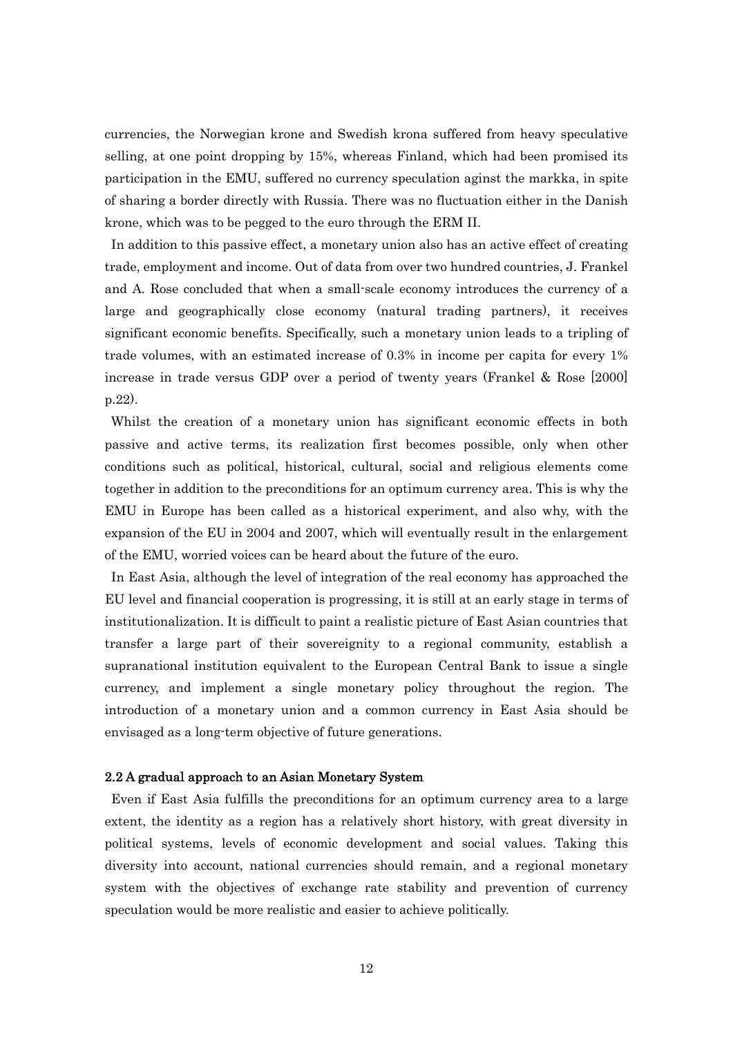currencies, the Norwegian krone and Swedish krona suffered from heavy speculative selling, at one point dropping by 15%, whereas Finland, which had been promised its participation in the EMU, suffered no currency speculation aginst the markka, in spite of sharing a border directly with Russia. There was no fluctuation either in the Danish krone, which was to be pegged to the euro through the ERM II.

In addition to this passive effect, a monetary union also has an active effect of creating trade, employment and income. Out of data from over two hundred countries, J. Frankel and A. Rose concluded that when a small-scale economy introduces the currency of a large and geographically close economy (natural trading partners), it receives significant economic benefits. Specifically, such a monetary union leads to a tripling of trade volumes, with an estimated increase of 0.3% in income per capita for every 1% increase in trade versus GDP over a period of twenty years (Frankel & Rose [2000] p.22).

Whilst the creation of a monetary union has significant economic effects in both passive and active terms, its realization first becomes possible, only when other conditions such as political, historical, cultural, social and religious elements come together in addition to the preconditions for an optimum currency area. This is why the EMU in Europe has been called as a historical experiment, and also why, with the expansion of the EU in 2004 and 2007, which will eventually result in the enlargement of the EMU, worried voices can be heard about the future of the euro.

In East Asia, although the level of integration of the real economy has approached the EU level and financial cooperation is progressing, it is still at an early stage in terms of institutionalization. It is difficult to paint a realistic picture of East Asian countries that transfer a large part of their sovereignity to a regional community, establish a supranational institution equivalent to the European Central Bank to issue a single currency, and implement a single monetary policy throughout the region. The introduction of a monetary union and a common currency in East Asia should be envisaged as a long-term objective of future generations.

### 2.2 A gradual approach to an Asian Monetary System

Even if East Asia fulfills the preconditions for an optimum currency area to a large extent, the identity as a region has a relatively short history, with great diversity in political systems, levels of economic development and social values. Taking this diversity into account, national currencies should remain, and a regional monetary system with the objectives of exchange rate stability and prevention of currency speculation would be more realistic and easier to achieve politically.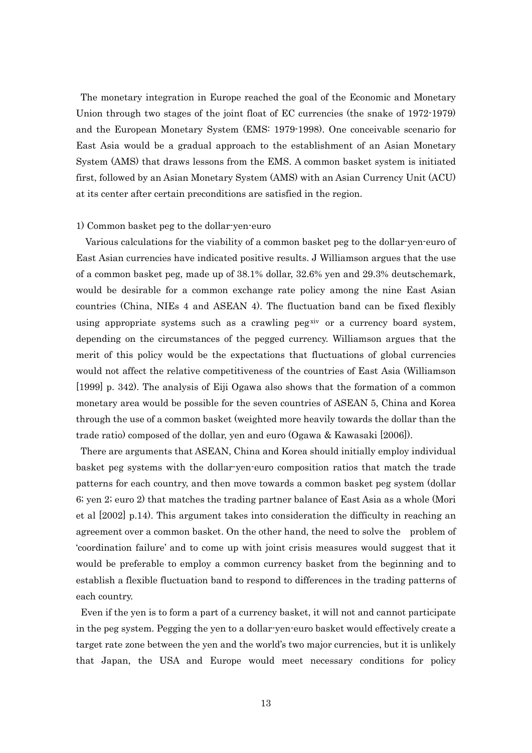The monetary integration in Europe reached the goal of the Economic and Monetary Union through two stages of the joint float of EC currencies (the snake of 1972-1979) and the European Monetary System (EMS: 1979-1998). One conceivable scenario for East Asia would be a gradual approach to the establishment of an Asian Monetary System (AMS) that draws lessons from the EMS. A common basket system is initiated first, followed by an Asian Monetary System (AMS) with an Asian Currency Unit (ACU) at its center after certain preconditions are satisfied in the region.

1) Common basket peg to the dollar-yen-euro

Various calculations for the viability of a common basket peg to the dollar-yen-euro of East Asian currencies have indicated positive results. J Williamson argues that the use of a common basket peg, made up of 38.1% dollar, 32.6% yen and 29.3% deutschemark, would be desirable for a common exchange rate policy among the nine East Asian countries (China, NIEs 4 and ASEAN 4). The fluctuation band can be fixed flexibly using appropriate systems such as a crawling peg[xiv] or a currency board system, depending on the circumstances of the pegged currency. Williamson argues that the merit of this policy would be the expectations that fluctuations of global currencies would not affect the relative competitiveness of the countries of East Asia (Williamson [1999] p. 342). The analysis of Eiji Ogawa also shows that the formation of a common monetary area would be possible for the seven countries of ASEAN 5, China and Korea through the use of a common basket (weighted more heavily towards the dollar than the trade ratio) composed of the dollar, yen and euro (Ogawa & Kawasaki [2006]).

There are arguments that ASEAN, China and Korea should initially employ individual basket peg systems with the dollar-yen-euro composition ratios that match the trade patterns for each country, and then move towards a common basket peg system (dollar 6; yen 2; euro 2) that matches the trading partner balance of East Asia as a whole (Mori et al [2002] p.14). This argument takes into consideration the difficulty in reaching an agreement over a common basket. On the other hand, the need to solve the problem of 'coordination failure' and to come up with joint crisis measures would suggest that it would be preferable to employ a common currency basket from the beginning and to establish a flexible fluctuation band to respond to differences in the trading patterns of each country.

Even if the yen is to form a part of a currency basket, it will not and cannot participate in the peg system. Pegging the yen to a dollar-yen-euro basket would effectively create a target rate zone between the yen and the world's two major currencies, but it is unlikely that Japan, the USA and Europe would meet necessary conditions for policy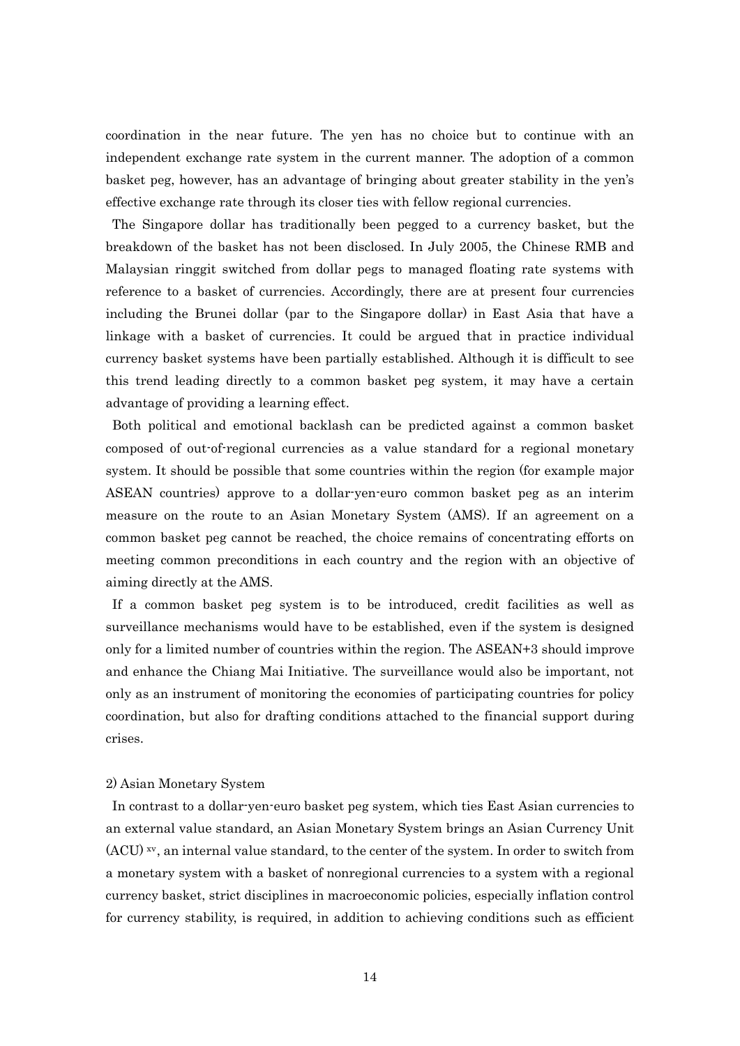coordination in the near future. The yen has no choice but to continue with an independent exchange rate system in the current manner. The adoption of a common basket peg, however, has an advantage of bringing about greater stability in the yen's effective exchange rate through its closer ties with fellow regional currencies.

The Singapore dollar has traditionally been pegged to a currency basket, but the breakdown of the basket has not been disclosed. In July 2005, the Chinese RMB and Malaysian ringgit switched from dollar pegs to managed floating rate systems with reference to a basket of currencies. Accordingly, there are at present four currencies including the Brunei dollar (par to the Singapore dollar) in East Asia that have a linkage with a basket of currencies. It could be argued that in practice individual currency basket systems have been partially established. Although it is difficult to see this trend leading directly to a common basket peg system, it may have a certain advantage of providing a learning effect.

Both political and emotional backlash can be predicted against a common basket composed of out-of-regional currencies as a value standard for a regional monetary system. It should be possible that some countries within the region (for example major ASEAN countries) approve to a dollar-yen-euro common basket peg as an interim measure on the route to an Asian Monetary System (AMS). If an agreement on a common basket peg cannot be reached, the choice remains of concentrating efforts on meeting common preconditions in each country and the region with an objective of aiming directly at the AMS.

If a common basket peg system is to be introduced, credit facilities as well as surveillance mechanisms would have to be established, even if the system is designed only for a limited number of countries within the region. The ASEAN+3 should improve and enhance the Chiang Mai Initiative. The surveillance would also be important, not only as an instrument of monitoring the economies of participating countries for policy coordination, but also for drafting conditions attached to the financial support during crises.

2) Asian Monetary System

In contrast to a dollar-yen-euro basket peg system, which ties East Asian currencies to an external value standard, an Asian Monetary System brings an Asian Currency Unit (ACU) [xv], an internal value standard, to the center of the system. In order to switch from a monetary system with a basket of nonregional currencies to a system with a regional currency basket, strict disciplines in macroeconomic policies, especially inflation control for currency stability, is required, in addition to achieving conditions such as efficient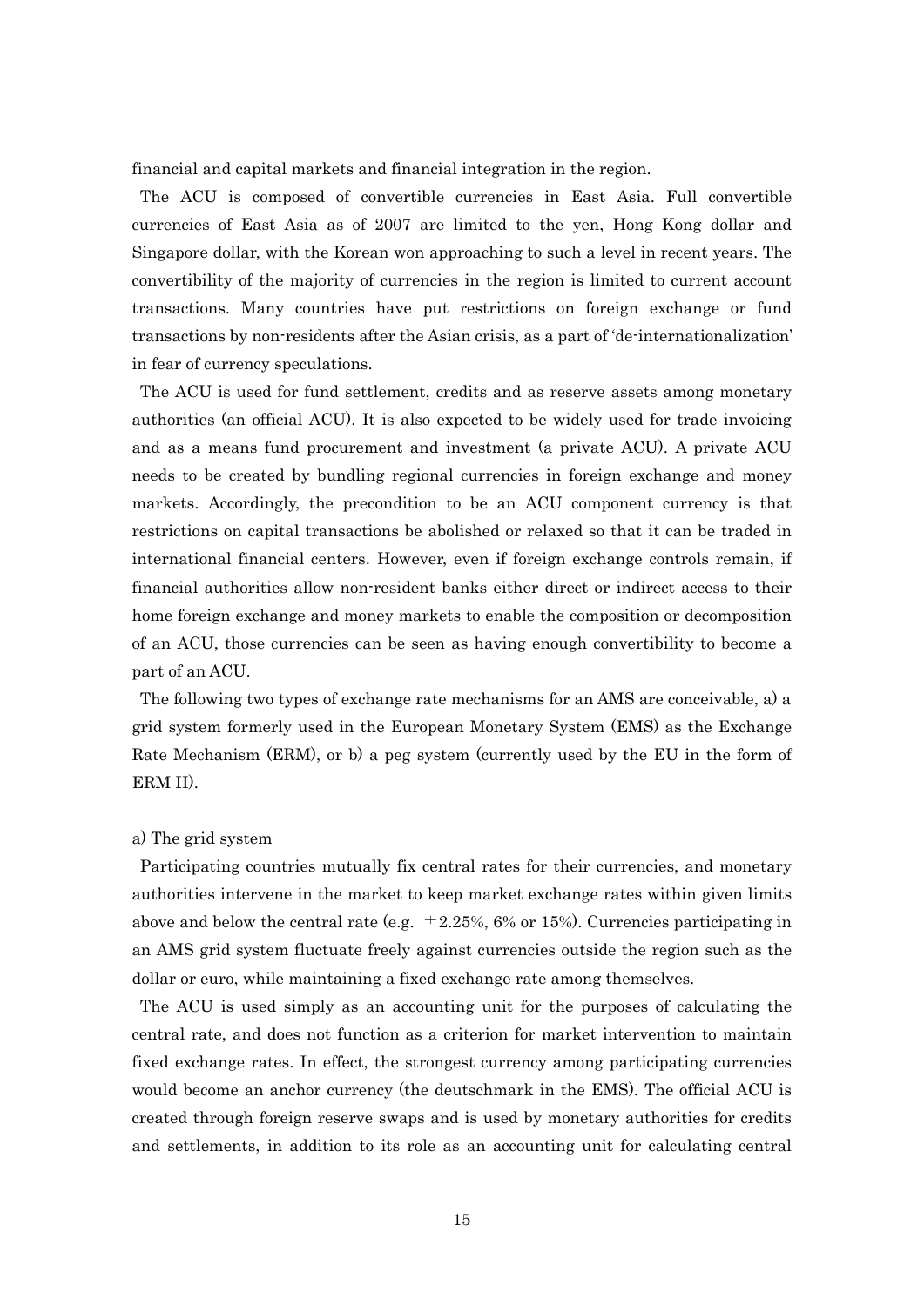financial and capital markets and financial integration in the region.

The ACU is composed of convertible currencies in East Asia. Full convertible currencies of East Asia as of 2007 are limited to the yen, Hong Kong dollar and Singapore dollar, with the Korean won approaching to such a level in recent years. The convertibility of the majority of currencies in the region is limited to current account transactions. Many countries have put restrictions on foreign exchange or fund transactions by non-residents after the Asian crisis, as a part of 'de-internationalization' in fear of currency speculations.

The ACU is used for fund settlement, credits and as reserve assets among monetary authorities (an official ACU). It is also expected to be widely used for trade invoicing and as a means fund procurement and investment (a private ACU). A private ACU needs to be created by bundling regional currencies in foreign exchange and money markets. Accordingly, the precondition to be an ACU component currency is that restrictions on capital transactions be abolished or relaxed so that it can be traded in international financial centers. However, even if foreign exchange controls remain, if financial authorities allow non-resident banks either direct or indirect access to their home foreign exchange and money markets to enable the composition or decomposition of an ACU, those currencies can be seen as having enough convertibility to become a part of an ACU.

The following two types of exchange rate mechanisms for an AMS are conceivable, a) a grid system formerly used in the European Monetary System (EMS) as the Exchange Rate Mechanism (ERM), or b) a peg system (currently used by the EU in the form of ERM II).

a) The grid system

Participating countries mutually fix central rates for their currencies, and monetary authorities intervene in the market to keep market exchange rates within given limits above and below the central rate (e.g. ±2.25%, 6% or 15%). Currencies participating in an AMS grid system fluctuate freely against currencies outside the region such as the dollar or euro, while maintaining a fixed exchange rate among themselves.

The ACU is used simply as an accounting unit for the purposes of calculating the central rate, and does not function as a criterion for market intervention to maintain fixed exchange rates. In effect, the strongest currency among participating currencies would become an anchor currency (the deutschmark in the EMS). The official ACU is created through foreign reserve swaps and is used by monetary authorities for credits and settlements, in addition to its role as an accounting unit for calculating central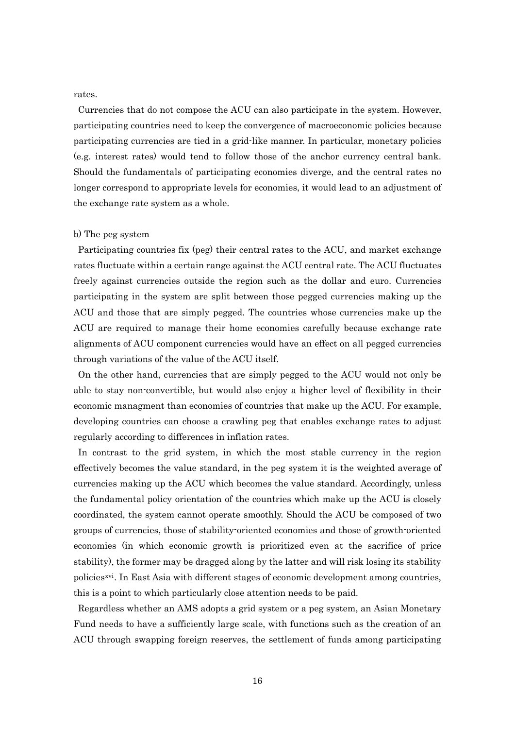rates.

Currencies that do not compose the ACU can also participate in the system. However, participating countries need to keep the convergence of macroeconomic policies because participating currencies are tied in a grid-like manner. In particular, monetary policies (e.g. interest rates) would tend to follow those of the anchor currency central bank. Should the fundamentals of participating economies diverge, and the central rates no longer correspond to appropriate levels for economies, it would lead to an adjustment of the exchange rate system as a whole.

b) The peg system

Participating countries fix (peg) their central rates to the ACU, and market exchange rates fluctuate within a certain range against the ACU central rate. The ACU fluctuates freely against currencies outside the region such as the dollar and euro. Currencies participating in the system are split between those pegged currencies making up the ACU and those that are simply pegged. The countries whose currencies make up the ACU are required to manage their home economies carefully because exchange rate alignments of ACU component currencies would have an effect on all pegged currencies through variations of the value of the ACU itself.

On the other hand, currencies that are simply pegged to the ACU would not only be able to stay non-convertible, but would also enjoy a higher level of flexibility in their economic managment than economies of countries that make up the ACU. For example, developing countries can choose a crawling peg that enables exchange rates to adjust regularly according to differences in inflation rates.

In contrast to the grid system, in which the most stable currency in the region effectively becomes the value standard, in the peg system it is the weighted average of currencies making up the ACU which becomes the value standard. Accordingly, unless the fundamental policy orientation of the countries which make up the ACU is closely coordinated, the system cannot operate smoothly. Should the ACU be composed of two groups of currencies, those of stability-oriented economies and those of growth-oriented economies (in which economic growth is prioritized even at the sacrifice of price stability), the former may be dragged along by the latter and will risk losing its stability policies[xvi]. In East Asia with different stages of economic development among countries, this is a point to which particularly close attention needs to be paid.

Regardless whether an AMS adopts a grid system or a peg system, an Asian Monetary Fund needs to have a sufficiently large scale, with functions such as the creation of an ACU through swapping foreign reserves, the settlement of funds among participating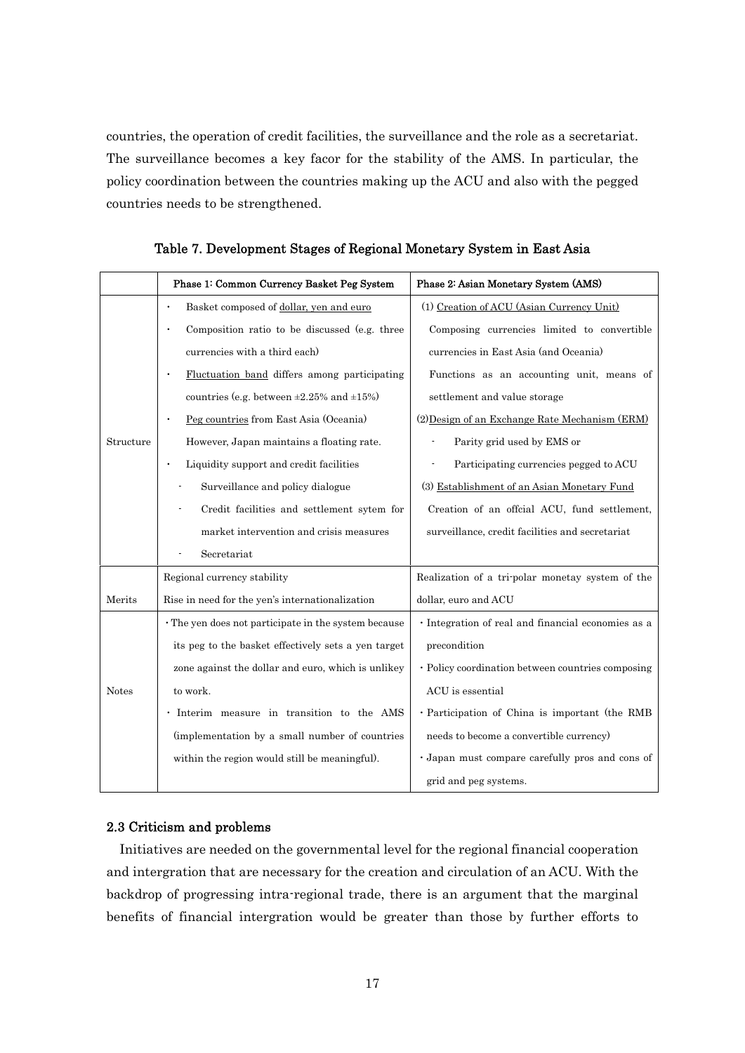countries, the operation of credit facilities, the surveillance and the role as a secretariat. The surveillance becomes a key facor for the stability of the AMS. In particular, the policy coordination between the countries making up the ACU and also with the pegged countries needs to be strengthened.

**Table 7. Development Stages of Regional Monetary System in East Asia**

| | Phase 1: Common Currency Basket Peg System | Phase 2: Asian Monetary System (AMS) |
|---|---|---|
| Structure | • Basket composed of dollar, yen and euro<br>• Composition ratio to be discussed (e.g. three currencies with a third each)<br>• Fluctuation band differs among participating countries (e.g. between ±2.25% and ±15%)<br>• Peg countries from East Asia (Oceania) However, Japan maintains a floating rate.<br>• Liquidity support and credit facilities<br>- Surveillance and policy dialogue<br>- Credit facilities and settlement sytem for market intervention and crisis measures<br>- Secretariat | (1) Creation of ACU (Asian Currency Unit)<br>Composing currencies limited to convertible currencies in East Asia (and Oceania)<br>Functions as an accounting unit, means of settlement and value storage<br>(2) Design of an Exchange Rate Mechanism (ERM)<br>- Parity grid used by EMS or<br>- Participating currencies pegged to ACU<br>(3) Establishment of an Asian Monetary Fund<br>Creation of an offcial ACU, fund settlement, surveillance, credit facilities and secretariat |
| Merits | Regional currency stability<br>Rise in need for the yen's internationalization | Realization of a tri-polar monetay system of the dollar, euro and ACU |
| Notes | • The yen does not participate in the system because its peg to the basket effectively sets a yen target zone against the dollar and euro, which is unlikey to work.<br>• Interim measure in transition to the AMS (implementation by a small number of countries within the region would still be meaningful). | • Integration of real and financial economies as a precondition<br>• Policy coordination between countries composing ACU is essential<br>• Participation of China is important (the RMB needs to become a convertible currency)<br>• Japan must compare carefully pros and cons of grid and peg systems. |

### 2.3 Criticism and problems

Initiatives are needed on the governmental level for the regional financial cooperation and intergration that are necessary for the creation and circulation of an ACU. With the backdrop of progressing intra-regional trade, there is an argument that the marginal benefits of financial intergration would be greater than those by further efforts to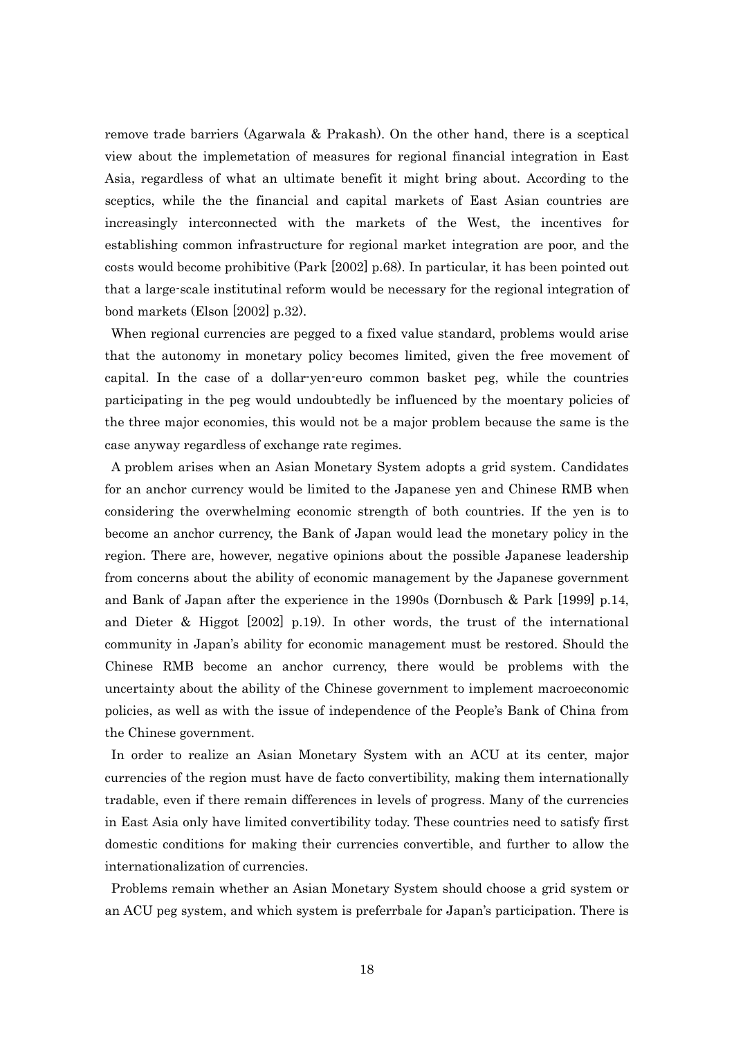remove trade barriers (Agarwala & Prakash). On the other hand, there is a sceptical view about the implemetation of measures for regional financial integration in East Asia, regardless of what an ultimate benefit it might bring about. According to the sceptics, while the the financial and capital markets of East Asian countries are increasingly interconnected with the markets of the West, the incentives for establishing common infrastructure for regional market integration are poor, and the costs would become prohibitive (Park [2002] p.68). In particular, it has been pointed out that a large-scale institutinal reform would be necessary for the regional integration of bond markets (Elson [2002] p.32).

When regional currencies are pegged to a fixed value standard, problems would arise that the autonomy in monetary policy becomes limited, given the free movement of capital. In the case of a dollar-yen-euro common basket peg, while the countries participating in the peg would undoubtedly be influenced by the moentary policies of the three major economies, this would not be a major problem because the same is the case anyway regardless of exchange rate regimes.

A problem arises when an Asian Monetary System adopts a grid system. Candidates for an anchor currency would be limited to the Japanese yen and Chinese RMB when considering the overwhelming economic strength of both countries. If the yen is to become an anchor currency, the Bank of Japan would lead the monetary policy in the region. There are, however, negative opinions about the possible Japanese leadership from concerns about the ability of economic management by the Japanese government and Bank of Japan after the experience in the 1990s (Dornbusch & Park [1999] p.14, and Dieter & Higgot [2002] p.19). In other words, the trust of the international community in Japan's ability for economic management must be restored. Should the Chinese RMB become an anchor currency, there would be problems with the uncertainty about the ability of the Chinese government to implement macroeconomic policies, as well as with the issue of independence of the People's Bank of China from the Chinese government.

In order to realize an Asian Monetary System with an ACU at its center, major currencies of the region must have de facto convertibility, making them internationally tradable, even if there remain differences in levels of progress. Many of the currencies in East Asia only have limited convertibility today. These countries need to satisfy first domestic conditions for making their currencies convertible, and further to allow the internationalization of currencies.

Problems remain whether an Asian Monetary System should choose a grid system or an ACU peg system, and which system is preferrbale for Japan's participation. There is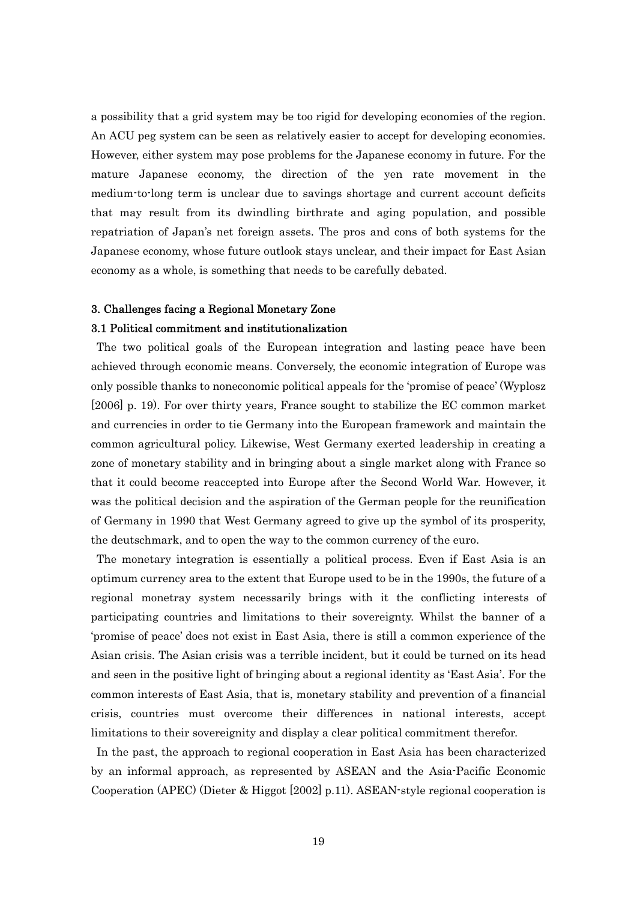a possibility that a grid system may be too rigid for developing economies of the region. An ACU peg system can be seen as relatively easier to accept for developing economies. However, either system may pose problems for the Japanese economy in future. For the mature Japanese economy, the direction of the yen rate movement in the medium-to-long term is unclear due to savings shortage and current account deficits that may result from its dwindling birthrate and aging population, and possible repatriation of Japan's net foreign assets. The pros and cons of both systems for the Japanese economy, whose future outlook stays unclear, and their impact for East Asian economy as a whole, is something that needs to be carefully debated.

### 3. Challenges facing a Regional Monetary Zone

#### 3.1 Political commitment and institutionalization

The two political goals of the European integration and lasting peace have been achieved through economic means. Conversely, the economic integration of Europe was only possible thanks to noneconomic political appeals for the 'promise of peace' (Wyplosz [2006] p. 19). For over thirty years, France sought to stabilize the EC common market and currencies in order to tie Germany into the European framework and maintain the common agricultural policy. Likewise, West Germany exerted leadership in creating a zone of monetary stability and in bringing about a single market along with France so that it could become reaccepted into Europe after the Second World War. However, it was the political decision and the aspiration of the German people for the reunification of Germany in 1990 that West Germany agreed to give up the symbol of its prosperity, the deutschmark, and to open the way to the common currency of the euro.

The monetary integration is essentially a political process. Even if East Asia is an optimum currency area to the extent that Europe used to be in the 1990s, the future of a regional monetray system necessarily brings with it the conflicting interests of participating countries and limitations to their sovereignty. Whilst the banner of a 'promise of peace' does not exist in East Asia, there is still a common experience of the Asian crisis. The Asian crisis was a terrible incident, but it could be turned on its head and seen in the positive light of bringing about a regional identity as 'East Asia'. For the common interests of East Asia, that is, monetary stability and prevention of a financial crisis, countries must overcome their differences in national interests, accept limitations to their sovereignity and display a clear political commitment therefor.

In the past, the approach to regional cooperation in East Asia has been characterized by an informal approach, as represented by ASEAN and the Asia-Pacific Economic Cooperation (APEC) (Dieter & Higgot [2002] p.11). ASEAN-style regional cooperation is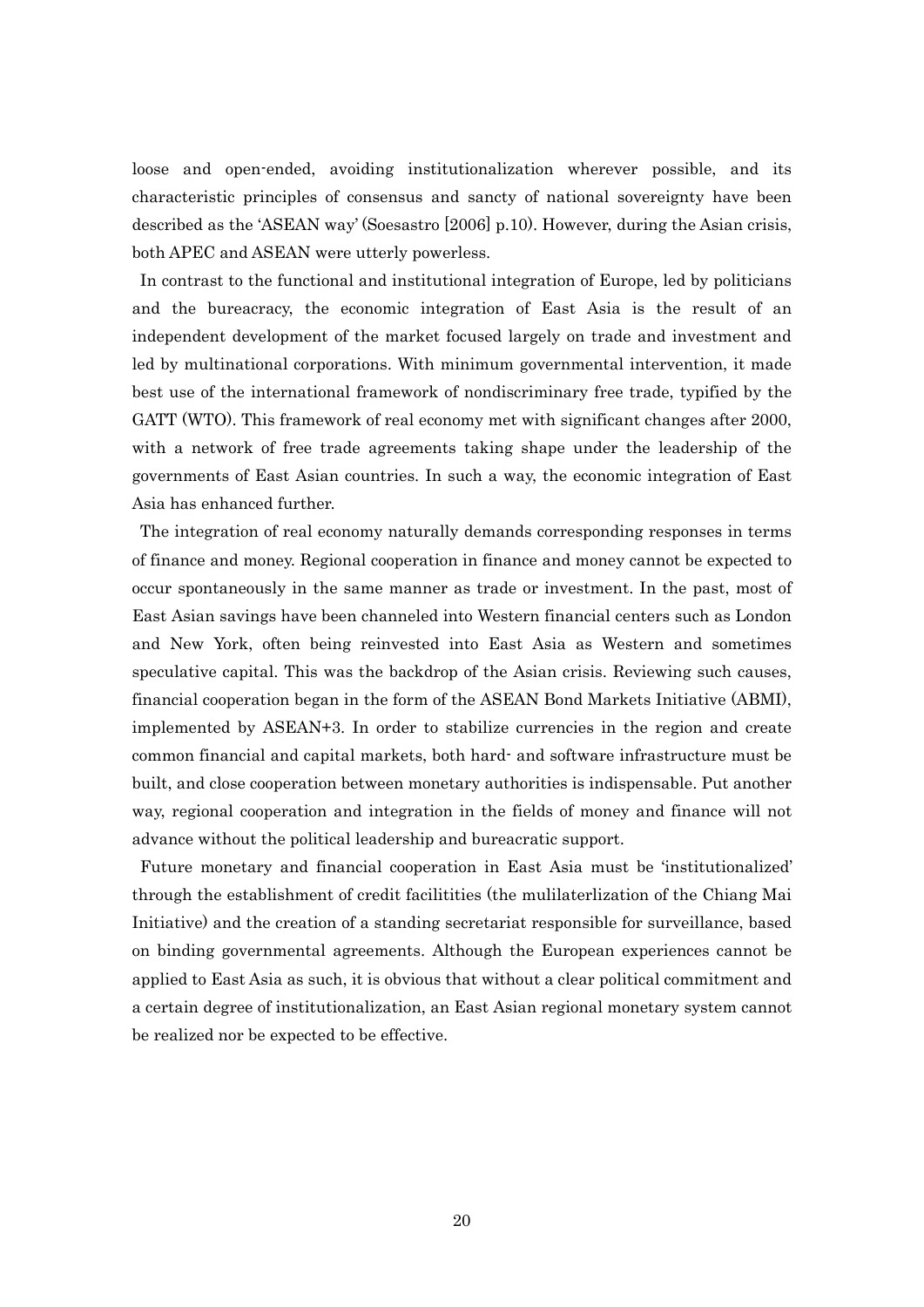loose and open-ended, avoiding institutionalization wherever possible, and its characteristic principles of consensus and sancty of national sovereignty have been described as the 'ASEAN way' (Soesastro [2006] p.10). However, during the Asian crisis, both APEC and ASEAN were utterly powerless.

In contrast to the functional and institutional integration of Europe, led by politicians and the bureacracy, the economic integration of East Asia is the result of an independent development of the market focused largely on trade and investment and led by multinational corporations. With minimum governmental intervention, it made best use of the international framework of nondiscriminary free trade, typified by the GATT (WTO). This framework of real economy met with significant changes after 2000, with a network of free trade agreements taking shape under the leadership of the governments of East Asian countries. In such a way, the economic integration of East Asia has enhanced further.

The integration of real economy naturally demands corresponding responses in terms of finance and money. Regional cooperation in finance and money cannot be expected to occur spontaneously in the same manner as trade or investment. In the past, most of East Asian savings have been channeled into Western financial centers such as London and New York, often being reinvested into East Asia as Western and sometimes speculative capital. This was the backdrop of the Asian crisis. Reviewing such causes, financial cooperation began in the form of the ASEAN Bond Markets Initiative (ABMI), implemented by ASEAN+3. In order to stabilize currencies in the region and create common financial and capital markets, both hard- and software infrastructure must be built, and close cooperation between monetary authorities is indispensable. Put another way, regional cooperation and integration in the fields of money and finance will not advance without the political leadership and bureacratic support.

Future monetary and financial cooperation in East Asia must be 'institutionalized' through the establishment of credit facilitities (the mulilaterlization of the Chiang Mai Initiative) and the creation of a standing secretariat responsible for surveillance, based on binding governmental agreements. Although the European experiences cannot be applied to East Asia as such, it is obvious that without a clear political commitment and a certain degree of institutionalization, an East Asian regional monetary system cannot be realized nor be expected to be effective.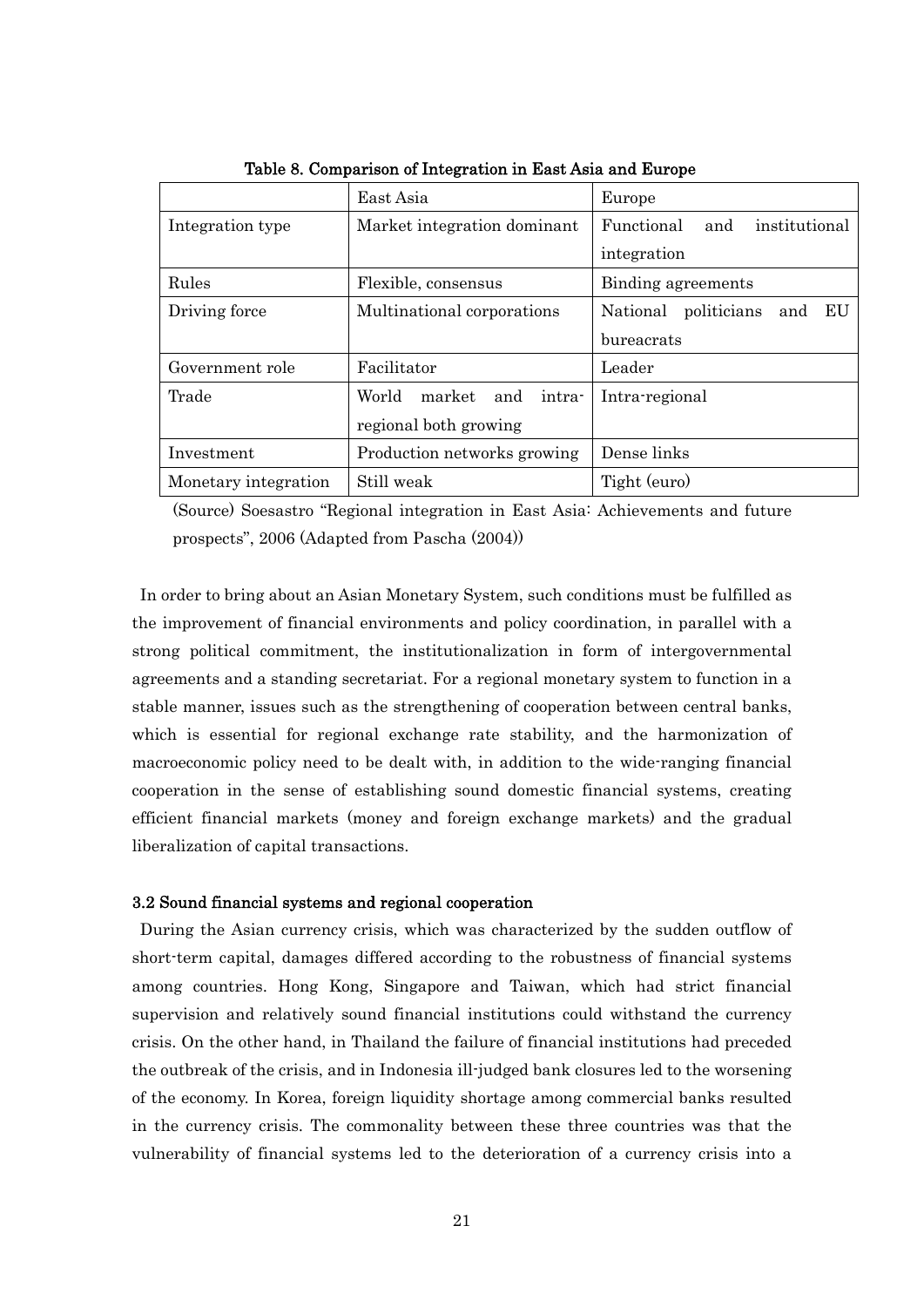Table 8. Comparison of Integration in East Asia and Europe

| | East Asia | Europe |
|---|---|---|
| Integration type | Market integration dominant | Functional and institutional integration |
| Rules | Flexible, consensus | Binding agreements |
| Driving force | Multinational corporations | National politicians and EU bureacrats |
| Government role | Facilitator | Leader |
| Trade | World market and intra-regional both growing | Intra-regional |
| Investment | Production networks growing | Dense links |
| Monetary integration | Still weak | Tight (euro) |

(Source) Soesastro "Regional integration in East Asia: Achievements and future prospects", 2006 (Adapted from Pascha (2004))

In order to bring about an Asian Monetary System, such conditions must be fulfilled as the improvement of financial environments and policy coordination, in parallel with a strong political commitment, the institutionalization in form of intergovernmental agreements and a standing secretariat. For a regional monetary system to function in a stable manner, issues such as the strengthening of cooperation between central banks, which is essential for regional exchange rate stability, and the harmonization of macroeconomic policy need to be dealt with, in addition to the wide-ranging financial cooperation in the sense of establishing sound domestic financial systems, creating efficient financial markets (money and foreign exchange markets) and the gradual liberalization of capital transactions.

### 3.2 Sound financial systems and regional cooperation

During the Asian currency crisis, which was characterized by the sudden outflow of short-term capital, damages differed according to the robustness of financial systems among countries. Hong Kong, Singapore and Taiwan, which had strict financial supervision and relatively sound financial institutions could withstand the currency crisis. On the other hand, in Thailand the failure of financial institutions had preceded the outbreak of the crisis, and in Indonesia ill-judged bank closures led to the worsening of the economy. In Korea, foreign liquidity shortage among commercial banks resulted in the currency crisis. The commonality between these three countries was that the vulnerability of financial systems led to the deterioration of a currency crisis into a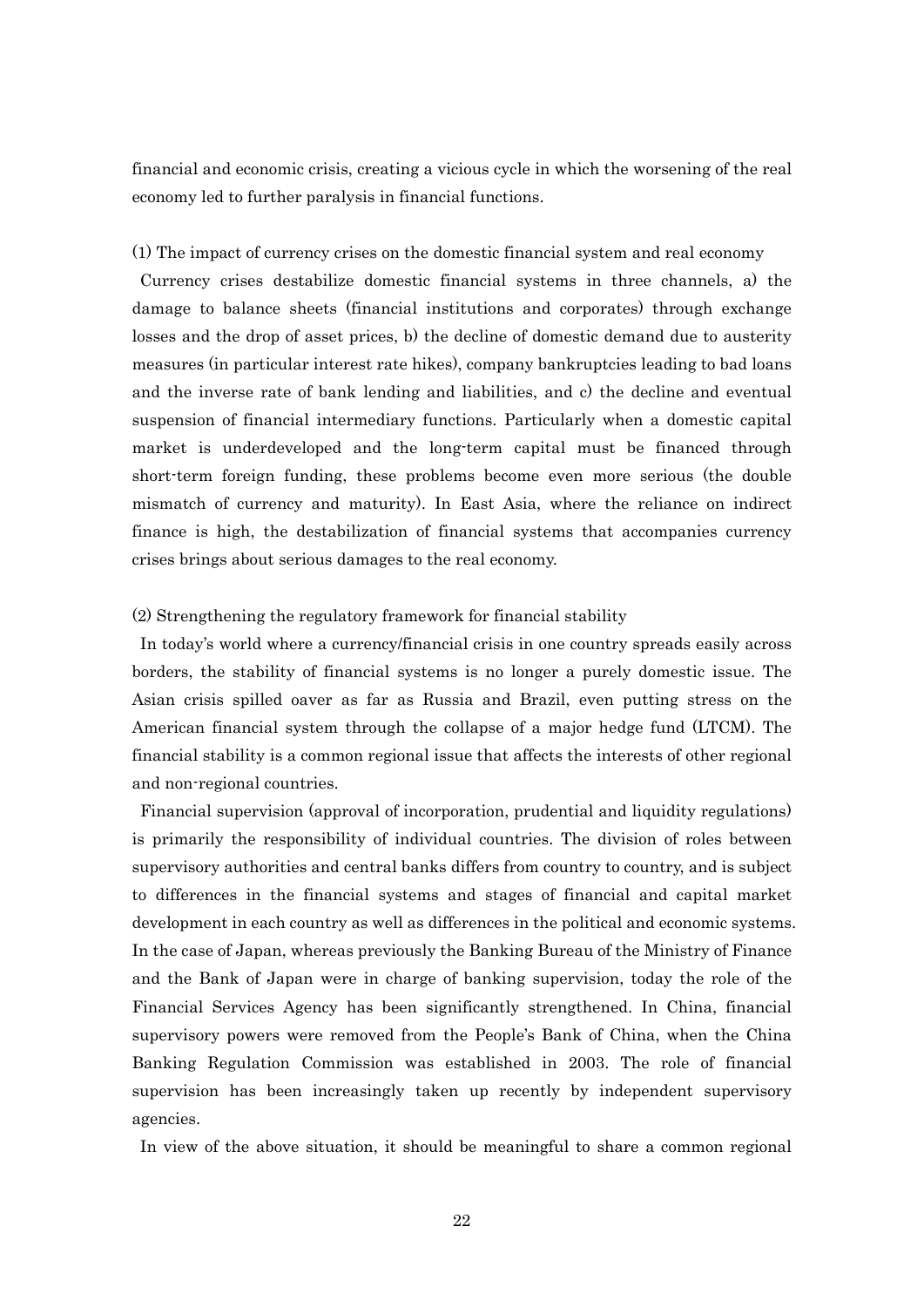financial and economic crisis, creating a vicious cycle in which the worsening of the real economy led to further paralysis in financial functions.

(1) The impact of currency crises on the domestic financial system and real economy

Currency crises destabilize domestic financial systems in three channels, a) the damage to balance sheets (financial institutions and corporates) through exchange losses and the drop of asset prices, b) the decline of domestic demand due to austerity measures (in particular interest rate hikes), company bankruptcies leading to bad loans and the inverse rate of bank lending and liabilities, and c) the decline and eventual suspension of financial intermediary functions. Particularly when a domestic capital market is underdeveloped and the long-term capital must be financed through short-term foreign funding, these problems become even more serious (the double mismatch of currency and maturity). In East Asia, where the reliance on indirect finance is high, the destabilization of financial systems that accompanies currency crises brings about serious damages to the real economy.

(2) Strengthening the regulatory framework for financial stability

In today's world where a currency/financial crisis in one country spreads easily across borders, the stability of financial systems is no longer a purely domestic issue. The Asian crisis spilled oaver as far as Russia and Brazil, even putting stress on the American financial system through the collapse of a major hedge fund (LTCM). The financial stability is a common regional issue that affects the interests of other regional and non-regional countries.

Financial supervision (approval of incorporation, prudential and liquidity regulations) is primarily the responsibility of individual countries. The division of roles between supervisory authorities and central banks differs from country to country, and is subject to differences in the financial systems and stages of financial and capital market development in each country as well as differences in the political and economic systems. In the case of Japan, whereas previously the Banking Bureau of the Ministry of Finance and the Bank of Japan were in charge of banking supervision, today the role of the Financial Services Agency has been significantly strengthened. In China, financial supervisory powers were removed from the People's Bank of China, when the China Banking Regulation Commission was established in 2003. The role of financial supervision has been increasingly taken up recently by independent supervisory agencies.

In view of the above situation, it should be meaningful to share a common regional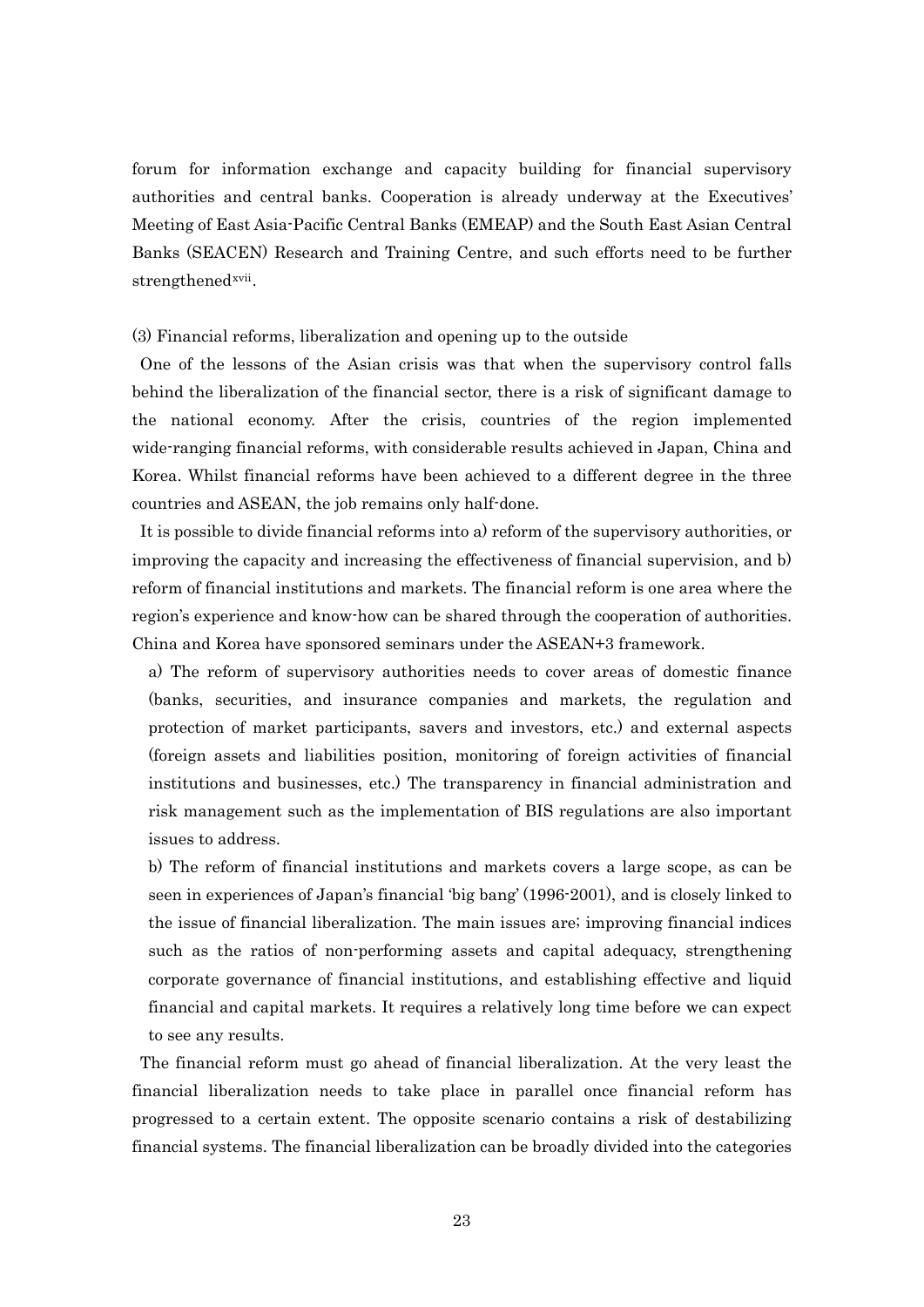forum for information exchange and capacity building for financial supervisory authorities and central banks. Cooperation is already underway at the Executives' Meeting of East Asia-Pacific Central Banks (EMEAP) and the South East Asian Central Banks (SEACEN) Research and Training Centre, and such efforts need to be further strengthened[xvii].

(3) Financial reforms, liberalization and opening up to the outside

One of the lessons of the Asian crisis was that when the supervisory control falls behind the liberalization of the financial sector, there is a risk of significant damage to the national economy. After the crisis, countries of the region implemented wide-ranging financial reforms, with considerable results achieved in Japan, China and Korea. Whilst financial reforms have been achieved to a different degree in the three countries and ASEAN, the job remains only half-done.

It is possible to divide financial reforms into a) reform of the supervisory authorities, or improving the capacity and increasing the effectiveness of financial supervision, and b) reform of financial institutions and markets. The financial reform is one area where the region's experience and know-how can be shared through the cooperation of authorities. China and Korea have sponsored seminars under the ASEAN+3 framework.

a) The reform of supervisory authorities needs to cover areas of domestic finance (banks, securities, and insurance companies and markets, the regulation and protection of market participants, savers and investors, etc.) and external aspects (foreign assets and liabilities position, monitoring of foreign activities of financial institutions and businesses, etc.) The transparency in financial administration and risk management such as the implementation of BIS regulations are also important issues to address.

b) The reform of financial institutions and markets covers a large scope, as can be seen in experiences of Japan's financial 'big bang' (1996-2001), and is closely linked to the issue of financial liberalization. The main issues are; improving financial indices such as the ratios of non-performing assets and capital adequacy, strengthening corporate governance of financial institutions, and establishing effective and liquid financial and capital markets. It requires a relatively long time before we can expect to see any results.

The financial reform must go ahead of financial liberalization. At the very least the financial liberalization needs to take place in parallel once financial reform has progressed to a certain extent. The opposite scenario contains a risk of destabilizing financial systems. The financial liberalization can be broadly divided into the categories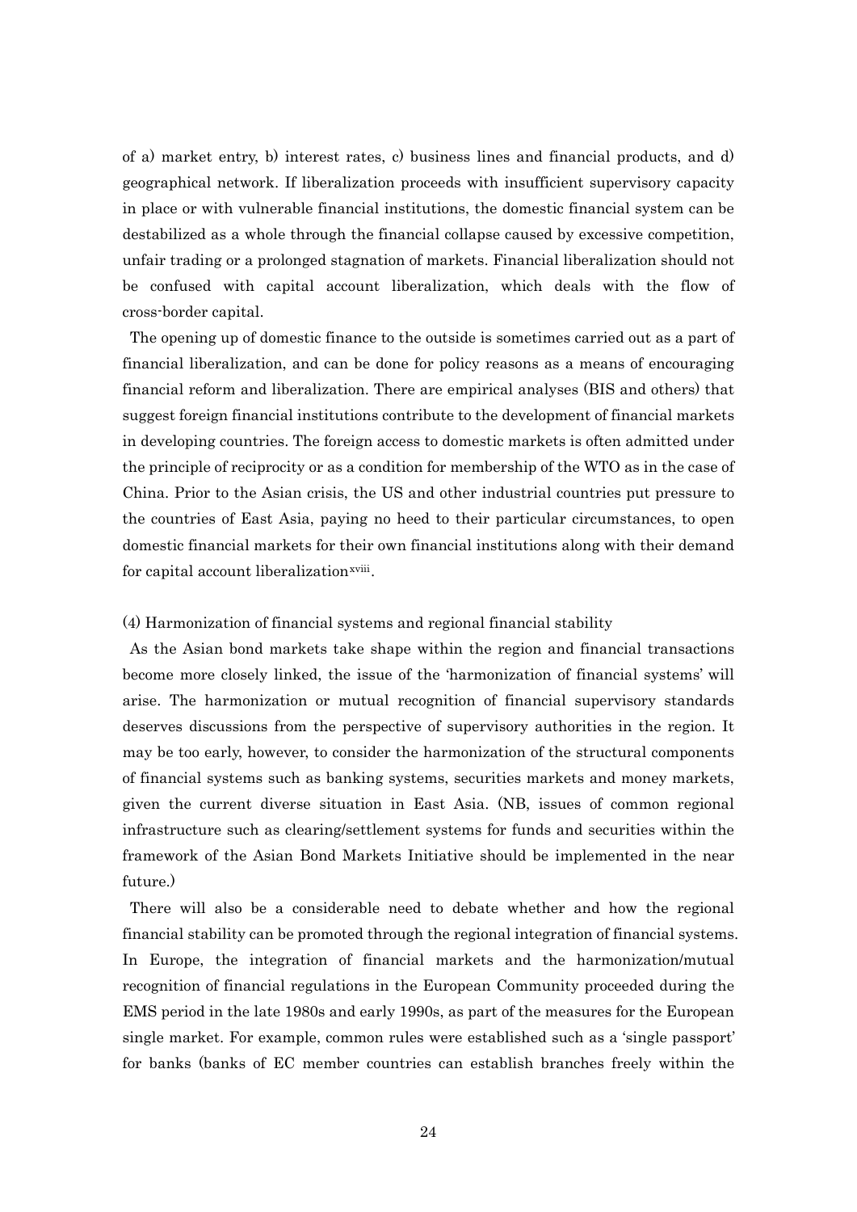of a) market entry, b) interest rates, c) business lines and financial products, and d) geographical network. If liberalization proceeds with insufficient supervisory capacity in place or with vulnerable financial institutions, the domestic financial system can be destabilized as a whole through the financial collapse caused by excessive competition, unfair trading or a prolonged stagnation of markets. Financial liberalization should not be confused with capital account liberalization, which deals with the flow of cross-border capital.

The opening up of domestic finance to the outside is sometimes carried out as a part of financial liberalization, and can be done for policy reasons as a means of encouraging financial reform and liberalization. There are empirical analyses (BIS and others) that suggest foreign financial institutions contribute to the development of financial markets in developing countries. The foreign access to domestic markets is often admitted under the principle of reciprocity or as a condition for membership of the WTO as in the case of China. Prior to the Asian crisis, the US and other industrial countries put pressure to the countries of East Asia, paying no heed to their particular circumstances, to open domestic financial markets for their own financial institutions along with their demand for capital account liberalization[xviii].

(4) Harmonization of financial systems and regional financial stability

As the Asian bond markets take shape within the region and financial transactions become more closely linked, the issue of the 'harmonization of financial systems' will arise. The harmonization or mutual recognition of financial supervisory standards deserves discussions from the perspective of supervisory authorities in the region. It may be too early, however, to consider the harmonization of the structural components of financial systems such as banking systems, securities markets and money markets, given the current diverse situation in East Asia. (NB, issues of common regional infrastructure such as clearing/settlement systems for funds and securities within the framework of the Asian Bond Markets Initiative should be implemented in the near future.)

There will also be a considerable need to debate whether and how the regional financial stability can be promoted through the regional integration of financial systems. In Europe, the integration of financial markets and the harmonization/mutual recognition of financial regulations in the European Community proceeded during the EMS period in the late 1980s and early 1990s, as part of the measures for the European single market. For example, common rules were established such as a 'single passport' for banks (banks of EC member countries can establish branches freely within the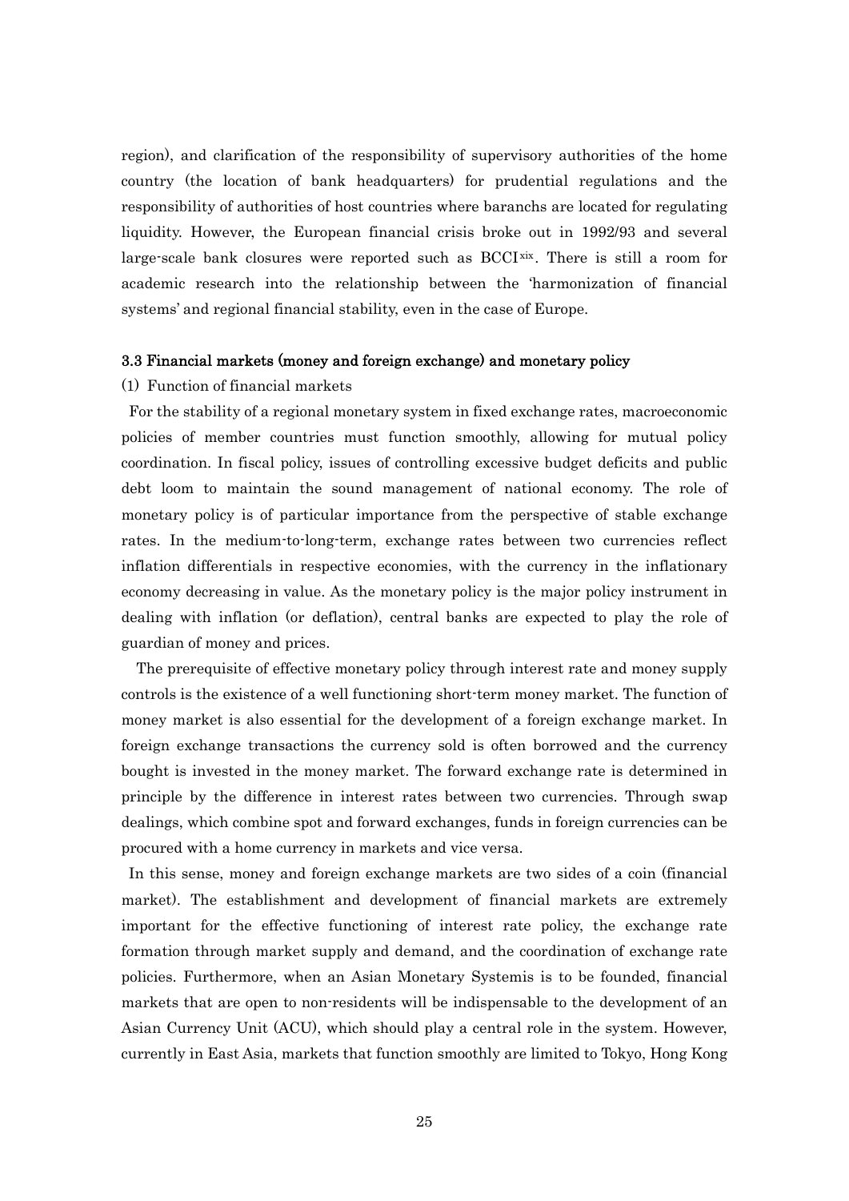region), and clarification of the responsibility of supervisory authorities of the home country (the location of bank headquarters) for prudential regulations and the responsibility of authorities of host countries where baranchs are located for regulating liquidity. However, the European financial crisis broke out in 1992/93 and several large-scale bank closures were reported such as BCCI[xix]. There is still a room for academic research into the relationship between the 'harmonization of financial systems' and regional financial stability, even in the case of Europe.

### 3.3 Financial markets (money and foreign exchange) and monetary policy

(1) Function of financial markets

For the stability of a regional monetary system in fixed exchange rates, macroeconomic policies of member countries must function smoothly, allowing for mutual policy coordination. In fiscal policy, issues of controlling excessive budget deficits and public debt loom to maintain the sound management of national economy. The role of monetary policy is of particular importance from the perspective of stable exchange rates. In the medium-to-long-term, exchange rates between two currencies reflect inflation differentials in respective economies, with the currency in the inflationary economy decreasing in value. As the monetary policy is the major policy instrument in dealing with inflation (or deflation), central banks are expected to play the role of guardian of money and prices.

The prerequisite of effective monetary policy through interest rate and money supply controls is the existence of a well functioning short-term money market. The function of money market is also essential for the development of a foreign exchange market. In foreign exchange transactions the currency sold is often borrowed and the currency bought is invested in the money market. The forward exchange rate is determined in principle by the difference in interest rates between two currencies. Through swap dealings, which combine spot and forward exchanges, funds in foreign currencies can be procured with a home currency in markets and vice versa.

In this sense, money and foreign exchange markets are two sides of a coin (financial market). The establishment and development of financial markets are extremely important for the effective functioning of interest rate policy, the exchange rate formation through market supply and demand, and the coordination of exchange rate policies. Furthermore, when an Asian Monetary Systemis is to be founded, financial markets that are open to non-residents will be indispensable to the development of an Asian Currency Unit (ACU), which should play a central role in the system. However, currently in East Asia, markets that function smoothly are limited to Tokyo, Hong Kong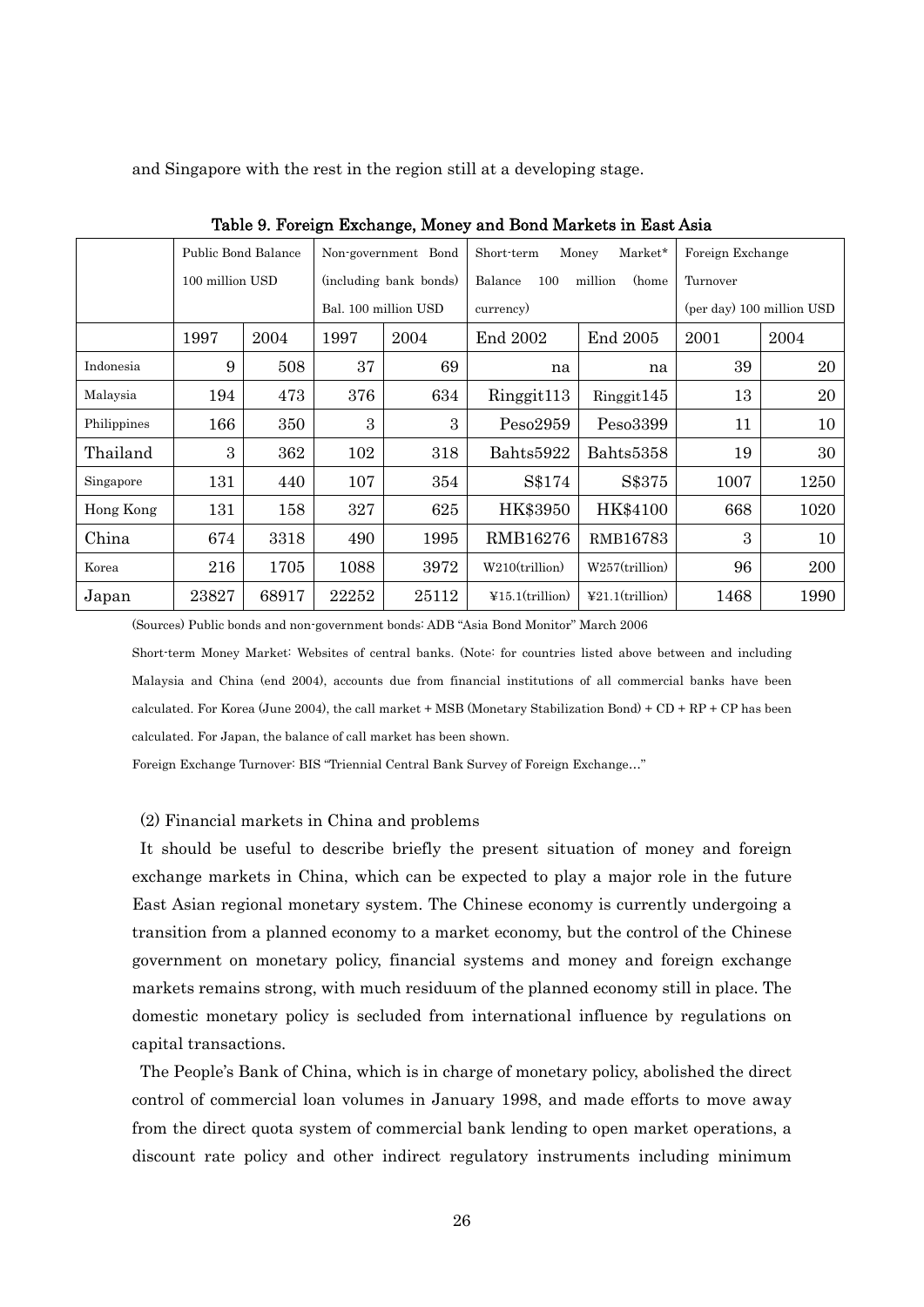and Singapore with the rest in the region still at a developing stage.

**Table 9. Foreign Exchange, Money and Bond Markets in East Asia**

| | Public Bond Balance 100 million USD | | Non-government Bond (including bank bonds) Bal. 100 million USD | | Short-term Money Market* Balance 100 million (home currency) | | Foreign Exchange Turnover (per day) 100 million USD | |
|---|---|---|---|---|---|---|---|---|
| | 1997 | 2004 | 1997 | 2004 | End 2002 | End 2005 | 2001 | 2004 |
| Indonesia | 9 | 508 | 37 | 69 | na | na | 39 | 20 |
| Malaysia | 194 | 473 | 376 | 634 | Ringgit113 | Ringgit145 | 13 | 20 |
| Philippines | 166 | 350 | 3 | 3 | Peso2959 | Peso3399 | 11 | 10 |
| Thailand | 3 | 362 | 102 | 318 | Bahts5922 | Bahts5358 | 19 | 30 |
| Singapore | 131 | 440 | 107 | 354 | S$174 | S$375 | 1007 | 1250 |
| Hong Kong | 131 | 158 | 327 | 625 | HK$3950 | HK$4100 | 668 | 1020 |
| China | 674 | 3318 | 490 | 1995 | RMB16276 | RMB16783 | 3 | 10 |
| Korea | 216 | 1705 | 1088 | 3972 | W210(trillion) | W257(trillion) | 96 | 200 |
| Japan | 23827 | 68917 | 22252 | 25112 | ¥15.1(trillion) | ¥21.1(trillion) | 1468 | 1990 |

(Sources) Public bonds and non-government bonds: ADB "Asia Bond Monitor" March 2006

Short-term Money Market: Websites of central banks. (Note: for countries listed above between and including Malaysia and China (end 2004), accounts due from financial institutions of all commercial banks have been calculated. For Korea (June 2004), the call market + MSB (Monetary Stabilization Bond) + CD + RP + CP has been calculated. For Japan, the balance of call market has been shown.

Foreign Exchange Turnover: BIS "Triennial Central Bank Survey of Foreign Exchange…"

(2) Financial markets in China and problems

It should be useful to describe briefly the present situation of money and foreign exchange markets in China, which can be expected to play a major role in the future East Asian regional monetary system. The Chinese economy is currently undergoing a transition from a planned economy to a market economy, but the control of the Chinese government on monetary policy, financial systems and money and foreign exchange markets remains strong, with much residuum of the planned economy still in place. The domestic monetary policy is secluded from international influence by regulations on capital transactions.

The People's Bank of China, which is in charge of monetary policy, abolished the direct control of commercial loan volumes in January 1998, and made efforts to move away from the direct quota system of commercial bank lending to open market operations, a discount rate policy and other indirect regulatory instruments including minimum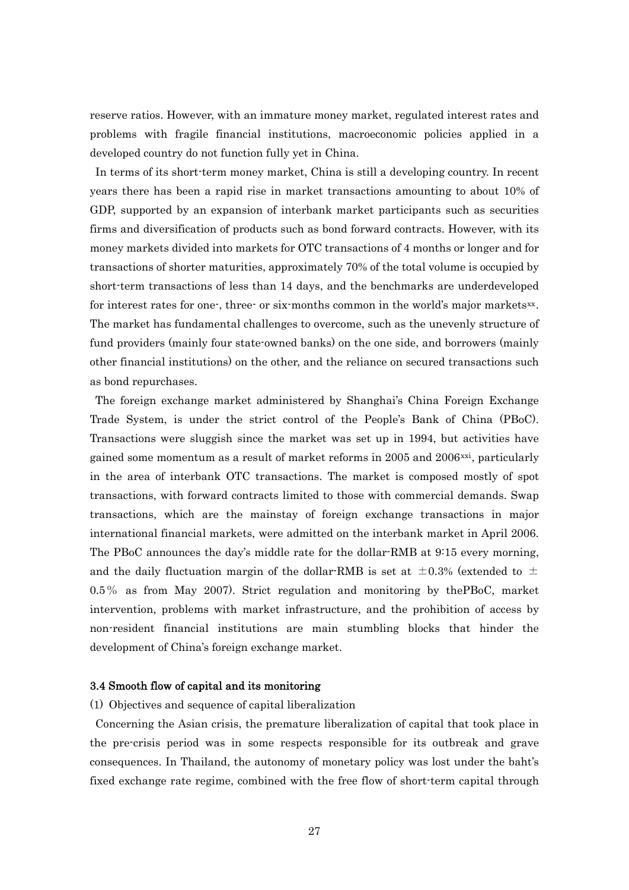reserve ratios. However, with an immature money market, regulated interest rates and problems with fragile financial institutions, macroeconomic policies applied in a developed country do not function fully yet in China.

In terms of its short-term money market, China is still a developing country. In recent years there has been a rapid rise in market transactions amounting to about 10% of GDP, supported by an expansion of interbank market participants such as securities firms and diversification of products such as bond forward contracts. However, with its money markets divided into markets for OTC transactions of 4 months or longer and for transactions of shorter maturities, approximately 70% of the total volume is occupied by short-term transactions of less than 14 days, and the benchmarks are underdeveloped for interest rates for one-, three- or six-months common in the world's major markets[xx]. The market has fundamental challenges to overcome, such as the unevenly structure of fund providers (mainly four state-owned banks) on the one side, and borrowers (mainly other financial institutions) on the other, and the reliance on secured transactions such as bond repurchases.

The foreign exchange market administered by Shanghai's China Foreign Exchange Trade System, is under the strict control of the People's Bank of China (PBoC). Transactions were sluggish since the market was set up in 1994, but activities have gained some momentum as a result of market reforms in 2005 and 2006[xxi], particularly in the area of interbank OTC transactions. The market is composed mostly of spot transactions, with forward contracts limited to those with commercial demands. Swap transactions, which are the mainstay of foreign exchange transactions in major international financial markets, were admitted on the interbank market in April 2006. The PBoC announces the day's middle rate for the dollar-RMB at 9:15 every morning, and the daily fluctuation margin of the dollar-RMB is set at ±0.3% (extended to ±0.5% as from May 2007). Strict regulation and monitoring by thePBoC, market intervention, problems with market infrastructure, and the prohibition of access by non-resident financial institutions are main stumbling blocks that hinder the development of China's foreign exchange market.

### 3.4 Smooth flow of capital and its monitoring

(1) Objectives and sequence of capital liberalization

Concerning the Asian crisis, the premature liberalization of capital that took place in the pre-crisis period was in some respects responsible for its outbreak and grave consequences. In Thailand, the autonomy of monetary policy was lost under the baht's fixed exchange rate regime, combined with the free flow of short-term capital through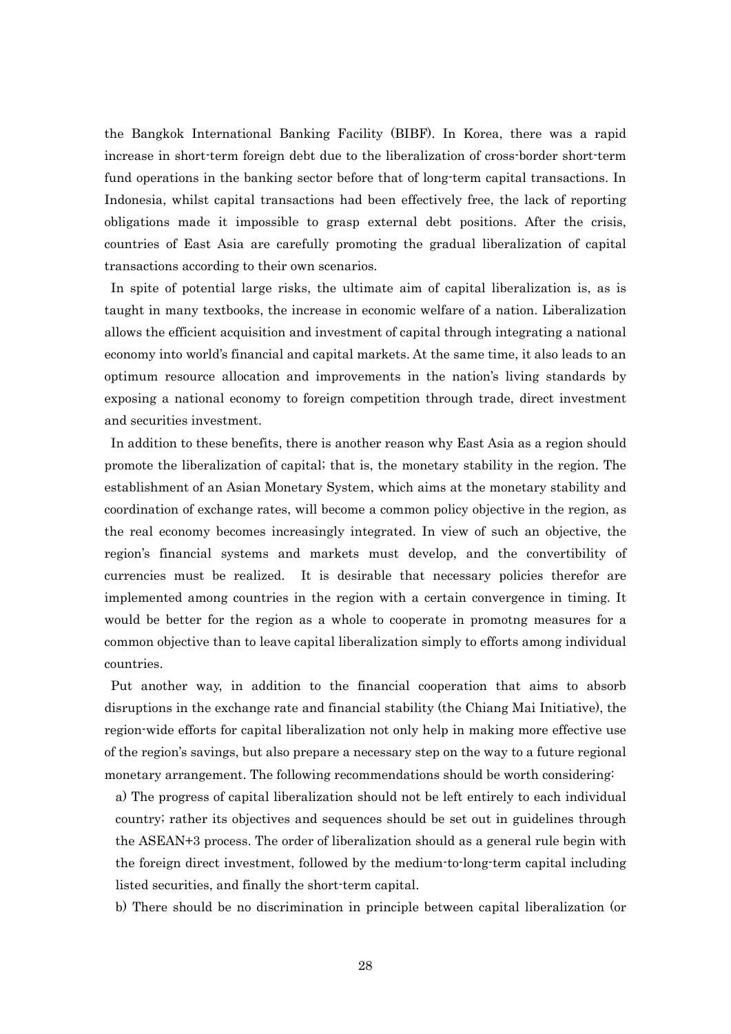the Bangkok International Banking Facility (BIBF). In Korea, there was a rapid increase in short-term foreign debt due to the liberalization of cross-border short-term fund operations in the banking sector before that of long-term capital transactions. In Indonesia, whilst capital transactions had been effectively free, the lack of reporting obligations made it impossible to grasp external debt positions. After the crisis, countries of East Asia are carefully promoting the gradual liberalization of capital transactions according to their own scenarios.

In spite of potential large risks, the ultimate aim of capital liberalization is, as is taught in many textbooks, the increase in economic welfare of a nation. Liberalization allows the efficient acquisition and investment of capital through integrating a national economy into world's financial and capital markets. At the same time, it also leads to an optimum resource allocation and improvements in the nation's living standards by exposing a national economy to foreign competition through trade, direct investment and securities investment.

In addition to these benefits, there is another reason why East Asia as a region should promote the liberalization of capital; that is, the monetary stability in the region. The establishment of an Asian Monetary System, which aims at the monetary stability and coordination of exchange rates, will become a common policy objective in the region, as the real economy becomes increasingly integrated. In view of such an objective, the region's financial systems and markets must develop, and the convertibility of currencies must be realized. It is desirable that necessary policies therefor are implemented among countries in the region with a certain convergence in timing. It would be better for the region as a whole to cooperate in promotng measures for a common objective than to leave capital liberalization simply to efforts among individual countries.

Put another way, in addition to the financial cooperation that aims to absorb disruptions in the exchange rate and financial stability (the Chiang Mai Initiative), the region-wide efforts for capital liberalization not only help in making more effective use of the region's savings, but also prepare a necessary step on the way to a future regional monetary arrangement. The following recommendations should be worth considering:

a) The progress of capital liberalization should not be left entirely to each individual country; rather its objectives and sequences should be set out in guidelines through the ASEAN+3 process. The order of liberalization should as a general rule begin with the foreign direct investment, followed by the medium-to-long-term capital including listed securities, and finally the short-term capital.

b) There should be no discrimination in principle between capital liberalization (or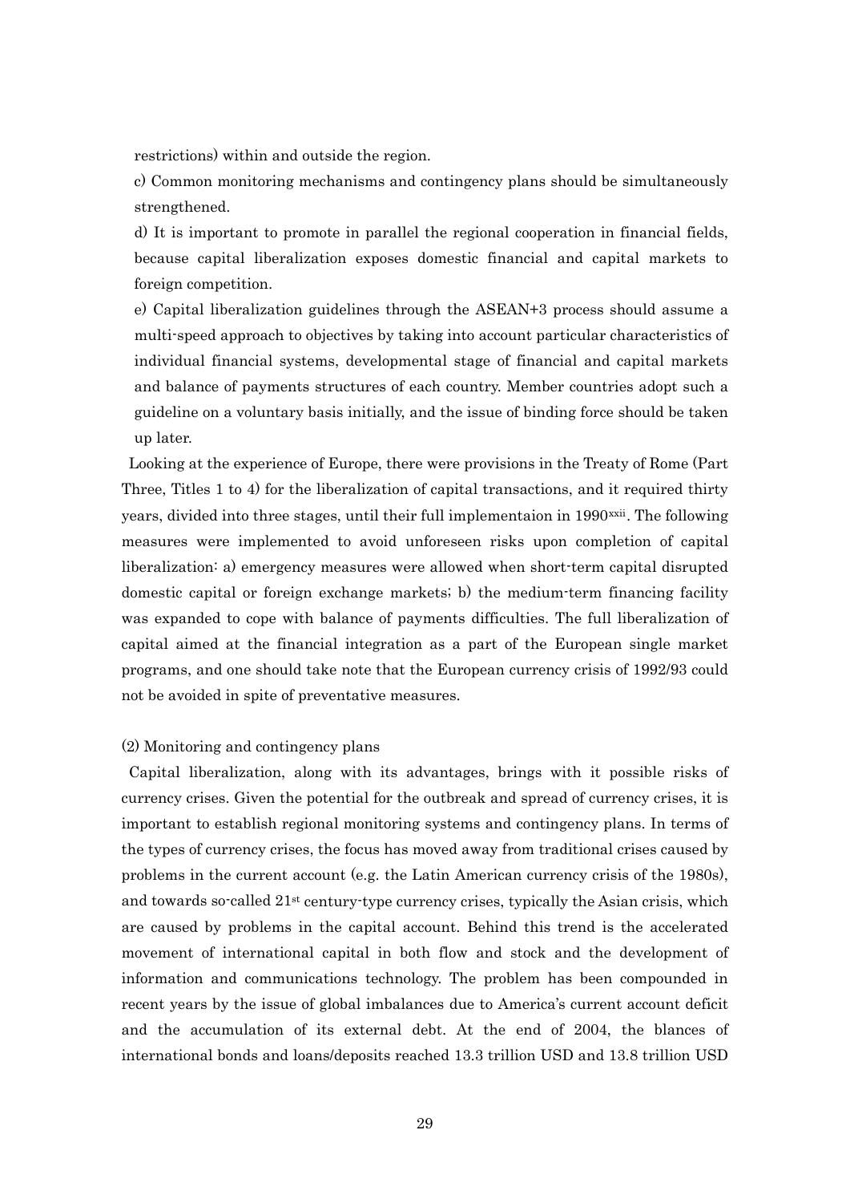restrictions) within and outside the region.

c) Common monitoring mechanisms and contingency plans should be simultaneously strengthened.

d) It is important to promote in parallel the regional cooperation in financial fields, because capital liberalization exposes domestic financial and capital markets to foreign competition.

e) Capital liberalization guidelines through the ASEAN+3 process should assume a multi-speed approach to objectives by taking into account particular characteristics of individual financial systems, developmental stage of financial and capital markets and balance of payments structures of each country. Member countries adopt such a guideline on a voluntary basis initially, and the issue of binding force should be taken up later.

Looking at the experience of Europe, there were provisions in the Treaty of Rome (Part Three, Titles 1 to 4) for the liberalization of capital transactions, and it required thirty years, divided into three stages, until their full implementaion in 1990[xxii]. The following measures were implemented to avoid unforeseen risks upon completion of capital liberalization: a) emergency measures were allowed when short-term capital disrupted domestic capital or foreign exchange markets; b) the medium-term financing facility was expanded to cope with balance of payments difficulties. The full liberalization of capital aimed at the financial integration as a part of the European single market programs, and one should take note that the European currency crisis of 1992/93 could not be avoided in spite of preventative measures.

(2) Monitoring and contingency plans

Capital liberalization, along with its advantages, brings with it possible risks of currency crises. Given the potential for the outbreak and spread of currency crises, it is important to establish regional monitoring systems and contingency plans. In terms of the types of currency crises, the focus has moved away from traditional crises caused by problems in the current account (e.g. the Latin American currency crisis of the 1980s), and towards so-called 21st century-type currency crises, typically the Asian crisis, which are caused by problems in the capital account. Behind this trend is the accelerated movement of international capital in both flow and stock and the development of information and communications technology. The problem has been compounded in recent years by the issue of global imbalances due to America's current account deficit and the accumulation of its external debt. At the end of 2004, the blances of international bonds and loans/deposits reached 13.3 trillion USD and 13.8 trillion USD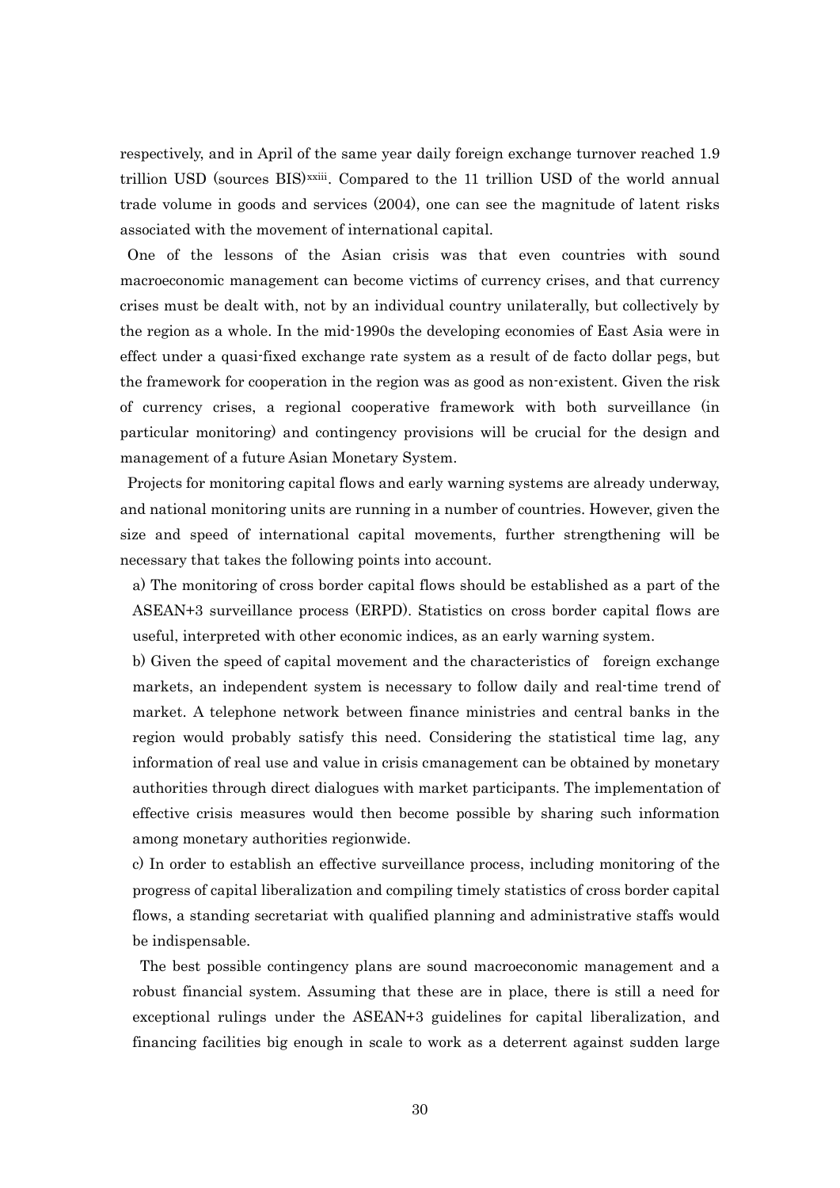respectively, and in April of the same year daily foreign exchange turnover reached 1.9 trillion USD (sources BIS)[xxiii]. Compared to the 11 trillion USD of the world annual trade volume in goods and services (2004), one can see the magnitude of latent risks associated with the movement of international capital.

One of the lessons of the Asian crisis was that even countries with sound macroeconomic management can become victims of currency crises, and that currency crises must be dealt with, not by an individual country unilaterally, but collectively by the region as a whole. In the mid-1990s the developing economies of East Asia were in effect under a quasi-fixed exchange rate system as a result of de facto dollar pegs, but the framework for cooperation in the region was as good as non-existent. Given the risk of currency crises, a regional cooperative framework with both surveillance (in particular monitoring) and contingency provisions will be crucial for the design and management of a future Asian Monetary System.

Projects for monitoring capital flows and early warning systems are already underway, and national monitoring units are running in a number of countries. However, given the size and speed of international capital movements, further strengthening will be necessary that takes the following points into account.

a) The monitoring of cross border capital flows should be established as a part of the ASEAN+3 surveillance process (ERPD). Statistics on cross border capital flows are useful, interpreted with other economic indices, as an early warning system.

b) Given the speed of capital movement and the characteristics of foreign exchange markets, an independent system is necessary to follow daily and real-time trend of market. A telephone network between finance ministries and central banks in the region would probably satisfy this need. Considering the statistical time lag, any information of real use and value in crisis cmanagement can be obtained by monetary authorities through direct dialogues with market participants. The implementation of effective crisis measures would then become possible by sharing such information among monetary authorities regionwide.

c) In order to establish an effective surveillance process, including monitoring of the progress of capital liberalization and compiling timely statistics of cross border capital flows, a standing secretariat with qualified planning and administrative staffs would be indispensable.

The best possible contingency plans are sound macroeconomic management and a robust financial system. Assuming that these are in place, there is still a need for exceptional rulings under the ASEAN+3 guidelines for capital liberalization, and financing facilities big enough in scale to work as a deterrent against sudden large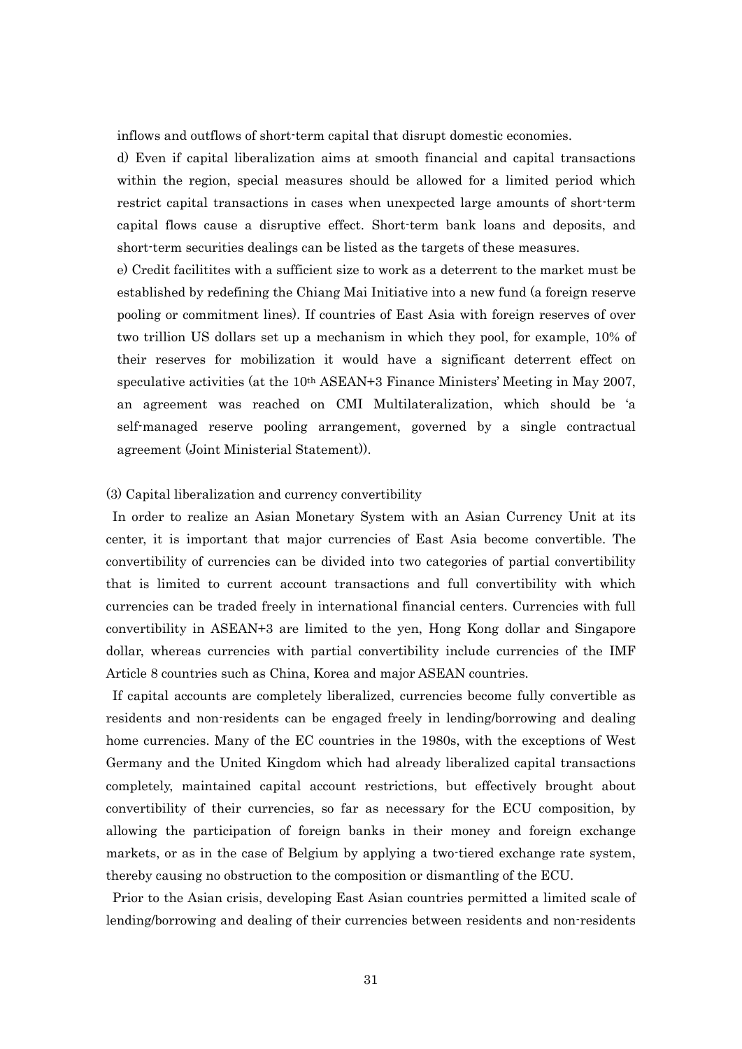inflows and outflows of short-term capital that disrupt domestic economies.

d) Even if capital liberalization aims at smooth financial and capital transactions within the region, special measures should be allowed for a limited period which restrict capital transactions in cases when unexpected large amounts of short-term capital flows cause a disruptive effect. Short-term bank loans and deposits, and short-term securities dealings can be listed as the targets of these measures.

e) Credit facilitites with a sufficient size to work as a deterrent to the market must be established by redefining the Chiang Mai Initiative into a new fund (a foreign reserve pooling or commitment lines). If countries of East Asia with foreign reserves of over two trillion US dollars set up a mechanism in which they pool, for example, 10% of their reserves for mobilization it would have a significant deterrent effect on speculative activities (at the 10th ASEAN+3 Finance Ministers' Meeting in May 2007, an agreement was reached on CMI Multilateralization, which should be 'a self-managed reserve pooling arrangement, governed by a single contractual agreement (Joint Ministerial Statement)).

(3) Capital liberalization and currency convertibility

In order to realize an Asian Monetary System with an Asian Currency Unit at its center, it is important that major currencies of East Asia become convertible. The convertibility of currencies can be divided into two categories of partial convertibility that is limited to current account transactions and full convertibility with which currencies can be traded freely in international financial centers. Currencies with full convertibility in ASEAN+3 are limited to the yen, Hong Kong dollar and Singapore dollar, whereas currencies with partial convertibility include currencies of the IMF Article 8 countries such as China, Korea and major ASEAN countries.

If capital accounts are completely liberalized, currencies become fully convertible as residents and non-residents can be engaged freely in lending/borrowing and dealing home currencies. Many of the EC countries in the 1980s, with the exceptions of West Germany and the United Kingdom which had already liberalized capital transactions completely, maintained capital account restrictions, but effectively brought about convertibility of their currencies, so far as necessary for the ECU composition, by allowing the participation of foreign banks in their money and foreign exchange markets, or as in the case of Belgium by applying a two-tiered exchange rate system, thereby causing no obstruction to the composition or dismantling of the ECU.

Prior to the Asian crisis, developing East Asian countries permitted a limited scale of lending/borrowing and dealing of their currencies between residents and non-residents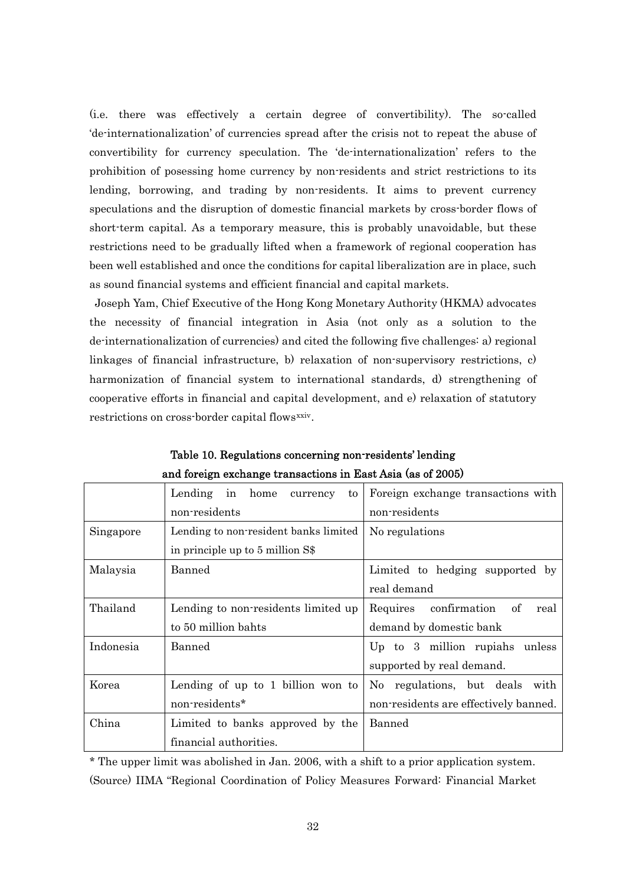(i.e. there was effectively a certain degree of convertibility). The so-called 'de-internationalization' of currencies spread after the crisis not to repeat the abuse of convertibility for currency speculation. The 'de-internationalization' refers to the prohibition of posessing home currency by non-residents and strict restrictions to its lending, borrowing, and trading by non-residents. It aims to prevent currency speculations and the disruption of domestic financial markets by cross-border flows of short-term capital. As a temporary measure, this is probably unavoidable, but these restrictions need to be gradually lifted when a framework of regional cooperation has been well established and once the conditions for capital liberalization are in place, such as sound financial systems and efficient financial and capital markets.

Joseph Yam, Chief Executive of the Hong Kong Monetary Authority (HKMA) advocates the necessity of financial integration in Asia (not only as a solution to the de-internationalization of currencies) and cited the following five challenges: a) regional linkages of financial infrastructure, b) relaxation of non-supervisory restrictions, c) harmonization of financial system to international standards, d) strengthening of cooperative efforts in financial and capital development, and e) relaxation of statutory restrictions on cross-border capital flows[xxiv].

**Table 10. Regulations concerning non-residents' lending and foreign exchange transactions in East Asia (as of 2005)**

| | Lending in home currency to non-residents | Foreign exchange transactions with non-residents |
|---|---|---|
| Singapore | Lending to non-resident banks limited in principle up to 5 million S$ | No regulations |
| Malaysia | Banned | Limited to hedging supported by real demand |
| Thailand | Lending to non-residents limited up to 50 million bahts | Requires confirmation of real demand by domestic bank |
| Indonesia | Banned | Up to 3 million rupiahs unless supported by real demand. |
| Korea | Lending of up to 1 billion won to non-residents* | No regulations, but deals with non-residents are effectively banned. |
| China | Limited to banks approved by the financial authorities. | Banned |

* The upper limit was abolished in Jan. 2006, with a shift to a prior application system.

(Source) IIMA "Regional Coordination of Policy Measures Forward: Financial Market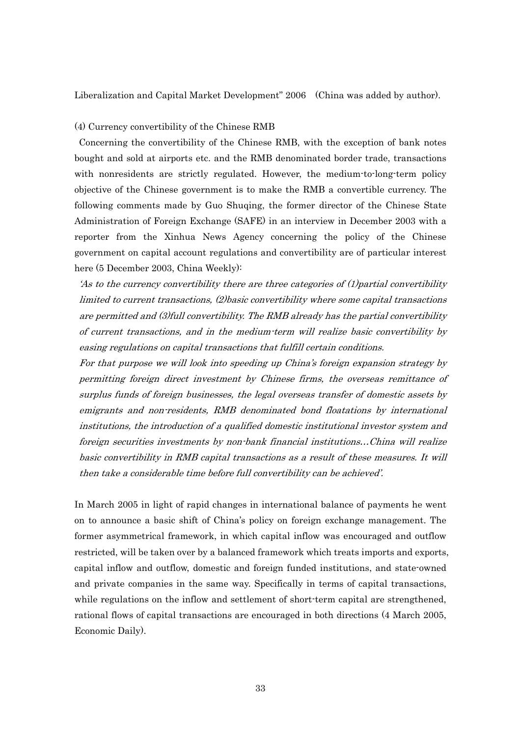Liberalization and Capital Market Development" 2006 (China was added by author).

### (4) Currency convertibility of the Chinese RMB

Concerning the convertibility of the Chinese RMB, with the exception of bank notes bought and sold at airports etc. and the RMB denominated border trade, transactions with nonresidents are strictly regulated. However, the medium-to-long-term policy objective of the Chinese government is to make the RMB a convertible currency. The following comments made by Guo Shuqing, the former director of the Chinese State Administration of Foreign Exchange (SAFE) in an interview in December 2003 with a reporter from the Xinhua News Agency concerning the policy of the Chinese government on capital account regulations and convertibility are of particular interest here (5 December 2003, China Weekly):

*'As to the currency convertibility there are three categories of (1)partial convertibility limited to current transactions, (2)basic convertibility where some capital transactions are permitted and (3)full convertibility. The RMB already has the partial convertibility of current transactions, and in the medium-term will realize basic convertibility by easing regulations on capital transactions that fulfill certain conditions.*

*For that purpose we will look into speeding up China's foreign expansion strategy by permitting foreign direct investment by Chinese firms, the overseas remittance of surplus funds of foreign businesses, the legal overseas transfer of domestic assets by emigrants and non-residents, RMB denominated bond floatations by international institutions, the introduction of a qualified domestic institutional investor system and foreign securities investments by non-bank financial institutions…China will realize basic convertibility in RMB capital transactions as a result of these measures. It will then take a considerable time before full convertibility can be achieved'.*

In March 2005 in light of rapid changes in international balance of payments he went on to announce a basic shift of China's policy on foreign exchange management. The former asymmetrical framework, in which capital inflow was encouraged and outflow restricted, will be taken over by a balanced framework which treats imports and exports, capital inflow and outflow, domestic and foreign funded institutions, and state-owned and private companies in the same way. Specifically in terms of capital transactions, while regulations on the inflow and settlement of short-term capital are strengthened, rational flows of capital transactions are encouraged in both directions (4 March 2005, Economic Daily).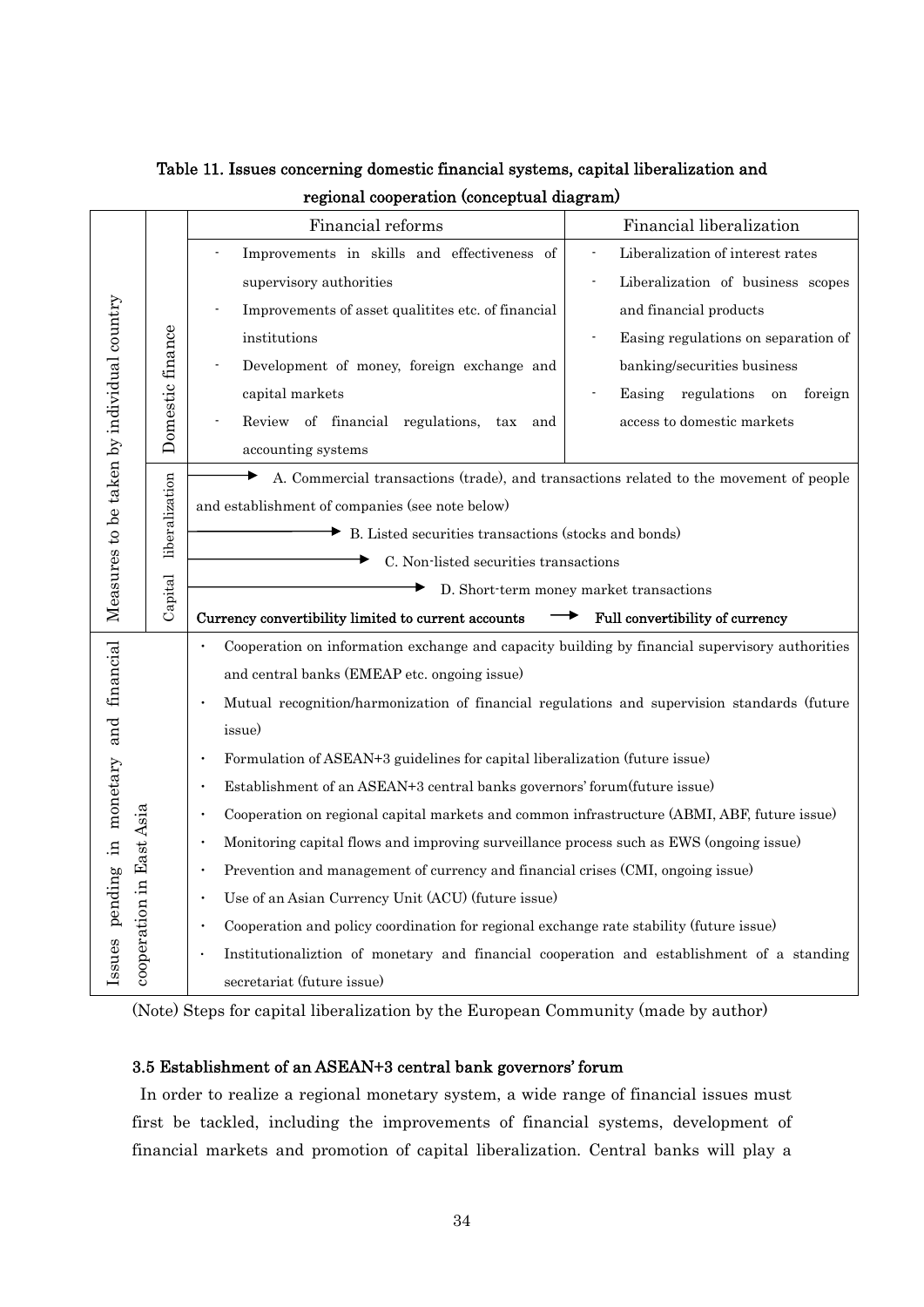**Table 11. Issues concerning domestic financial systems, capital liberalization and regional cooperation (conceptual diagram)**

| | | Financial reforms | Financial liberalization |
|---|---|---|---|
| Measures to be taken by individual country | Domestic finance | - Improvements in skills and effectiveness of supervisory authorities<br>- Improvements of asset qualitites etc. of financial institutions<br>- Development of money, foreign exchange and capital markets<br>- Review of financial regulations, tax and accounting systems | - Liberalization of interest rates<br>- Liberalization of business scopes and financial products<br>- Easing regulations on separation of banking/securities business<br>- Easing regulations on foreign access to domestic markets |
| | Capital liberalization | → A. Commercial transactions (trade), and transactions related to the movement of people and establishment of companies (see note below)<br>→ B. Listed securities transactions (stocks and bonds)<br>→ C. Non-listed securities transactions<br>→ D. Short-term money market transactions<br>**Currency convertibility limited to current accounts → Full convertibility of currency** | |
| Issues pending in monetary and financial cooperation in East Asia | | · Cooperation on information exchange and capacity building by financial supervisory authorities and central banks (EMEAP etc. ongoing issue)<br>· Mutual recognition/harmonization of financial regulations and supervision standards (future issue)<br>· Formulation of ASEAN+3 guidelines for capital liberalization (future issue)<br>· Establishment of an ASEAN+3 central banks governors' forum(future issue)<br>· Cooperation on regional capital markets and common infrastructure (ABMI, ABF, future issue)<br>· Monitoring capital flows and improving surveillance process such as EWS (ongoing issue)<br>· Prevention and management of currency and financial crises (CMI, ongoing issue)<br>· Use of an Asian Currency Unit (ACU) (future issue)<br>· Cooperation and policy coordination for regional exchange rate stability (future issue)<br>· Institutionaliztion of monetary and financial cooperation and establishment of a standing secretariat (future issue) | |

(Note) Steps for capital liberalization by the European Community (made by author)

### 3.5 Establishment of an ASEAN+3 central bank governors' forum

In order to realize a regional monetary system, a wide range of financial issues must first be tackled, including the improvements of financial systems, development of financial markets and promotion of capital liberalization. Central banks will play a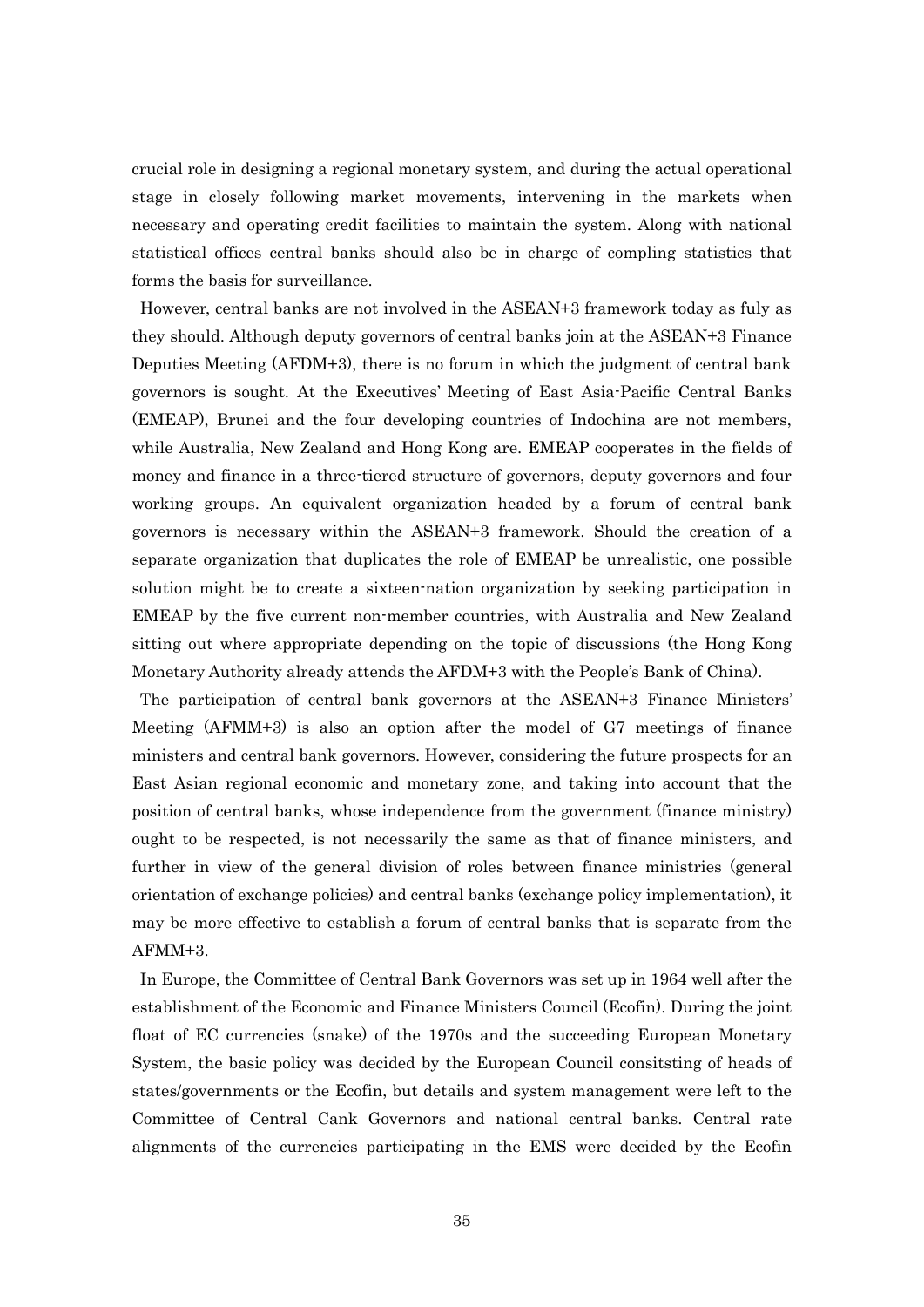crucial role in designing a regional monetary system, and during the actual operational stage in closely following market movements, intervening in the markets when necessary and operating credit facilities to maintain the system. Along with national statistical offices central banks should also be in charge of compling statistics that forms the basis for surveillance.

However, central banks are not involved in the ASEAN+3 framework today as fuly as they should. Although deputy governors of central banks join at the ASEAN+3 Finance Deputies Meeting (AFDM+3), there is no forum in which the judgment of central bank governors is sought. At the Executives' Meeting of East Asia-Pacific Central Banks (EMEAP), Brunei and the four developing countries of Indochina are not members, while Australia, New Zealand and Hong Kong are. EMEAP cooperates in the fields of money and finance in a three-tiered structure of governors, deputy governors and four working groups. An equivalent organization headed by a forum of central bank governors is necessary within the ASEAN+3 framework. Should the creation of a separate organization that duplicates the role of EMEAP be unrealistic, one possible solution might be to create a sixteen-nation organization by seeking participation in EMEAP by the five current non-member countries, with Australia and New Zealand sitting out where appropriate depending on the topic of discussions (the Hong Kong Monetary Authority already attends the AFDM+3 with the People's Bank of China).

The participation of central bank governors at the ASEAN+3 Finance Ministers' Meeting (AFMM+3) is also an option after the model of G7 meetings of finance ministers and central bank governors. However, considering the future prospects for an East Asian regional economic and monetary zone, and taking into account that the position of central banks, whose independence from the government (finance ministry) ought to be respected, is not necessarily the same as that of finance ministers, and further in view of the general division of roles between finance ministries (general orientation of exchange policies) and central banks (exchange policy implementation), it may be more effective to establish a forum of central banks that is separate from the AFMM+3.

In Europe, the Committee of Central Bank Governors was set up in 1964 well after the establishment of the Economic and Finance Ministers Council (Ecofin). During the joint float of EC currencies (snake) of the 1970s and the succeeding European Monetary System, the basic policy was decided by the European Council consitsting of heads of states/governments or the Ecofin, but details and system management were left to the Committee of Central Cank Governors and national central banks. Central rate alignments of the currencies participating in the EMS were decided by the Ecofin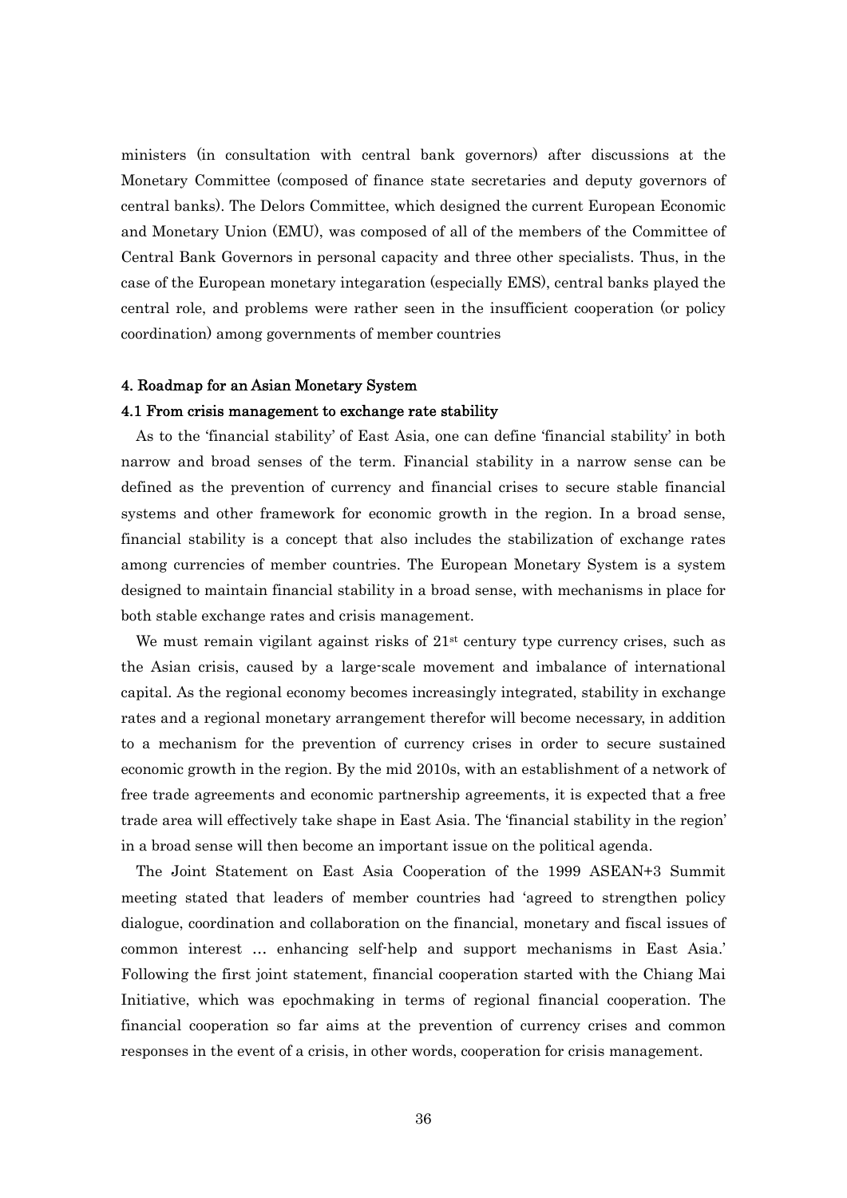ministers (in consultation with central bank governors) after discussions at the Monetary Committee (composed of finance state secretaries and deputy governors of central banks). The Delors Committee, which designed the current European Economic and Monetary Union (EMU), was composed of all of the members of the Committee of Central Bank Governors in personal capacity and three other specialists. Thus, in the case of the European monetary integaration (especially EMS), central banks played the central role, and problems were rather seen in the insufficient cooperation (or policy coordination) among governments of member countries

## 4. Roadmap for an Asian Monetary System

### 4.1 From crisis management to exchange rate stability

As to the 'financial stability' of East Asia, one can define 'financial stability' in both narrow and broad senses of the term. Financial stability in a narrow sense can be defined as the prevention of currency and financial crises to secure stable financial systems and other framework for economic growth in the region. In a broad sense, financial stability is a concept that also includes the stabilization of exchange rates among currencies of member countries. The European Monetary System is a system designed to maintain financial stability in a broad sense, with mechanisms in place for both stable exchange rates and crisis management.

We must remain vigilant against risks of 21st century type currency crises, such as the Asian crisis, caused by a large-scale movement and imbalance of international capital. As the regional economy becomes increasingly integrated, stability in exchange rates and a regional monetary arrangement therefor will become necessary, in addition to a mechanism for the prevention of currency crises in order to secure sustained economic growth in the region. By the mid 2010s, with an establishment of a network of free trade agreements and economic partnership agreements, it is expected that a free trade area will effectively take shape in East Asia. The 'financial stability in the region' in a broad sense will then become an important issue on the political agenda.

The Joint Statement on East Asia Cooperation of the 1999 ASEAN+3 Summit meeting stated that leaders of member countries had 'agreed to strengthen policy dialogue, coordination and collaboration on the financial, monetary and fiscal issues of common interest … enhancing self-help and support mechanisms in East Asia.' Following the first joint statement, financial cooperation started with the Chiang Mai Initiative, which was epochmaking in terms of regional financial cooperation. The financial cooperation so far aims at the prevention of currency crises and common responses in the event of a crisis, in other words, cooperation for crisis management.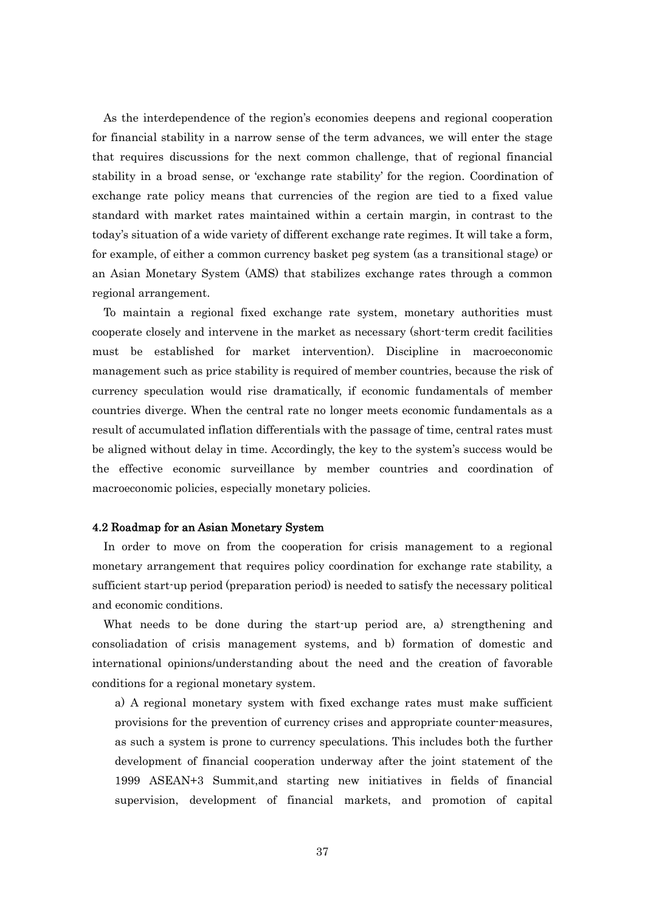As the interdependence of the region's economies deepens and regional cooperation for financial stability in a narrow sense of the term advances, we will enter the stage that requires discussions for the next common challenge, that of regional financial stability in a broad sense, or 'exchange rate stability' for the region. Coordination of exchange rate policy means that currencies of the region are tied to a fixed value standard with market rates maintained within a certain margin, in contrast to the today's situation of a wide variety of different exchange rate regimes. It will take a form, for example, of either a common currency basket peg system (as a transitional stage) or an Asian Monetary System (AMS) that stabilizes exchange rates through a common regional arrangement.

To maintain a regional fixed exchange rate system, monetary authorities must cooperate closely and intervene in the market as necessary (short-term credit facilities must be established for market intervention). Discipline in macroeconomic management such as price stability is required of member countries, because the risk of currency speculation would rise dramatically, if economic fundamentals of member countries diverge. When the central rate no longer meets economic fundamentals as a result of accumulated inflation differentials with the passage of time, central rates must be aligned without delay in time. Accordingly, the key to the system's success would be the effective economic surveillance by member countries and coordination of macroeconomic policies, especially monetary policies.

### 4.2 Roadmap for an Asian Monetary System

In order to move on from the cooperation for crisis management to a regional monetary arrangement that requires policy coordination for exchange rate stability, a sufficient start-up period (preparation period) is needed to satisfy the necessary political and economic conditions.

What needs to be done during the start-up period are, a) strengthening and consoliadation of crisis management systems, and b) formation of domestic and international opinions/understanding about the need and the creation of favorable conditions for a regional monetary system.

a) A regional monetary system with fixed exchange rates must make sufficient provisions for the prevention of currency crises and appropriate counter-measures, as such a system is prone to currency speculations. This includes both the further development of financial cooperation underway after the joint statement of the 1999 ASEAN+3 Summit,and starting new initiatives in fields of financial supervision, development of financial markets, and promotion of capital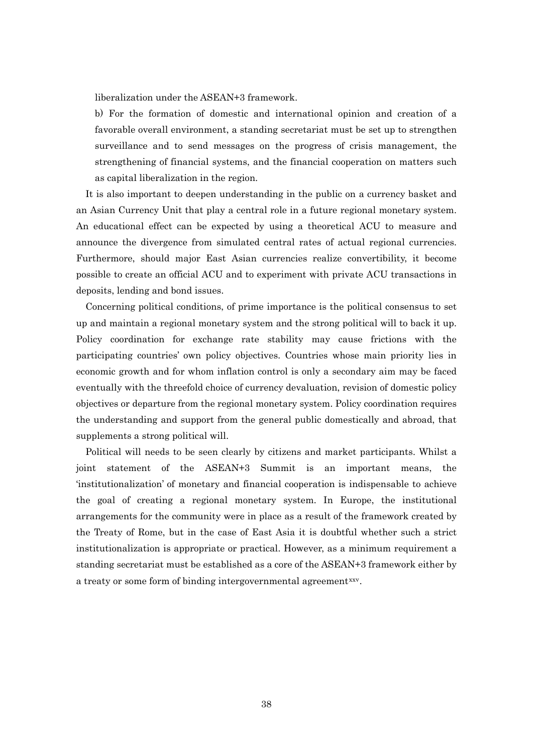liberalization under the ASEAN+3 framework.

b) For the formation of domestic and international opinion and creation of a favorable overall environment, a standing secretariat must be set up to strengthen surveillance and to send messages on the progress of crisis management, the strengthening of financial systems, and the financial cooperation on matters such as capital liberalization in the region.

It is also important to deepen understanding in the public on a currency basket and an Asian Currency Unit that play a central role in a future regional monetary system. An educational effect can be expected by using a theoretical ACU to measure and announce the divergence from simulated central rates of actual regional currencies. Furthermore, should major East Asian currencies realize convertibility, it become possible to create an official ACU and to experiment with private ACU transactions in deposits, lending and bond issues.

Concerning political conditions, of prime importance is the political consensus to set up and maintain a regional monetary system and the strong political will to back it up. Policy coordination for exchange rate stability may cause frictions with the participating countries' own policy objectives. Countries whose main priority lies in economic growth and for whom inflation control is only a secondary aim may be faced eventually with the threefold choice of currency devaluation, revision of domestic policy objectives or departure from the regional monetary system. Policy coordination requires the understanding and support from the general public domestically and abroad, that supplements a strong political will.

Political will needs to be seen clearly by citizens and market participants. Whilst a joint statement of the ASEAN+3 Summit is an important means, the 'institutionalization' of monetary and financial cooperation is indispensable to achieve the goal of creating a regional monetary system. In Europe, the institutional arrangements for the community were in place as a result of the framework created by the Treaty of Rome, but in the case of East Asia it is doubtful whether such a strict institutionalization is appropriate or practical. However, as a minimum requirement a standing secretariat must be established as a core of the ASEAN+3 framework either by a treaty or some form of binding intergovernmental agreement[xxv].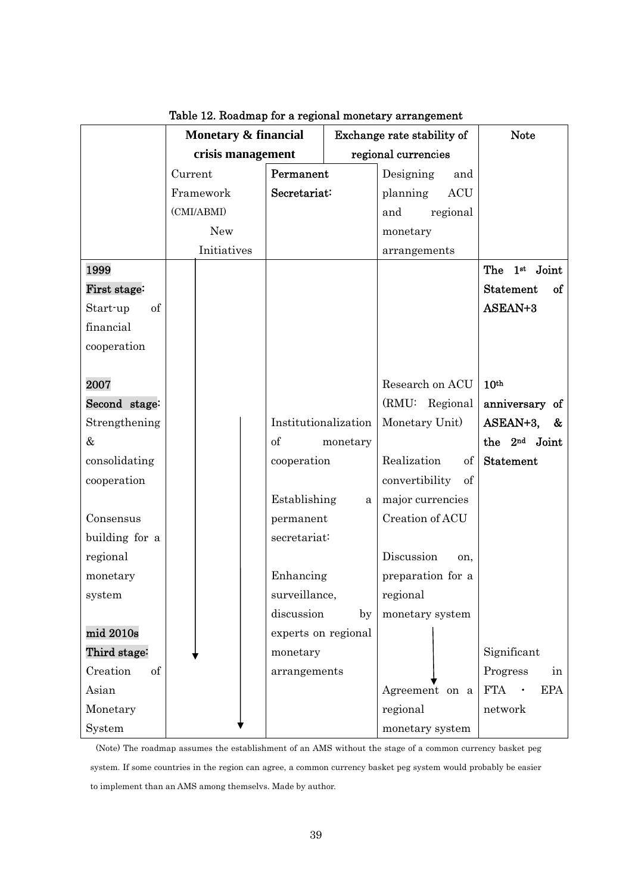Table 12. Roadmap for a regional monetary arrangement

| | **Monetary & financial crisis management** | | Exchange rate stability of regional currencies | Note |
|---|---|---|---|---|
| | Current Framework (CMI/ABMI) New Initiatives | Permanent Secretariat: | Designing and planning ACU and regional monetary arrangements | |
| 1999 First stage: Start-up of financial cooperation | ↓ | | | The 1st Joint Statement of ASEAN+3 |
| 2007 Second stage: Strengthening & consolidating cooperation<br><br>Consensus building for a regional monetary system | ↓ | Institutionalization of monetary cooperation<br><br>Establishing a permanent secretariat:<br><br>Enhancing surveillance, discussion by experts on regional monetary arrangements | Research on ACU (RMU: Regional Monetary Unit)<br><br>Realization of convertibility of major currencies Creation of ACU<br><br>Discussion on, preparation for a regional monetary system | 10th anniversary of ASEAN+3, & the 2nd Joint Statement |
| mid 2010s Third stage: Creation of Asian Monetary System | ↓ | | ↓ Agreement on a regional monetary system | Significant Progress in FTA・EPA network |

(Note) The roadmap assumes the establishment of an AMS without the stage of a common currency basket peg system. If some countries in the region can agree, a common currency basket peg system would probably be easier to implement than an AMS among themselvs. Made by author.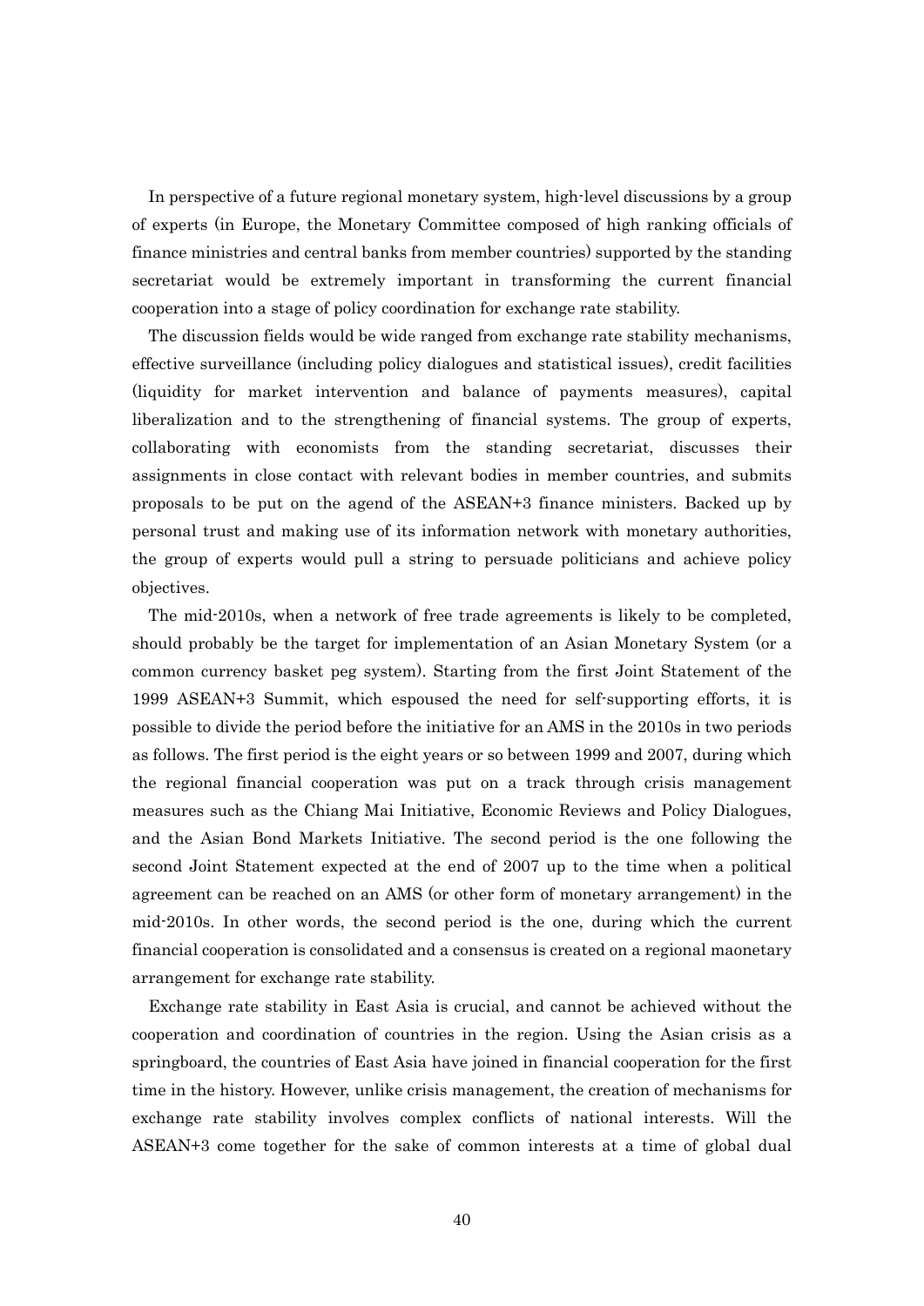In perspective of a future regional monetary system, high-level discussions by a group of experts (in Europe, the Monetary Committee composed of high ranking officials of finance ministries and central banks from member countries) supported by the standing secretariat would be extremely important in transforming the current financial cooperation into a stage of policy coordination for exchange rate stability.

The discussion fields would be wide ranged from exchange rate stability mechanisms, effective surveillance (including policy dialogues and statistical issues), credit facilities (liquidity for market intervention and balance of payments measures), capital liberalization and to the strengthening of financial systems. The group of experts, collaborating with economists from the standing secretariat, discusses their assignments in close contact with relevant bodies in member countries, and submits proposals to be put on the agend of the ASEAN+3 finance ministers. Backed up by personal trust and making use of its information network with monetary authorities, the group of experts would pull a string to persuade politicians and achieve policy objectives.

The mid-2010s, when a network of free trade agreements is likely to be completed, should probably be the target for implementation of an Asian Monetary System (or a common currency basket peg system). Starting from the first Joint Statement of the 1999 ASEAN+3 Summit, which espoused the need for self-supporting efforts, it is possible to divide the period before the initiative for an AMS in the 2010s in two periods as follows. The first period is the eight years or so between 1999 and 2007, during which the regional financial cooperation was put on a track through crisis management measures such as the Chiang Mai Initiative, Economic Reviews and Policy Dialogues, and the Asian Bond Markets Initiative. The second period is the one following the second Joint Statement expected at the end of 2007 up to the time when a political agreement can be reached on an AMS (or other form of monetary arrangement) in the mid-2010s. In other words, the second period is the one, during which the current financial cooperation is consolidated and a consensus is created on a regional maonetary arrangement for exchange rate stability.

Exchange rate stability in East Asia is crucial, and cannot be achieved without the cooperation and coordination of countries in the region. Using the Asian crisis as a springboard, the countries of East Asia have joined in financial cooperation for the first time in the history. However, unlike crisis management, the creation of mechanisms for exchange rate stability involves complex conflicts of national interests. Will the ASEAN+3 come together for the sake of common interests at a time of global dual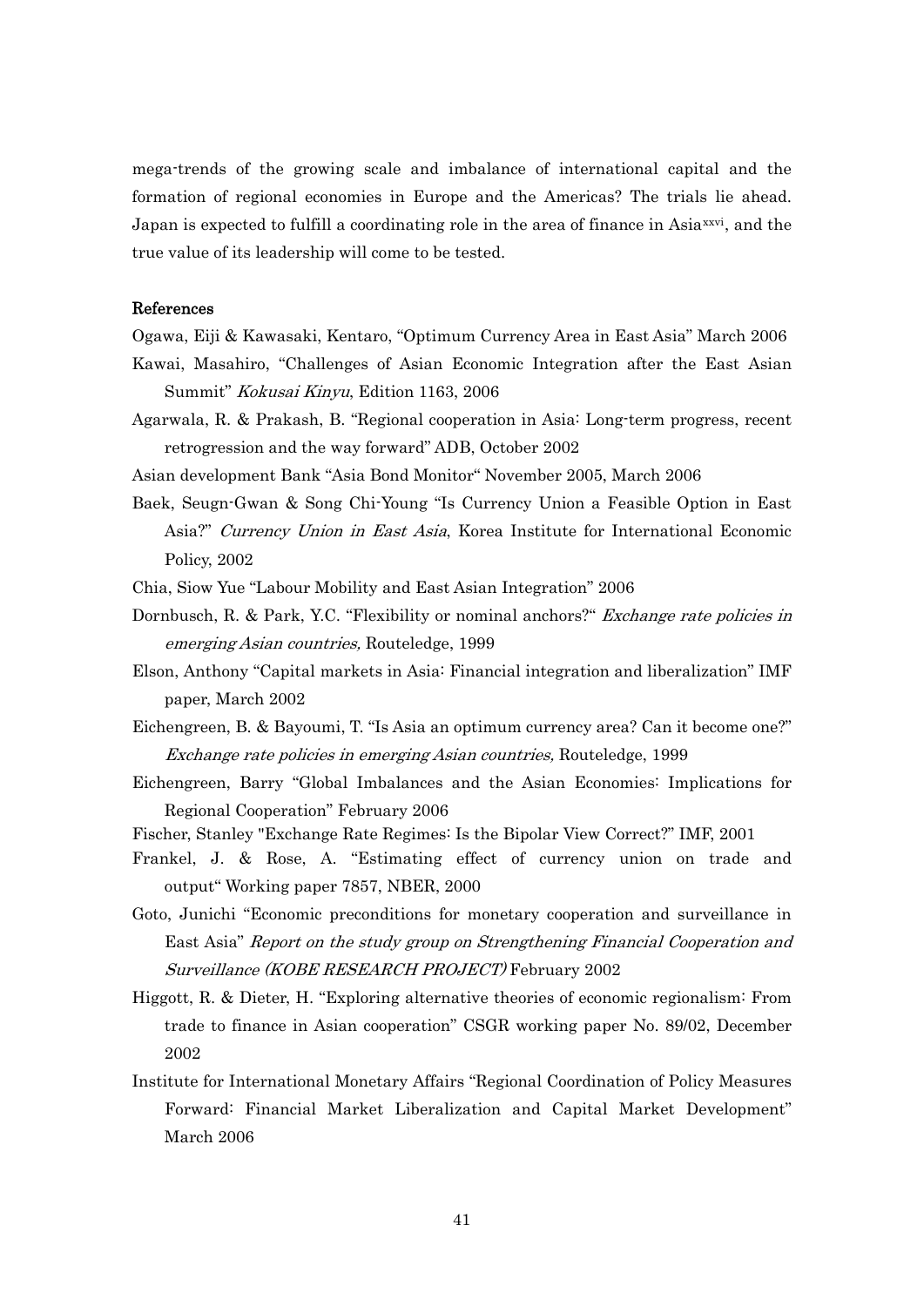mega-trends of the growing scale and imbalance of international capital and the formation of regional economies in Europe and the Americas? The trials lie ahead. Japan is expected to fulfill a coordinating role in the area of finance in Asia[xxvi], and the true value of its leadership will come to be tested.

## References

Ogawa, Eiji & Kawasaki, Kentaro, "Optimum Currency Area in East Asia" March 2006

Kawai, Masahiro, "Challenges of Asian Economic Integration after the East Asian Summit" *Kokusai Kinyu*, Edition 1163, 2006

Agarwala, R. & Prakash, B. "Regional cooperation in Asia: Long-term progress, recent retrogression and the way forward" ADB, October 2002

Asian development Bank "Asia Bond Monitor" November 2005, March 2006

Baek, Seugn-Gwan & Song Chi-Young "Is Currency Union a Feasible Option in East Asia?" *Currency Union in East Asia*, Korea Institute for International Economic Policy, 2002

Chia, Siow Yue "Labour Mobility and East Asian Integration" 2006

Dornbusch, R. & Park, Y.C. "Flexibility or nominal anchors?" *Exchange rate policies in emerging Asian countries,* Routeledge, 1999

Elson, Anthony "Capital markets in Asia: Financial integration and liberalization" IMF paper, March 2002

Eichengreen, B. & Bayoumi, T. "Is Asia an optimum currency area? Can it become one?" *Exchange rate policies in emerging Asian countries,* Routeledge, 1999

Eichengreen, Barry "Global Imbalances and the Asian Economies: Implications for Regional Cooperation" February 2006

Fischer, Stanley "Exchange Rate Regimes: Is the Bipolar View Correct?" IMF, 2001

Frankel, J. & Rose, A. "Estimating effect of currency union on trade and output" Working paper 7857, NBER, 2000

Goto, Junichi "Economic preconditions for monetary cooperation and surveillance in East Asia" *Report on the study group on Strengthening Financial Cooperation and Surveillance (KOBE RESEARCH PROJECT)* February 2002

Higgott, R. & Dieter, H. "Exploring alternative theories of economic regionalism: From trade to finance in Asian cooperation" CSGR working paper No. 89/02, December 2002

Institute for International Monetary Affairs "Regional Coordination of Policy Measures Forward: Financial Market Liberalization and Capital Market Development" March 2006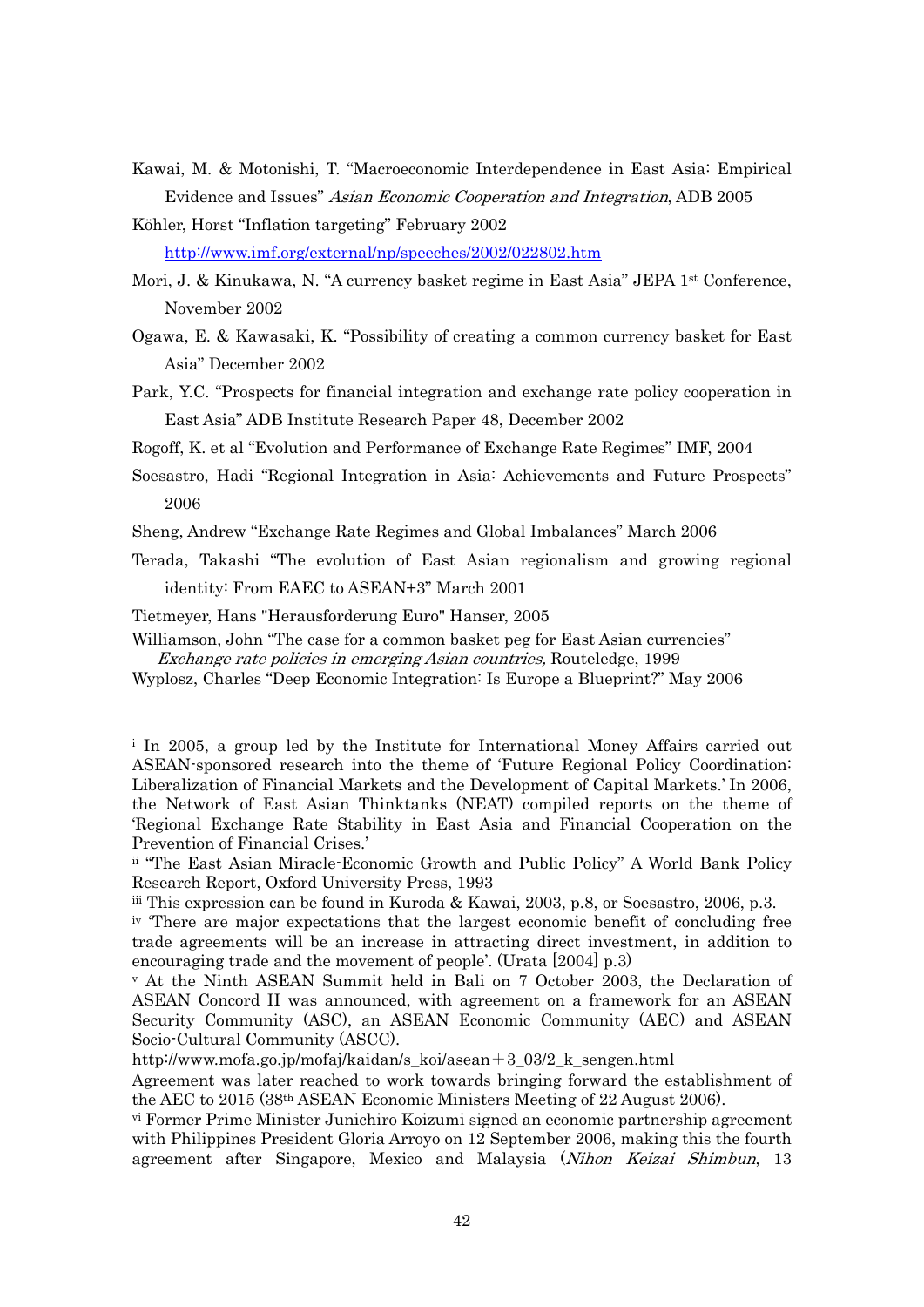Kawai, M. & Motonishi, T. "Macroeconomic Interdependence in East Asia: Empirical Evidence and Issues" *Asian Economic Cooperation and Integration*, ADB 2005

Köhler, Horst "Inflation targeting" February 2002 http://www.imf.org/external/np/speeches/2002/022802.htm

Mori, J. & Kinukawa, N. "A currency basket regime in East Asia" JEPA 1st Conference, November 2002

Ogawa, E. & Kawasaki, K. "Possibility of creating a common currency basket for East Asia" December 2002

Park, Y.C. "Prospects for financial integration and exchange rate policy cooperation in East Asia" ADB Institute Research Paper 48, December 2002

Rogoff, K. et al "Evolution and Performance of Exchange Rate Regimes" IMF, 2004

Soesastro, Hadi "Regional Integration in Asia: Achievements and Future Prospects" 2006

Sheng, Andrew "Exchange Rate Regimes and Global Imbalances" March 2006

Terada, Takashi "The evolution of East Asian regionalism and growing regional identity: From EAEC to ASEAN+3" March 2001

Tietmeyer, Hans "Herausforderung Euro" Hanser, 2005

Williamson, John "The case for a common basket peg for East Asian currencies" *Exchange rate policies in emerging Asian countries,* Routeledge, 1999

Wyplosz, Charles "Deep Economic Integration: Is Europe a Blueprint?" May 2006

---

[i] In 2005, a group led by the Institute for International Money Affairs carried out ASEAN-sponsored research into the theme of 'Future Regional Policy Coordination: Liberalization of Financial Markets and the Development of Capital Markets.' In 2006, the Network of East Asian Thinktanks (NEAT) compiled reports on the theme of 'Regional Exchange Rate Stability in East Asia and Financial Cooperation on the Prevention of Financial Crises.'

[ii] "The East Asian Miracle-Economic Growth and Public Policy" A World Bank Policy Research Report, Oxford University Press, 1993

[iii] This expression can be found in Kuroda & Kawai, 2003, p.8, or Soesastro, 2006, p.3.

[iv] 'There are major expectations that the largest economic benefit of concluding free trade agreements will be an increase in attracting direct investment, in addition to encouraging trade and the movement of people'. (Urata [2004] p.3)

[v] At the Ninth ASEAN Summit held in Bali on 7 October 2003, the Declaration of ASEAN Concord II was announced, with agreement on a framework for an ASEAN Security Community (ASC), an ASEAN Economic Community (AEC) and ASEAN Socio-Cultural Community (ASCC).

http://www.mofa.go.jp/mofaj/kaidan/s_koi/asean＋3_03/2_k_sengen.html

Agreement was later reached to work towards bringing forward the establishment of the AEC to 2015 (38th ASEAN Economic Ministers Meeting of 22 August 2006).

[vi] Former Prime Minister Junichiro Koizumi signed an economic partnership agreement with Philippines President Gloria Arroyo on 12 September 2006, making this the fourth agreement after Singapore, Mexico and Malaysia (*Nihon Keizai Shimbun*, 13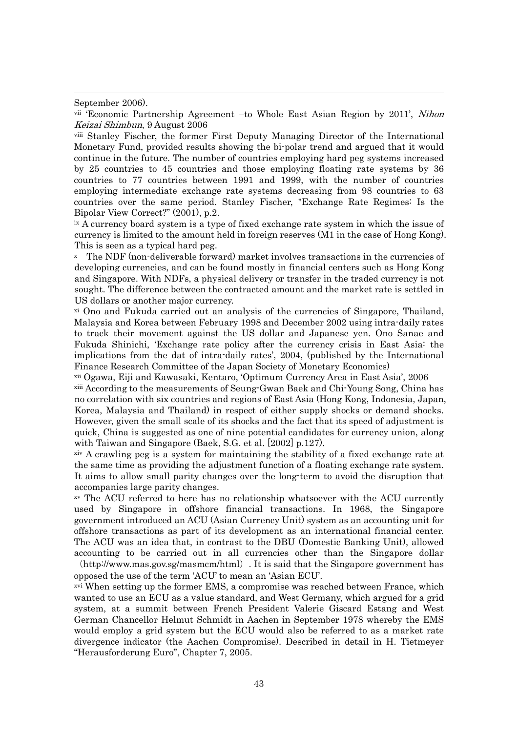September 2006).

vii 'Economic Partnership Agreement –to Whole East Asian Region by 2011', *Nihon Keizai Shimbun*, 9 August 2006

viii Stanley Fischer, the former First Deputy Managing Director of the International Monetary Fund, provided results showing the bi-polar trend and argued that it would continue in the future. The number of countries employing hard peg systems increased by 25 countries to 45 countries and those employing floating rate systems by 36 countries to 77 countries between 1991 and 1999, with the number of countries employing intermediate exchange rate systems decreasing from 98 countries to 63 countries over the same period. Stanley Fischer, "Exchange Rate Regimes: Is the Bipolar View Correct?" (2001), p.2.

ix A currency board system is a type of fixed exchange rate system in which the issue of currency is limited to the amount held in foreign reserves (M1 in the case of Hong Kong). This is seen as a typical hard peg.

x The NDF (non-deliverable forward) market involves transactions in the currencies of developing currencies, and can be found mostly in financial centers such as Hong Kong and Singapore. With NDFs, a physical delivery or transfer in the traded currency is not sought. The difference between the contracted amount and the market rate is settled in US dollars or another major currency.

xi Ono and Fukuda carried out an analysis of the currencies of Singapore, Thailand, Malaysia and Korea between February 1998 and December 2002 using intra-daily rates to track their movement against the US dollar and Japanese yen. Ono Sanae and Fukuda Shinichi, 'Exchange rate policy after the currency crisis in East Asia: the implications from the dat of intra-daily rates', 2004, (published by the International Finance Research Committee of the Japan Society of Monetary Economics)

xii Ogawa, Eiji and Kawasaki, Kentaro, 'Optimum Currency Area in East Asia', 2006

xiii According to the measurements of Seung-Gwan Baek and Chi-Young Song, China has no correlation with six countries and regions of East Asia (Hong Kong, Indonesia, Japan, Korea, Malaysia and Thailand) in respect of either supply shocks or demand shocks. However, given the small scale of its shocks and the fact that its speed of adjustment is quick, China is suggested as one of nine potential candidates for currency union, along with Taiwan and Singapore (Baek, S.G. et al. [2002] p.127).

xiv A crawling peg is a system for maintaining the stability of a fixed exchange rate at the same time as providing the adjustment function of a floating exchange rate system. It aims to allow small parity changes over the long-term to avoid the disruption that accompanies large parity changes.

xv The ACU referred to here has no relationship whatsoever with the ACU currently used by Singapore in offshore financial transactions. In 1968, the Singapore government introduced an ACU (Asian Currency Unit) system as an accounting unit for offshore transactions as part of its development as an international financial center. The ACU was an idea that, in contrast to the DBU (Domestic Banking Unit), allowed accounting to be carried out in all currencies other than the Singapore dollar （http://www.mas.gov.sg/masmcm/html）. It is said that the Singapore government has opposed the use of the term 'ACU' to mean an 'Asian ECU'.

xvi When setting up the former EMS, a compromise was reached between France, which wanted to use an ECU as a value standard, and West Germany, which argued for a grid system, at a summit between French President Valerie Giscard Estang and West German Chancellor Helmut Schmidt in Aachen in September 1978 whereby the EMS would employ a grid system but the ECU would also be referred to as a market rate divergence indicator (the Aachen Compromise). Described in detail in H. Tietmeyer "Herausforderung Euro", Chapter 7, 2005.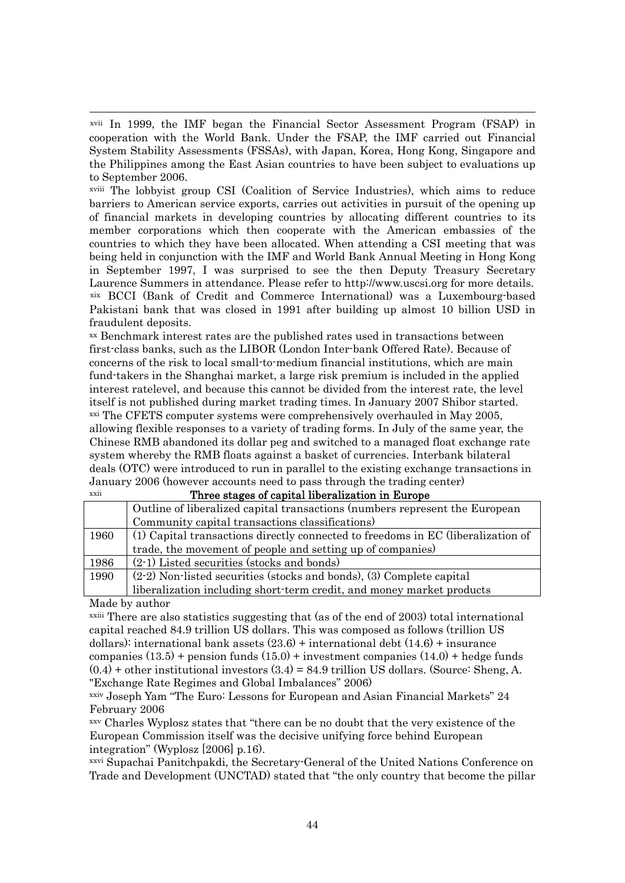xvii In 1999, the IMF began the Financial Sector Assessment Program (FSAP) in cooperation with the World Bank. Under the FSAP, the IMF carried out Financial System Stability Assessments (FSSAs), with Japan, Korea, Hong Kong, Singapore and the Philippines among the East Asian countries to have been subject to evaluations up to September 2006.

xviii The lobbyist group CSI (Coalition of Service Industries), which aims to reduce barriers to American service exports, carries out activities in pursuit of the opening up of financial markets in developing countries by allocating different countries to its member corporations which then cooperate with the American embassies of the countries to which they have been allocated. When attending a CSI meeting that was being held in conjunction with the IMF and World Bank Annual Meeting in Hong Kong in September 1997, I was surprised to see the then Deputy Treasury Secretary Laurence Summers in attendance. Please refer to http://www.uscsi.org for more details.

xix BCCI (Bank of Credit and Commerce International) was a Luxembourg-based Pakistani bank that was closed in 1991 after building up almost 10 billion USD in fraudulent deposits.

xx Benchmark interest rates are the published rates used in transactions between first-class banks, such as the LIBOR (London Inter-bank Offered Rate). Because of concerns of the risk to local small-to-medium financial institutions, which are main fund-takers in the Shanghai market, a large risk premium is included in the applied interest ratelevel, and because this cannot be divided from the interest rate, the level itself is not published during market trading times. In January 2007 Shibor started.

xxi The CFETS computer systems were comprehensively overhauled in May 2005, allowing flexible responses to a variety of trading forms. In July of the same year, the Chinese RMB abandoned its dollar peg and switched to a managed float exchange rate system whereby the RMB floats against a basket of currencies. Interbank bilateral deals (OTC) were introduced to run in parallel to the existing exchange transactions in January 2006 (however accounts need to pass through the trading center)

xxii **Three stages of capital liberalization in Europe**

| | Outline of liberalized capital transactions (numbers represent the European Community capital transactions classifications) |
|---|---|
| 1960 | (1) Capital transactions directly connected to freedoms in EC (liberalization of trade, the movement of people and setting up of companies) |
| 1986 | (2-1) Listed securities (stocks and bonds) |
| 1990 | (2-2) Non-listed securities (stocks and bonds), (3) Complete capital liberalization including short-term credit, and money market products |

Made by author

xxiii There are also statistics suggesting that (as of the end of 2003) total international capital reached 84.9 trillion US dollars. This was composed as follows (trillion US dollars): international bank assets (23.6) + international debt (14.6) + insurance companies (13.5) + pension funds (15.0) + investment companies (14.0) + hedge funds (0.4) + other institutional investors (3.4) = 84.9 trillion US dollars. (Source: Sheng, A. "Exchange Rate Regimes and Global Imbalances" 2006)

xxiv Joseph Yam "The Euro: Lessons for European and Asian Financial Markets" 24 February 2006

xxv Charles Wyplosz states that "there can be no doubt that the very existence of the European Commission itself was the decisive unifying force behind European integration" (Wyplosz [2006] p.16).

xxvi Supachai Panitchpakdi, the Secretary-General of the United Nations Conference on Trade and Development (UNCTAD) stated that "the only country that become the pillar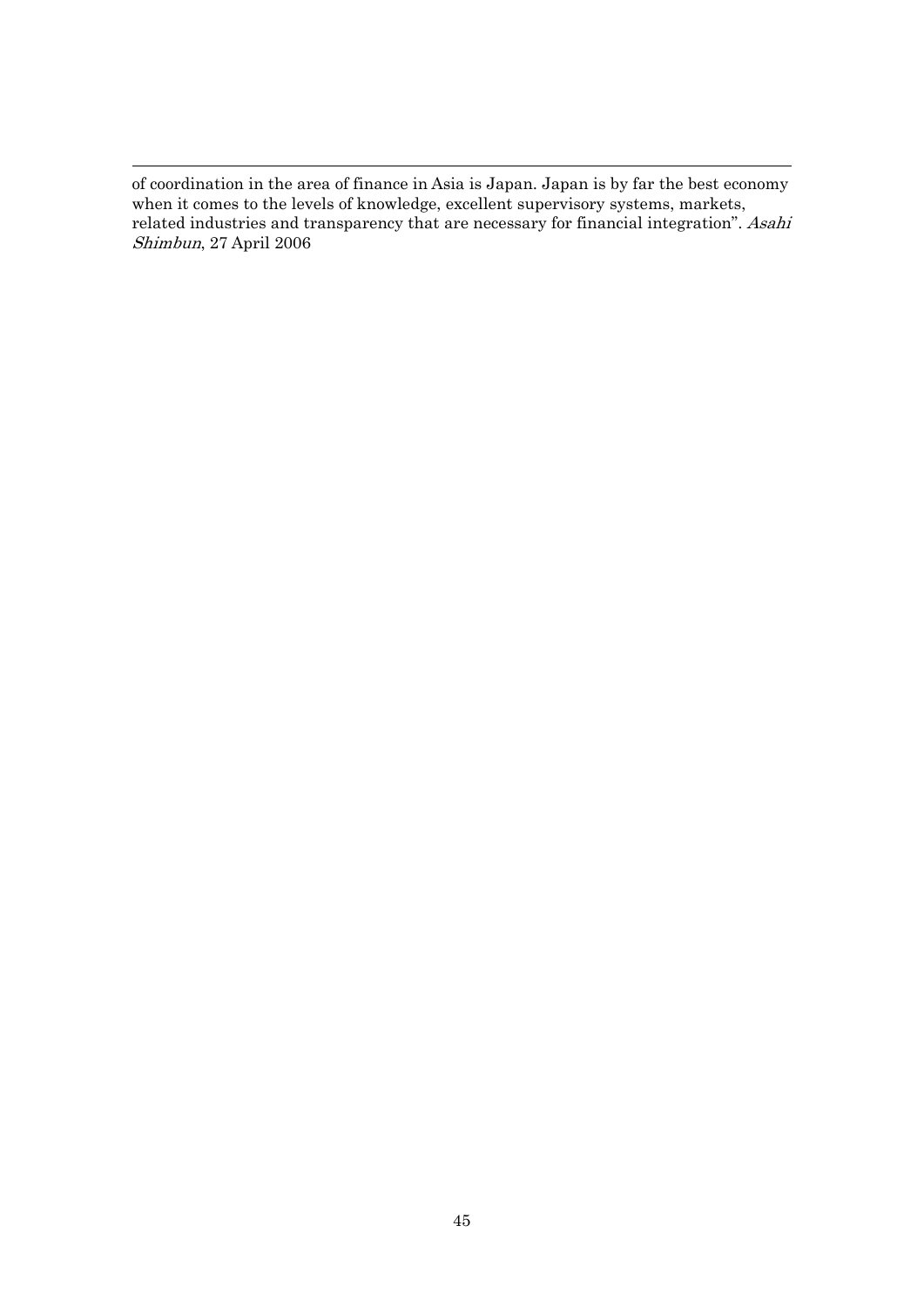of coordination in the area of finance in Asia is Japan. Japan is by far the best economy when it comes to the levels of knowledge, excellent supervisory systems, markets, related industries and transparency that are necessary for financial integration". *Asahi Shimbun*, 27 April 2006